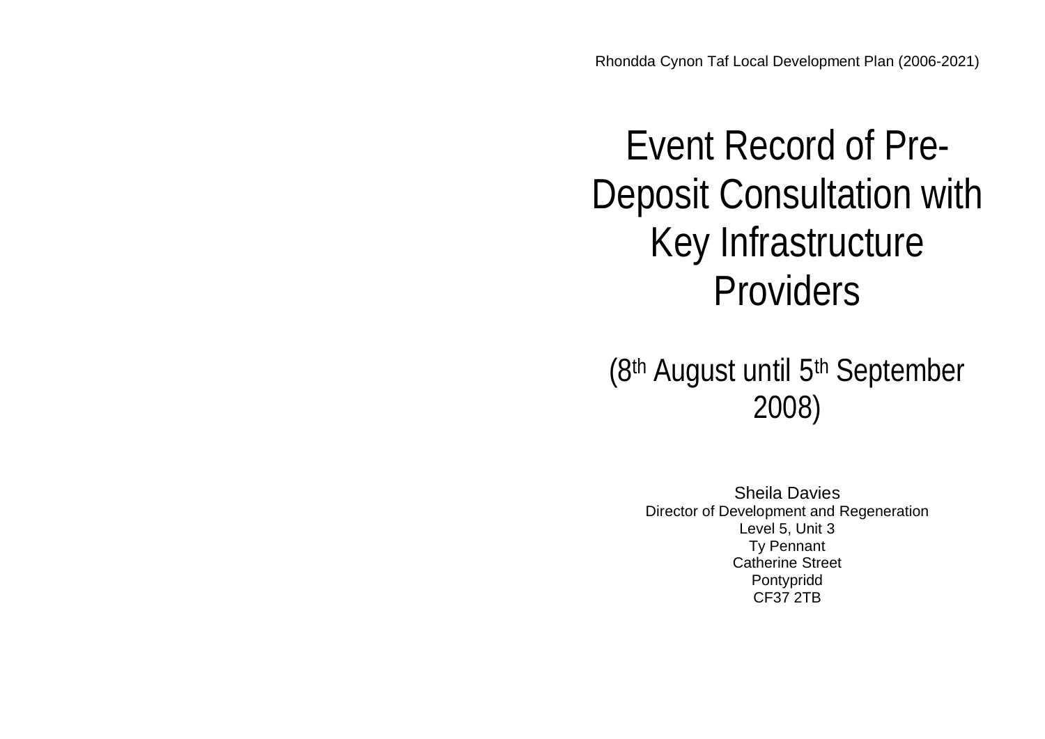Rhondda Cynon Taf Local Development Plan (2006-2021)

# Event Record of Pre-Deposit Consultation with Key Infrastructure Providers

## (8th August until 5th September 2008)

Sheila Davies
Director of Development and Regeneration
Level 5, Unit 3
Ty Pennant
Catherine Street
Pontypridd
CF37 2TB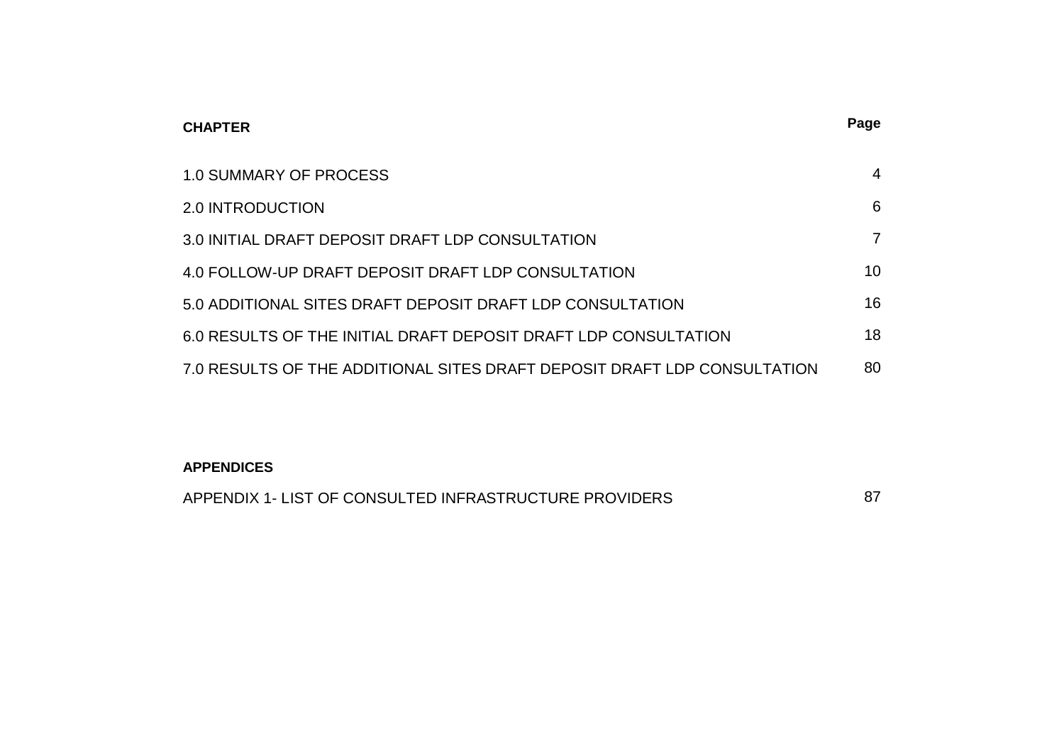| **CHAPTER** | **Page** |
|---|---|
| 1.0 SUMMARY OF PROCESS | 4 |
| 2.0 INTRODUCTION | 6 |
| 3.0 INITIAL DRAFT DEPOSIT DRAFT LDP CONSULTATION | 7 |
| 4.0 FOLLOW-UP DRAFT DEPOSIT DRAFT LDP CONSULTATION | 10 |
| 5.0 ADDITIONAL SITES DRAFT DEPOSIT DRAFT LDP CONSULTATION | 16 |
| 6.0 RESULTS OF THE INITIAL DRAFT DEPOSIT DRAFT LDP CONSULTATION | 18 |
| 7.0 RESULTS OF THE ADDITIONAL SITES DRAFT DEPOSIT DRAFT LDP CONSULTATION | 80 |

| **APPENDICES** | |
|---|---|
| APPENDIX 1- LIST OF CONSULTED INFRASTRUCTURE PROVIDERS | 87 |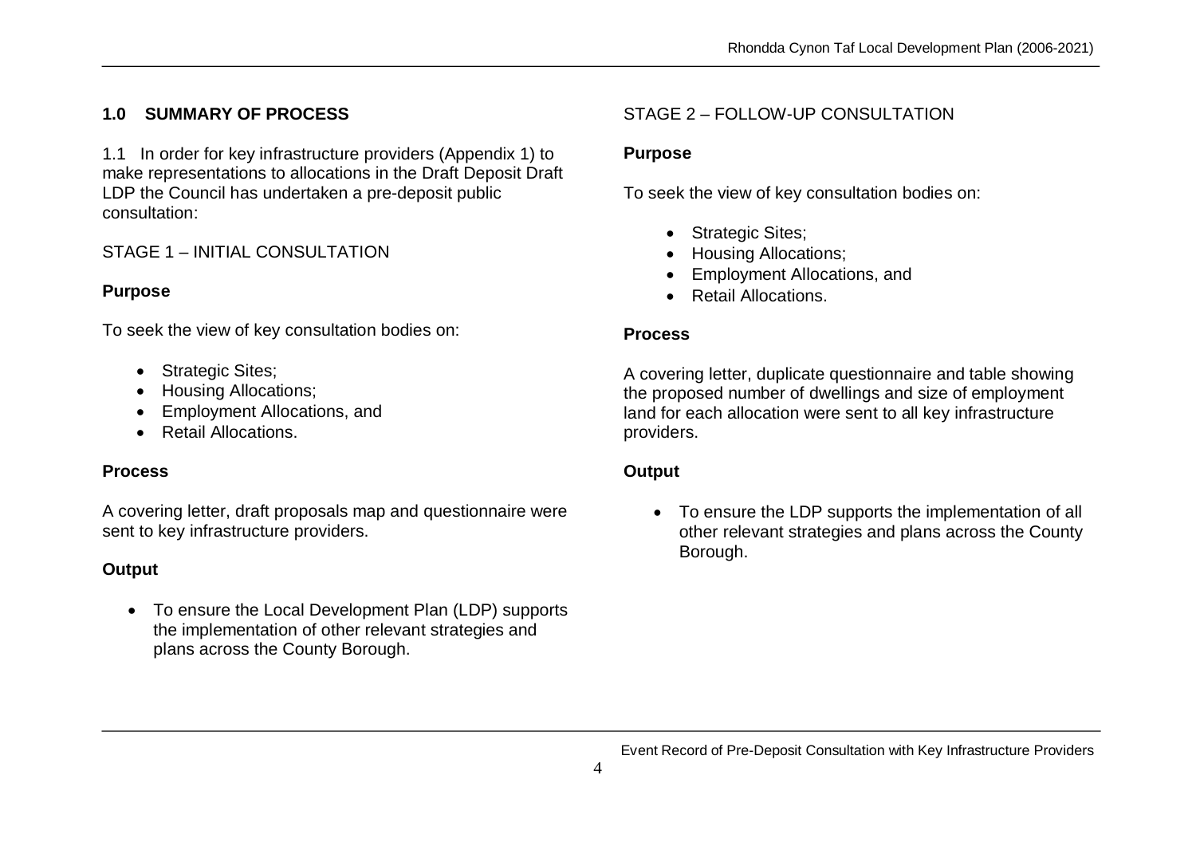## 1.0 SUMMARY OF PROCESS

1.1 In order for key infrastructure providers (Appendix 1) to make representations to allocations in the Draft Deposit Draft LDP the Council has undertaken a pre-deposit public consultation:

### STAGE 1 – INITIAL CONSULTATION

**Purpose**

To seek the view of key consultation bodies on:

- Strategic Sites;
- Housing Allocations;
- Employment Allocations, and
- Retail Allocations.

**Process**

A covering letter, draft proposals map and questionnaire were sent to key infrastructure providers.

**Output**

- To ensure the Local Development Plan (LDP) supports the implementation of other relevant strategies and plans across the County Borough.

### STAGE 2 – FOLLOW-UP CONSULTATION

**Purpose**

To seek the view of key consultation bodies on:

- Strategic Sites;
- Housing Allocations;
- Employment Allocations, and
- Retail Allocations.

**Process**

A covering letter, duplicate questionnaire and table showing the proposed number of dwellings and size of employment land for each allocation were sent to all key infrastructure providers.

**Output**

- To ensure the LDP supports the implementation of all other relevant strategies and plans across the County Borough.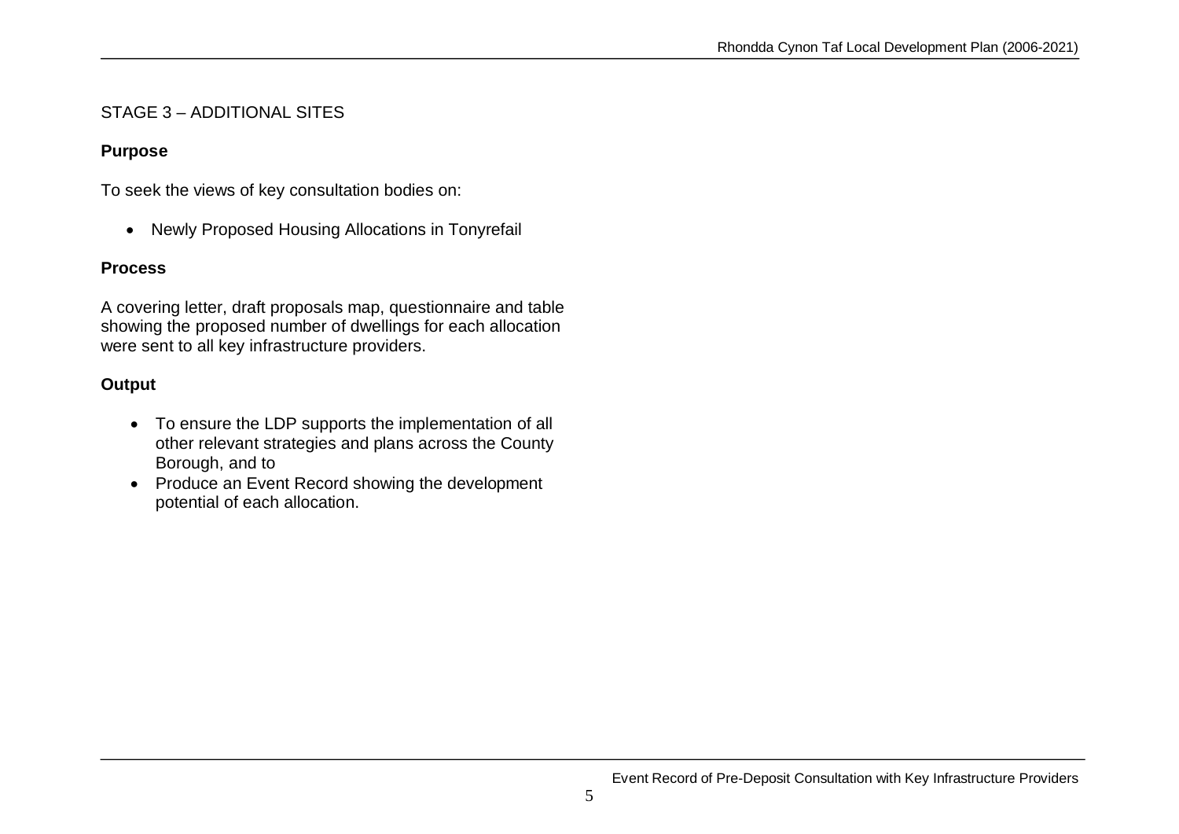STAGE 3 – ADDITIONAL SITES

**Purpose**

To seek the views of key consultation bodies on:

- Newly Proposed Housing Allocations in Tonyrefail

**Process**

A covering letter, draft proposals map, questionnaire and table showing the proposed number of dwellings for each allocation were sent to all key infrastructure providers.

**Output**

- To ensure the LDP supports the implementation of all other relevant strategies and plans across the County Borough, and to
- Produce an Event Record showing the development potential of each allocation.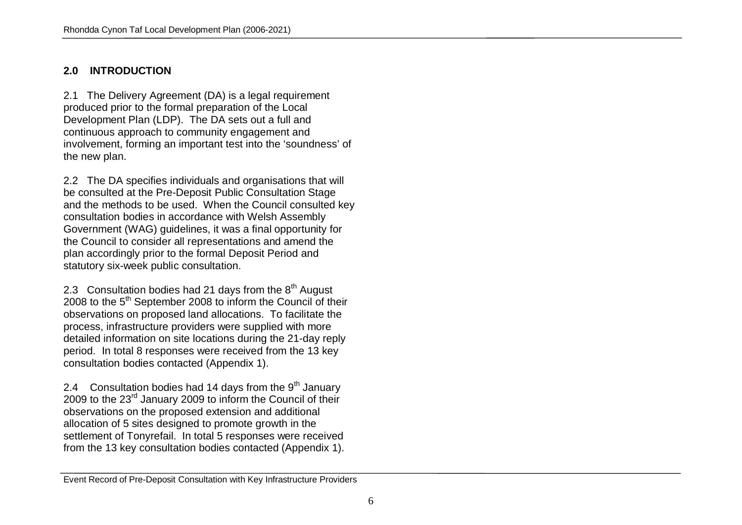## 2.0 INTRODUCTION

2.1 The Delivery Agreement (DA) is a legal requirement produced prior to the formal preparation of the Local Development Plan (LDP). The DA sets out a full and continuous approach to community engagement and involvement, forming an important test into the 'soundness' of the new plan.

2.2 The DA specifies individuals and organisations that will be consulted at the Pre-Deposit Public Consultation Stage and the methods to be used. When the Council consulted key consultation bodies in accordance with Welsh Assembly Government (WAG) guidelines, it was a final opportunity for the Council to consider all representations and amend the plan accordingly prior to the formal Deposit Period and statutory six-week public consultation.

2.3 Consultation bodies had 21 days from the 8th August 2008 to the 5th September 2008 to inform the Council of their observations on proposed land allocations. To facilitate the process, infrastructure providers were supplied with more detailed information on site locations during the 21-day reply period. In total 8 responses were received from the 13 key consultation bodies contacted (Appendix 1).

2.4 Consultation bodies had 14 days from the 9th January 2009 to the 23rd January 2009 to inform the Council of their observations on the proposed extension and additional allocation of 5 sites designed to promote growth in the settlement of Tonyrefail. In total 5 responses were received from the 13 key consultation bodies contacted (Appendix 1).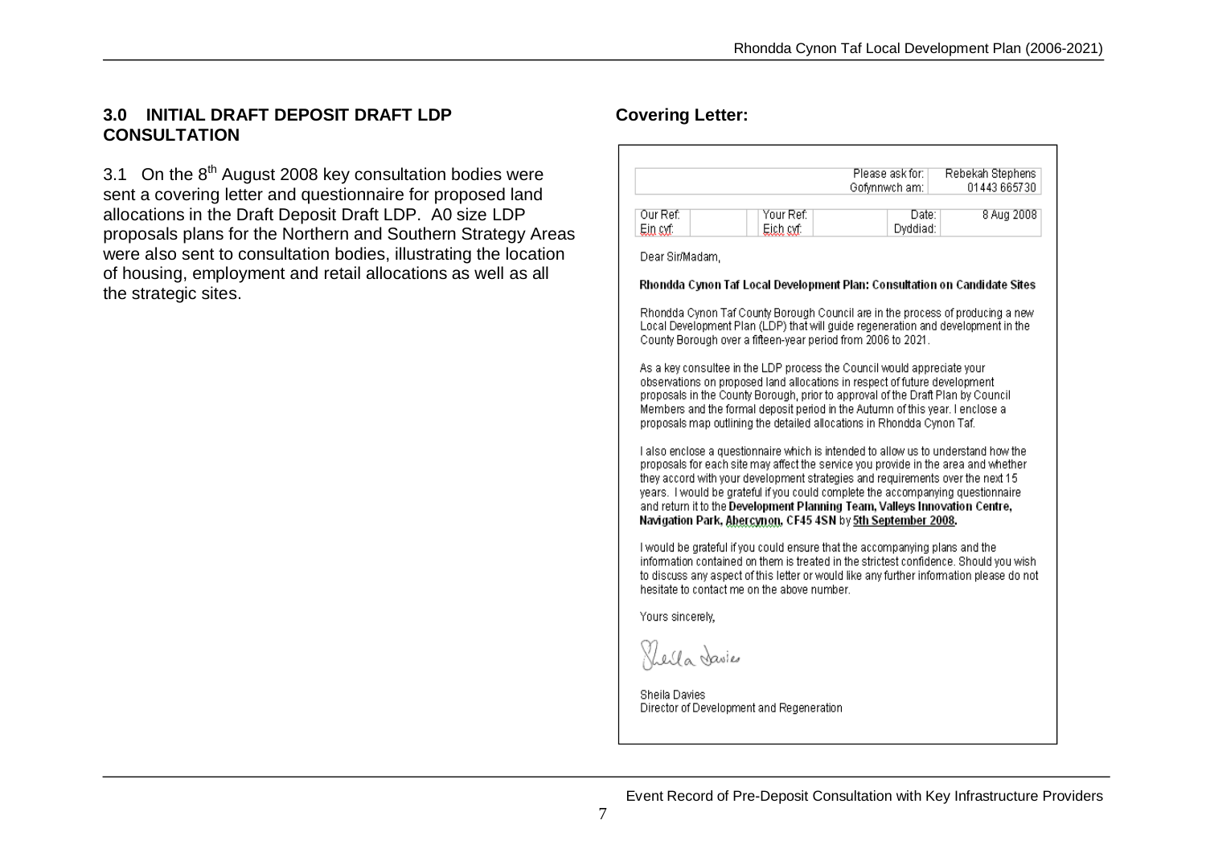## 3.0 INITIAL DRAFT DEPOSIT DRAFT LDP CONSULTATION

3.1 On the 8th August 2008 key consultation bodies were sent a covering letter and questionnaire for proposed land allocations in the Draft Deposit Draft LDP. A0 size LDP proposals plans for the Northern and Southern Strategy Areas were also sent to consultation bodies, illustrating the location of housing, employment and retail allocations as well as all the strategic sites.

### Covering Letter:

| | Please ask for: Gofynnwch am: | Rebekah Stephens 01443 665730 |
|---|---|---|

| Our Ref: Ein cyf: | | Your Ref: Eich cyf: | | Date: Dyddiad: | 8 Aug 2008 |
|---|---|---|---|---|---|

Dear Sir/Madam,

**Rhondda Cynon Taf Local Development Plan: Consultation on Candidate Sites**

Rhondda Cynon Taf County Borough Council are in the process of producing a new Local Development Plan (LDP) that will guide regeneration and development in the County Borough over a fifteen-year period from 2006 to 2021.

As a key consultee in the LDP process the Council would appreciate your observations on proposed land allocations in respect of future development proposals in the County Borough, prior to approval of the Draft Plan by Council Members and the formal deposit period in the Autumn of this year. I enclose a proposals map outlining the detailed allocations in Rhondda Cynon Taf.

I also enclose a questionnaire which is intended to allow us to understand how the proposals for each site may affect the service you provide in the area and whether they accord with your development strategies and requirements over the next 15 years. I would be grateful if you could complete the accompanying questionnaire and return it to the **Development Planning Team, Valleys Innovation Centre, Navigation Park, Abercynon, CF45 4SN** by **5th September 2008**.

I would be grateful if you could ensure that the accompanying plans and the information contained on them is treated in the strictest confidence. Should you wish to discuss any aspect of this letter or would like any further information please do not hesitate to contact me on the above number.

Yours sincerely,

Sheila Davies

Sheila Davies
Director of Development and Regeneration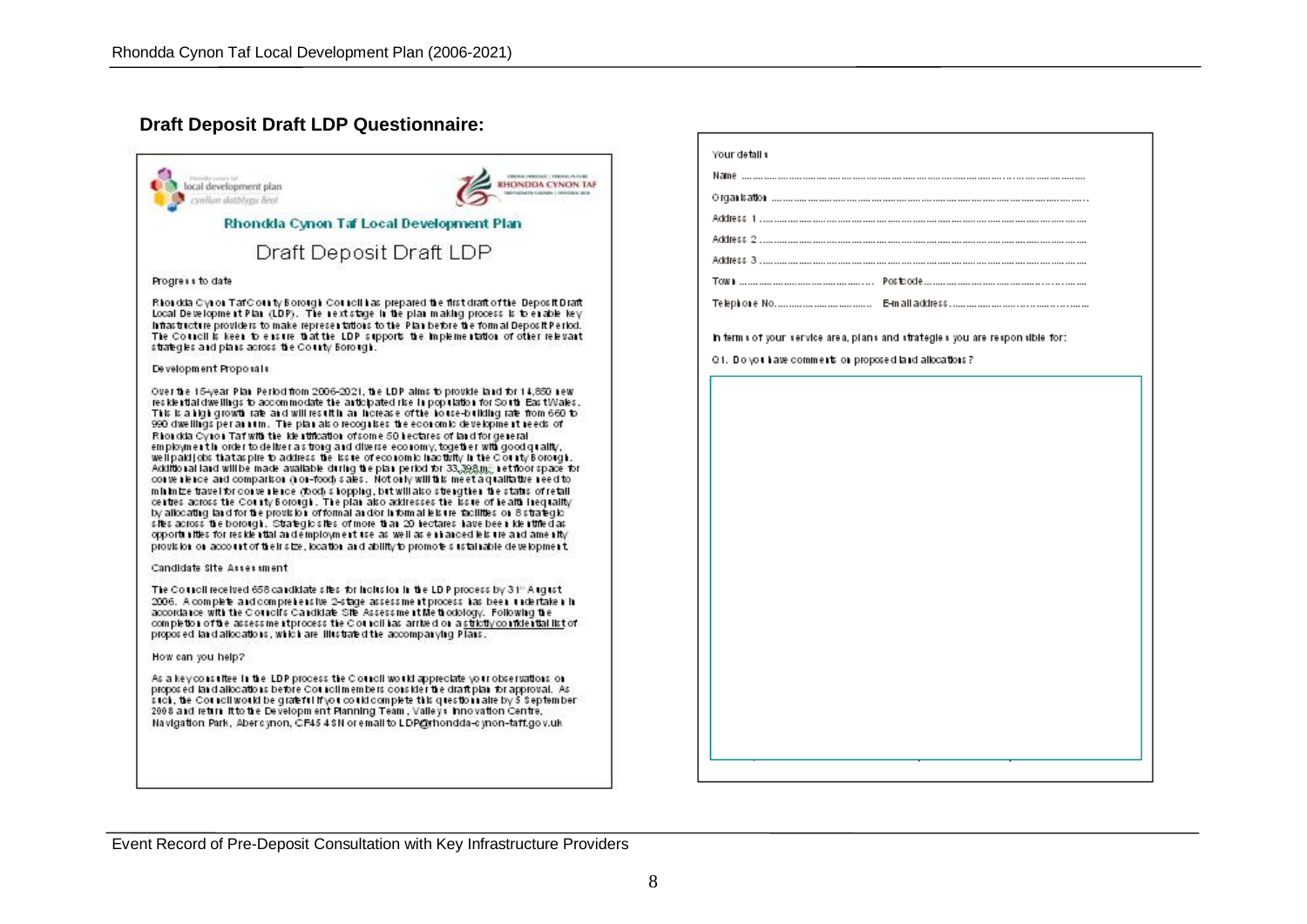## Draft Deposit Draft LDP Questionnaire:

local development plan
cynllun datblygu lleol

RHONDDA CYNON TAF

### Rhondda Cynon Taf Local Development Plan

### Draft Deposit Draft LDP

**Progress to date**

Rhondda Cynon Taf County Borough Council has prepared the first draft of the Deposit Draft Local Development Plan (LDP). The next stage in the plan making process is to enable key infrastructure providers to make representations to the Plan before the formal Deposit Period. The Council is keen to ensure that the LDP supports the implementation of other relevant strategies and plans across the County Borough.

**Development Proposals**

Over the 15-year Plan Period from 2006-2021, the LDP aims to provide land for 14,850 new residential dwellings to accommodate the anticipated rise in population for South East Wales. This is a high growth rate and will result in an increase of the house-building rate from 660 to 990 dwellings per annum. The plan also recognises the economic development needs of Rhondda Cynon Taf with the identification of some 50 hectares of land for general employment in order to deliver a strong and diverse economy, together with good quality, well paid jobs that aspire to address the issue of economic inactivity in the County Borough. Additional land will be made available during the plan period for 33,398m² net floor space for convenience and comparison (non-food) sales. Not only will this meet a qualitative need to minimise travel for convenience (food) shopping, but will also strengthen the status of retail centres across the County Borough. The plan also addresses the issue of health inequality by allocating land for the provision of formal and/or informal leisure facilities on 8 strategic sites across the borough. Strategic sites of more than 20 hectares have been identified as opportunities for residential and employment use as well as enhanced leisure and amenity provision on account of their size, location and ability to promote sustainable development.

**Candidate Site Assessment**

The Council received 658 candidate sites for inclusion in the LDP process by 31st August 2006. A complete and comprehensive 2-stage assessment process has been undertaken in accordance with the Council's Candidate Site Assessment Methodology. Following the completion of the assessment process the Council has arrived on a strictly confidential list of proposed land allocations, which are illustrated the accompanying Plans.

**How can you help?**

As a key consultee in the LDP process the Council would appreciate your observations on proposed land allocations before Council members consider the draft plan for approval. As such, the Council would be grateful if you could complete this questionnaire by 5 September 2008 and return it to the Development Planning Team, Valleys Innovation Centre, Navigation Park, Abercynon, CF45 4SN or email to LDP@rhondda-cynon-taff.gov.uk

---

**Your details**

Name ……………………………………………………………

Organisation ……………………………………………………

Address 1 ………………………………………………………

Address 2 ………………………………………………………

Address 3 ………………………………………………………

Town ……………………………… Postcode ……………………

Telephone No. …………………… E-mail address ………………

In terms of your service area, plans and strategies you are responsible for:

Q1. Do you have comments on proposed land allocations?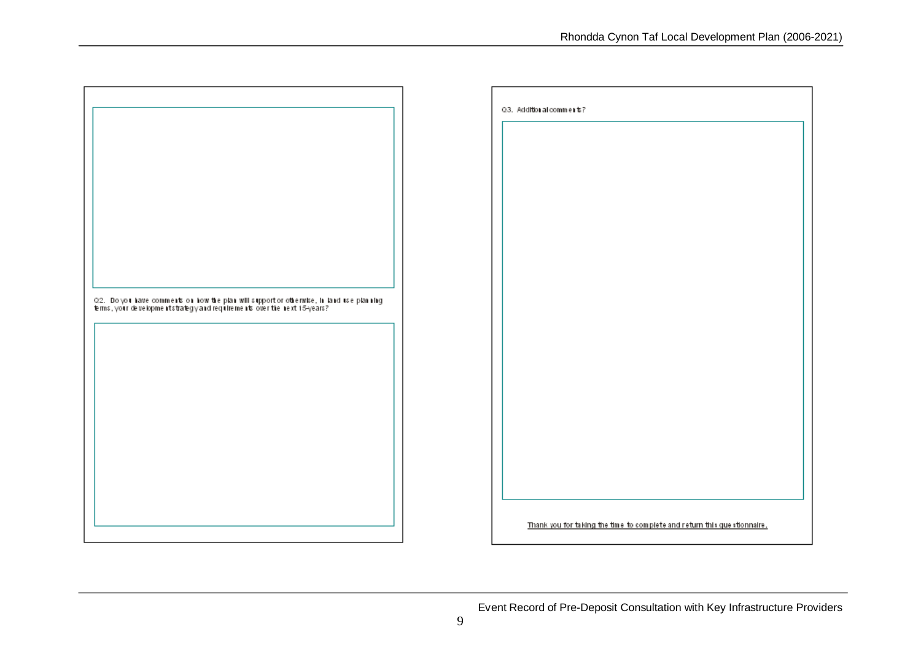Q2. Do you have comments on how the plan will support or otherwise, in land use planning terms, your development strategy and requirements over the next 15-years?

Q3. Additional comments?

Thank you for taking the time to complete and return this questionnaire.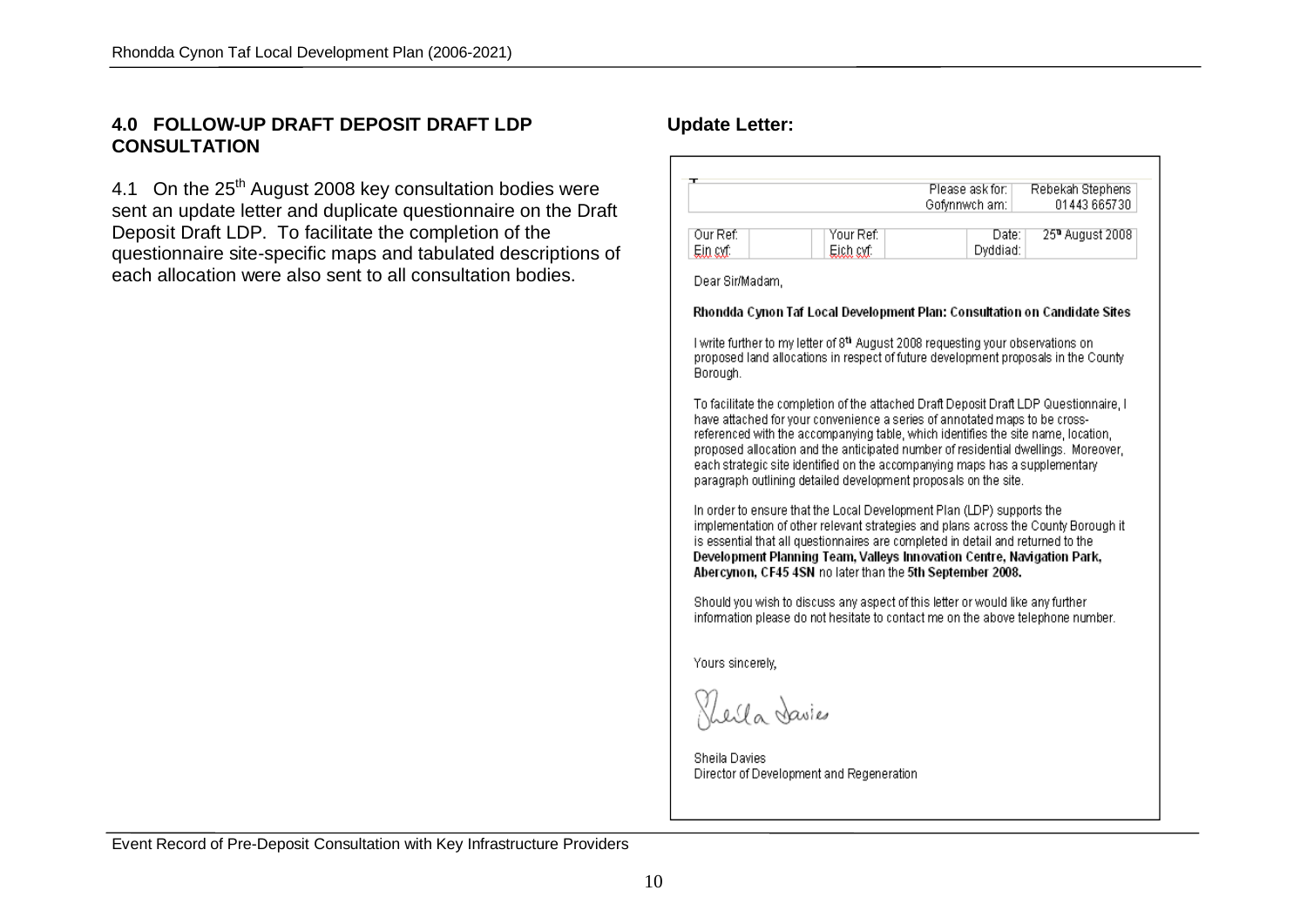## 4.0 FOLLOW-UP DRAFT DEPOSIT DRAFT LDP CONSULTATION

4.1 On the 25th August 2008 key consultation bodies were sent an update letter and duplicate questionnaire on the Draft Deposit Draft LDP. To facilitate the completion of the questionnaire site-specific maps and tabulated descriptions of each allocation were also sent to all consultation bodies.

### Update Letter:

| | Please ask for: Gofynnwch am: | Rebekah Stephens 01443 665730 |
|---|---|---|

| Our Ref: Ein cyf: | | Your Ref: Eich cyf: | | Date: Dyddiad: | 25th August 2008 |
|---|---|---|---|---|---|

Dear Sir/Madam,

**Rhondda Cynon Taf Local Development Plan: Consultation on Candidate Sites**

I write further to my letter of 8th August 2008 requesting your observations on proposed land allocations in respect of future development proposals in the County Borough.

To facilitate the completion of the attached Draft Deposit Draft LDP Questionnaire, I have attached for your convenience a series of annotated maps to be cross-referenced with the accompanying table, which identifies the site name, location, proposed allocation and the anticipated number of residential dwellings. Moreover, each strategic site identified on the accompanying maps has a supplementary paragraph outlining detailed development proposals on the site.

In order to ensure that the Local Development Plan (LDP) supports the implementation of other relevant strategies and plans across the County Borough it is essential that all questionnaires are completed in detail and returned to the **Development Planning Team, Valleys Innovation Centre, Navigation Park, Abercynon, CF45 4SN** no later than the **5th September 2008.**

Should you wish to discuss any aspect of this letter or would like any further information please do not hesitate to contact me on the above telephone number.

Yours sincerely,

Sheila Davies

Sheila Davies
Director of Development and Regeneration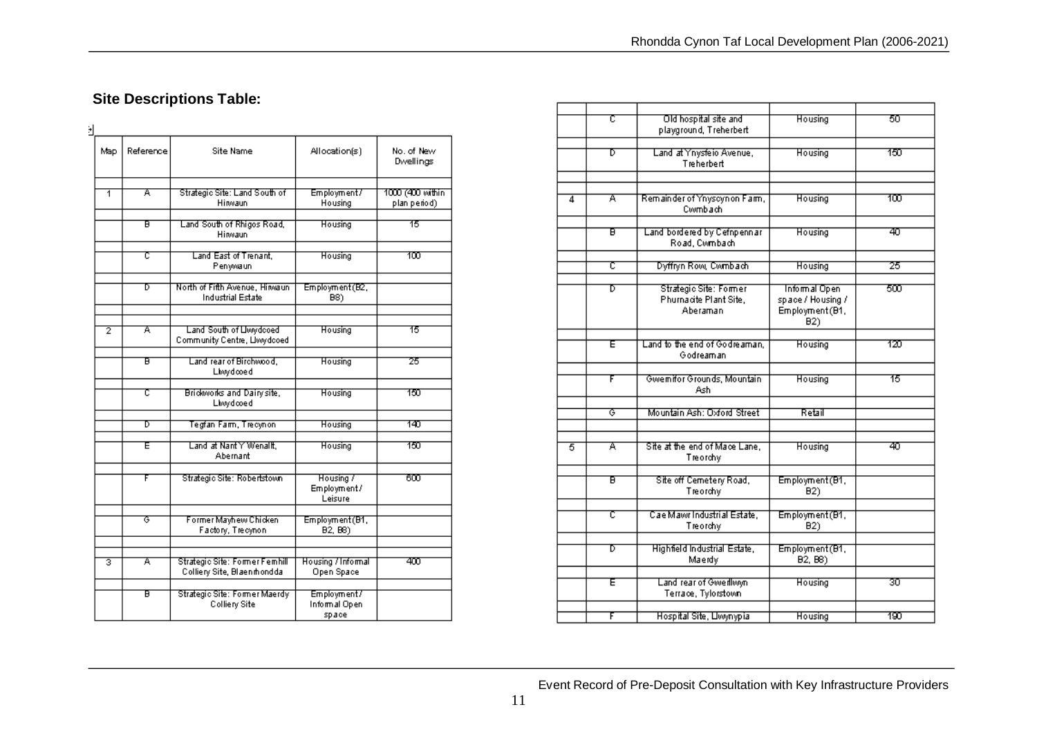## Site Descriptions Table:

| Map | Reference | Site Name | Allocation(s) | No. of New Dwellings |
|---|---|---|---|---|
| 1 | A | Strategic Site: Land South of Hirwaun | Employment / Housing | 1000 (400 within plan period) |
| | B | Land South of Rhigos Road, Hirwaun | Housing | 15 |
| | C | Land East of Trenant, Penywaun | Housing | 100 |
| | D | North of Fifth Avenue, Hirwaun Industrial Estate | Employment (B2, B8) | |
| 2 | A | Land South of Llwydcoed Community Centre, Llwydcoed | Housing | 15 |
| | B | Land rear of Birchwood, Llwydcoed | Housing | 25 |
| | C | Brickworks and Dairy site, Llwydcoed | Housing | 150 |
| | D | Tegfan Farm, Trecynon | Housing | 140 |
| | E | Land at Nant Y Wenallt, Abernant | Housing | 150 |
| | F | Strategic Site: Robertstown | Housing / Employment / Leisure | 600 |
| | G | Former Mayhew Chicken Factory, Trecynon | Employment (B1, B2, B8) | |
| 3 | A | Strategic Site: Former Fernhill Colliery Site, Blaenrhondda | Housing / Informal Open Space | 400 |
| | B | Strategic Site: Former Maerdy Colliery Site | Employment / Informal Open space | |
| | C | Old hospital site and playground, Treherbert | Housing | 50 |
| | D | Land at Ynysfeio Avenue, Treherbert | Housing | 150 |
| 4 | A | Remainder of Ynyscynon Farm, Cwmbach | Housing | 100 |
| | B | Land bordered by Cefnpennar Road, Cwmbach | Housing | 40 |
| | C | Dyffryn Row, Cwmbach | Housing | 25 |
| | D | Strategic Site: Former Phurnacite Plant Site, Aberaman | Informal Open space / Housing / Employment (B1, B2) | 500 |
| | E | Land to the end of Godreaman, Godreaman | Housing | 120 |
| | F | Gwernifor Grounds, Mountain Ash | Housing | 15 |
| | G | Mountain Ash: Oxford Street | Retail | |
| 5 | A | Site at the end of Mace Lane, Treorchy | Housing | 40 |
| | B | Site off Cemetery Road, Treorchy | Employment (B1, B2) | |
| | C | Cae Mawr Industrial Estate, Treorchy | Employment (B1, B2) | |
| | D | Highfield Industrial Estate, Maerdy | Employment (B1, B2, B8) | |
| | E | Land rear of Gwernllwyn Terrace, Tylorstown | Housing | 30 |
| | F | Hospital Site, Llwynypia | Housing | 190 |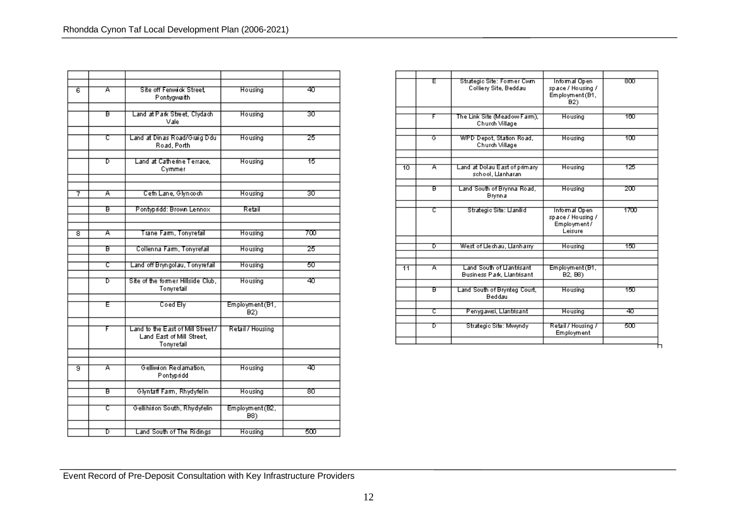| | | | | |
|---|---|---|---|---|
| 6 | A | Site off Fenwick Street, Pontygwaith | Housing | 40 |
| | B | Land at Park Street, Clydach Vale | Housing | 30 |
| | C | Land at Dinas Road/Graig Ddu Road, Porth | Housing | 25 |
| | D | Land at Catherine Terrace, Cymmer | Housing | 15 |
| 7 | A | Cefn Lane, Glyncoch | Housing | 30 |
| | B | Pontypridd: Brown Lennox | Retail | |
| 8 | A | Trane Farm, Tonyrefail | Housing | 700 |
| | B | Collenna Farm, Tonyrefail | Housing | 25 |
| | C | Land off Bryngolau, Tonyrefail | Housing | 50 |
| | D | Site of the former Hillside Club, Tonyrefail | Housing | 40 |
| | E | Coed Ely | Employment (B1, B2) | |
| | F | Land to the East of Mill Street / Land East of Mill Street, Tonyrefail | Retail / Housing | |
| 9 | A | Gelliwion Reclamation, Pontypridd | Housing | 40 |
| | B | Glyntaff Farm, Rhydyfelin | Housing | 80 |
| | C | Gellihirion South, Rhydyfelin | Employment (B2, B8) | |
| | D | Land South of The Ridings | Housing | 500 |
| | E | Strategic Site: Former Cwm Colliery Site, Beddau | Informal Open space / Housing / Employment (B1, B2) | 800 |
| | F | The Link Site (Meadow Farm), Church Village | Housing | 160 |
| | G | WPD Depot, Station Road, Church Village | Housing | 100 |
| 10 | A | Land at Dolau East of primary school, Llanharan | Housing | 125 |
| | B | Land South of Brynna Road, Brynna | Housing | 200 |
| | C | Strategic Site: Llanilid | Informal Open space / Housing / Employment / Leisure | 1700 |
| | D | West of Llechau, Llanharry | Housing | 150 |
| 11 | A | Land South of Llantrisant Business Park, Llantrisant | Employment (B1, B2, B8) | |
| | B | Land South of Brynteg Court, Beddau | Housing | 150 |
| | C | Penygawsi, Llantrisant | Housing | 40 |
| | D | Strategic Site: Mwyndy | Retail / Housing / Employment | 500 |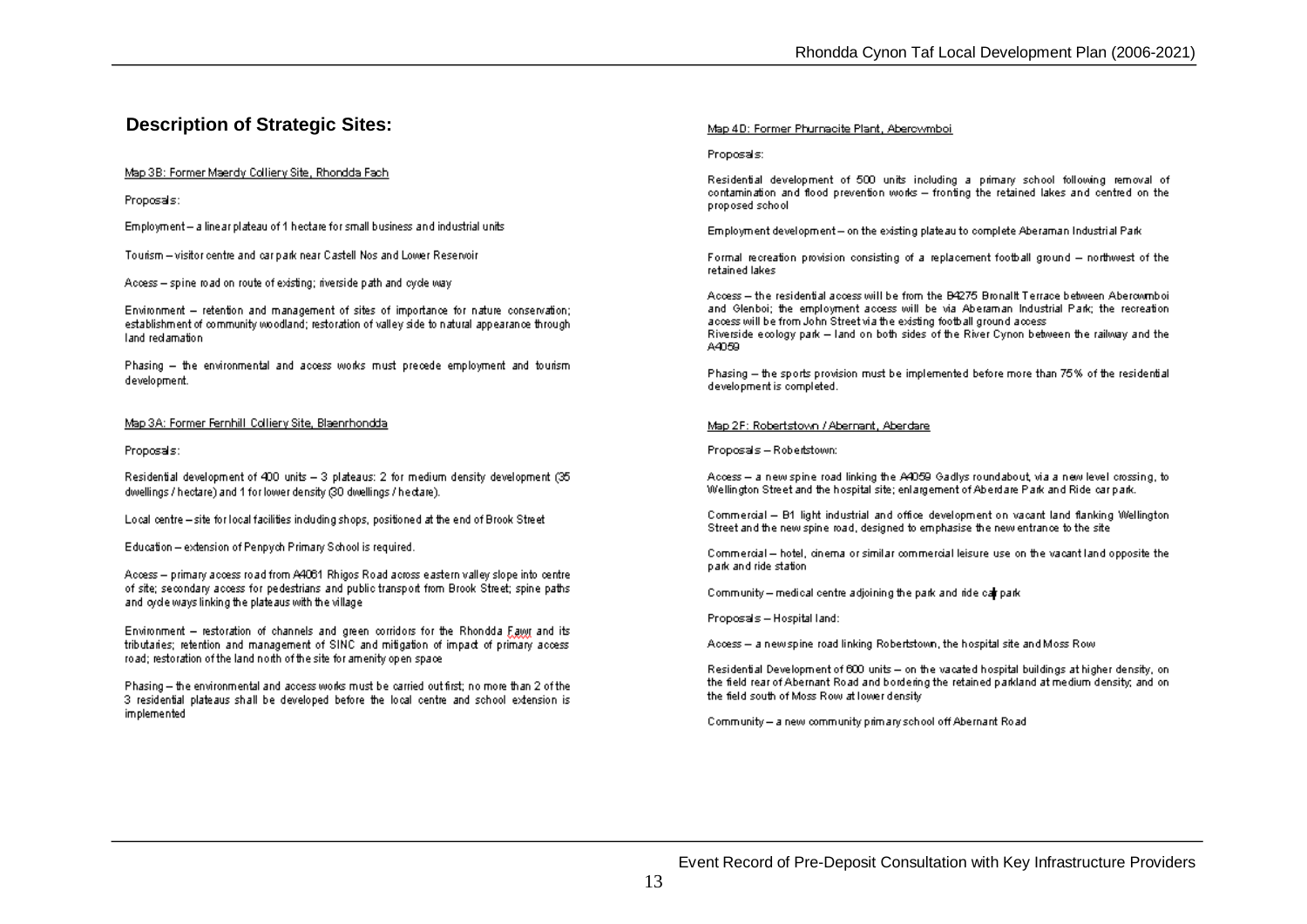## Description of Strategic Sites:

Map 3B: Former Maerdy Colliery Site, Rhondda Fach

Proposals:

Employment – a linear plateau of 1 hectare for small business and industrial units

Tourism – visitor centre and car park near Castell Nos and Lower Reservoir

Access – spine road on route of existing; riverside path and cycle way

Environment – retention and management of sites of importance for nature conservation; establishment of community woodland; restoration of valley side to natural appearance through land reclamation

Phasing – the environmental and access works must precede employment and tourism development.

Map 3A: Former Fernhill Colliery Site, Blaenrhondda

Proposals:

Residential development of 400 units – 3 plateaus: 2 for medium density development (35 dwellings / hectare) and 1 for lower density (30 dwellings / hectare).

Local centre – site for local facilities including shops, positioned at the end of Brook Street

Education – extension of Penpych Primary School is required.

Access – primary access road from A4061 Rhigos Road across eastern valley slope into centre of site; secondary access for pedestrians and public transport from Brook Street; spine paths and cycle ways linking the plateaus with the village

Environment – restoration of channels and green corridors for the Rhondda Fawr and its tributaries; retention and management of SINC and mitigation of impact of primary access road; restoration of the land north of the site for amenity open space

Phasing – the environmental and access works must be carried out first; no more than 2 of the 3 residential plateaus shall be developed before the local centre and school extension is implemented

Map 4D: Former Phurnacite Plant, Abercwmboi

Proposals:

Residential development of 500 units including a primary school following removal of contamination and flood prevention works – fronting the retained lakes and centred on the proposed school

Employment development – on the existing plateau to complete Aberaman Industrial Park

Formal recreation provision consisting of a replacement football ground – northwest of the retained lakes

Access – the residential access will be from the B4275 Bronallt Terrace between Abercwmboi and Glenboi; the employment access will be via Aberaman Industrial Park; the recreation access will be from John Street via the existing football ground access
Riverside ecology park – land on both sides of the River Cynon between the railway and the A4059

Phasing – the sports provision must be implemented before more than 75% of the residential development is completed.

Map 2F: Robertstown / Abernant, Aberdare

Proposals – Robertstown:

Access – a new spine road linking the A4059 Gadlys roundabout, via a new level crossing, to Wellington Street and the hospital site; enlargement of Aberdare Park and Ride car park.

Commercial – B1 light industrial and office development on vacant land flanking Wellington Street and the new spine road, designed to emphasise the new entrance to the site

Commercial – hotel, cinema or similar commercial leisure use on the vacant land opposite the park and ride station

Community – medical centre adjoining the park and ride car park

Proposals – Hospital land:

Access – a new spine road linking Robertstown, the hospital site and Moss Row

Residential Development of 600 units – on the vacated hospital buildings at higher density, on the field rear of Abernant Road and bordering the retained parkland at medium density; and on the field south of Moss Row at lower density

Community – a new community primary school off Abernant Road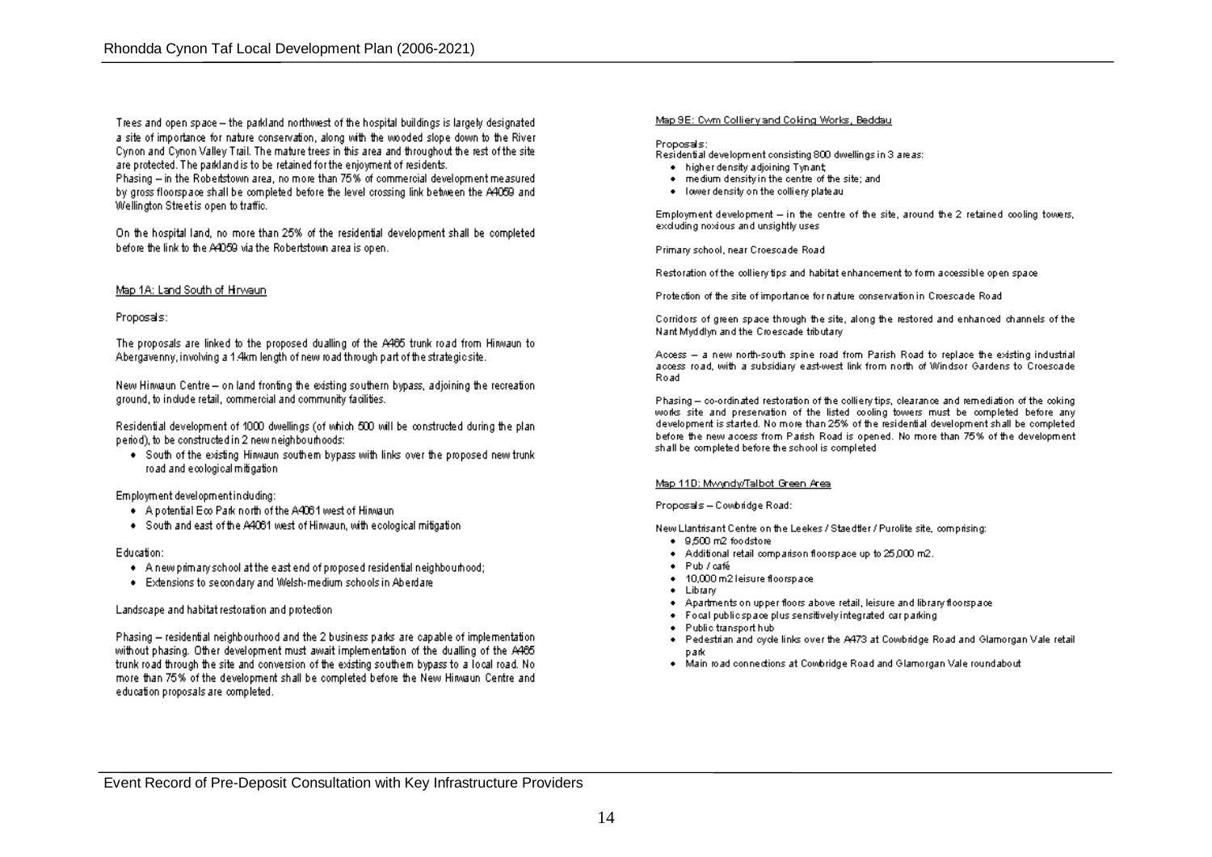Trees and open space – the parkland northwest of the hospital buildings is largely designated a site of importance for nature conservation, along with the wooded slope down to the River Cynon and Cynon Valley Trail. The mature trees in this area and throughout the rest of the site are protected. The parkland is to be retained for the enjoyment of residents.
Phasing – in the Robertstown area, no more than 75% of commercial development measured by gross floorspace shall be completed before the level crossing link between the A4059 and Wellington Street is open to traffic.

On the hospital land, no more than 25% of the residential development shall be completed before the link to the A4059 via the Robertstown area is open.

Map 1A: Land South of Hirwaun

Proposals:

The proposals are linked to the proposed dualling of the A465 trunk road from Hirwaun to Abergavenny, involving a 1.4km length of new road through part of the strategic site.

New Hirwaun Centre – on land fronting the existing southern bypass, adjoining the recreation ground, to include retail, commercial and community facilities.

Residential development of 1000 dwellings (of which 500 will be constructed during the plan period), to be constructed in 2 new neighbourhoods:

- South of the existing Hirwaun southern bypass with links over the proposed new trunk road and ecological mitigation

Employment development including:

- A potential Eco Park north of the A4061 west of Hirwaun
- South and east of the A4061 west of Hirwaun, with ecological mitigation

Education:

- A new primary school at the east end of proposed residential neighbourhood;
- Extensions to secondary and Welsh-medium schools in Aberdare

Landscape and habitat restoration and protection

Phasing – residential neighbourhood and the 2 business parks are capable of implementation without phasing. Other development must await implementation of the dualling of the A465 trunk road through the site and conversion of the existing southern bypass to a local road. No more than 75% of the development shall be completed before the New Hirwaun Centre and education proposals are completed.

Map 9E: Cwm Colliery and Coking Works, Beddau

Proposals:
Residential development consisting 800 dwellings in 3 areas:

- higher density adjoining Tynant;
- medium density in the centre of the site; and
- lower density on the colliery plateau

Employment development – in the centre of the site, around the 2 retained cooling towers, excluding noxious and unsightly uses

Primary school, near Croescade Road

Restoration of the colliery tips and habitat enhancement to form accessible open space

Protection of the site of importance for nature conservation in Croescade Road

Corridors of green space through the site, along the restored and enhanced channels of the Nant Myddlyn and the Croescade tributary

Access – a new north-south spine road from Parish Road to replace the existing industrial access road, with a subsidiary east-west link from north of Windsor Gardens to Croescade Road

Phasing – co-ordinated restoration of the colliery tips, clearance and remediation of the coking works site and preservation of the listed cooling towers must be completed before any development is started. No more than 25% of the residential development shall be completed before the new access from Parish Road is opened. No more than 75% of the development shall be completed before the school is completed

Map 11D: Mwyndy/Talbot Green Area

Proposals – Cowbridge Road:

New Llantrisant Centre on the Leekes / Staedtler / Purolite site, comprising:

- 9,500 m2 foodstore
- Additional retail comparison floorspace up to 25,000 m2.
- Pub / café
- 10,000 m2 leisure floorspace
- Library
- Apartments on upper floors above retail, leisure and library floorspace
- Focal public space plus sensitively integrated car parking
- Public transport hub
- Pedestrian and cycle links over the A473 at Cowbridge Road and Glamorgan Vale retail park
- Main road connections at Cowbridge Road and Glamorgan Vale roundabout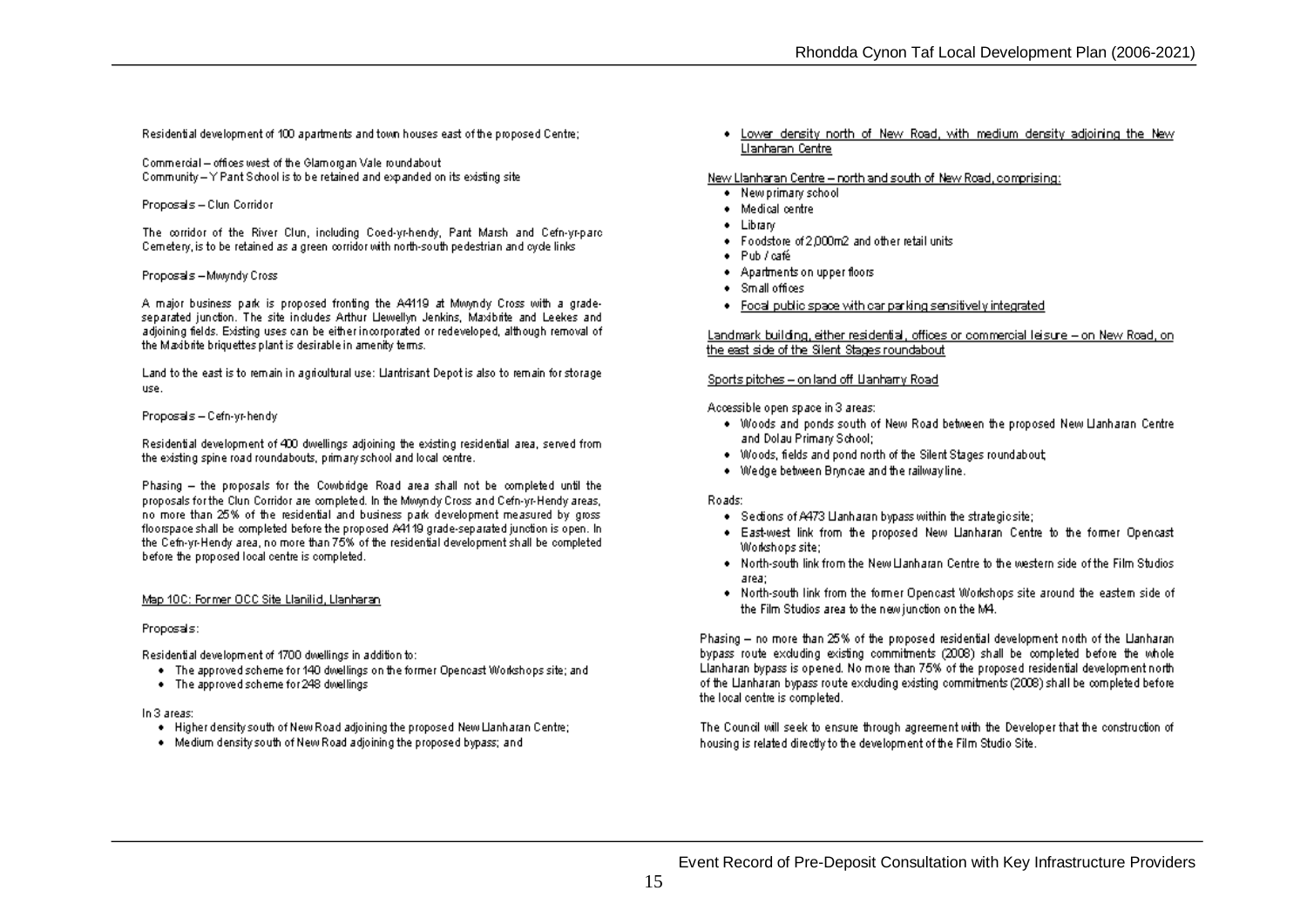Residential development of 100 apartments and town houses east of the proposed Centre;

Commercial – offices west of the Glamorgan Vale roundabout
Community – Y Pant School is to be retained and expanded on its existing site

Proposals – Clun Corridor

The corridor of the River Clun, including Coed-yr-hendy, Pant Marsh and Cefn-yr-parc Cemetery, is to be retained as a green corridor with north-south pedestrian and cycle links

Proposals – Mwyndy Cross

A major business park is proposed fronting the A4119 at Mwyndy Cross with a grade-separated junction. The site includes Arthur Llewellyn Jenkins, Maxibrite and Leekes and adjoining fields. Existing uses can be either incorporated or redeveloped, although removal of the Maxibrite briquettes plant is desirable in amenity terms.

Land to the east is to remain in agricultural use: Llantrisant Depot is also to remain for storage use.

Proposals – Cefn-yr-hendy

Residential development of 400 dwellings adjoining the existing residential area, served from the existing spine road roundabouts, primary school and local centre.

Phasing – the proposals for the Cowbridge Road area shall not be completed until the proposals for the Clun Corridor are completed. In the Mwyndy Cross and Cefn-yr-Hendy areas, no more than 25% of the residential and business park development measured by gross floorspace shall be completed before the proposed A4119 grade-separated junction is open. In the Cefn-yr-Hendy area, no more than 75% of the residential development shall be completed before the proposed local centre is completed.

Map 10C: Former OCC Site Llanilid, Llanharan

Proposals:

Residential development of 1700 dwellings in addition to:

- The approved scheme for 140 dwellings on the former Opencast Workshops site; and
- The approved scheme for 248 dwellings

In 3 areas:

- Higher density south of New Road adjoining the proposed New Llanharan Centre;
- Medium density south of New Road adjoining the proposed bypass; and
- Lower density north of New Road, with medium density adjoining the New Llanharan Centre

New Llanharan Centre – north and south of New Road, comprising:

- New primary school
- Medical centre
- Library
- Foodstore of 2,000m2 and other retail units
- Pub / café
- Apartments on upper floors
- Small offices
- Focal public space with car parking sensitively integrated

Landmark building, either residential, offices or commercial leisure – on New Road, on the east side of the Silent Stages roundabout

Sports pitches – on land off Llanharry Road

Accessible open space in 3 areas:

- Woods and ponds south of New Road between the proposed New Llanharan Centre and Dolau Primary School;
- Woods, fields and pond north of the Silent Stages roundabout;
- Wedge between Bryncae and the railway line.

Roads:

- Sections of A473 Llanharan bypass within the strategic site;
- East-west link from the proposed New Llanharan Centre to the former Opencast Workshops site;
- North-south link from the New Llanharan Centre to the western side of the Film Studios area;
- North-south link from the former Opencast Workshops site around the eastern side of the Film Studios area to the new junction on the M4.

Phasing – no more than 25% of the proposed residential development north of the Llanharan bypass route excluding existing commitments (2008) shall be completed before the whole Llanharan bypass is opened. No more than 75% of the proposed residential development north of the Llanharan bypass route excluding existing commitments (2008) shall be completed before the local centre is completed.

The Council will seek to ensure through agreement with the Developer that the construction of housing is related directly to the development of the Film Studio Site.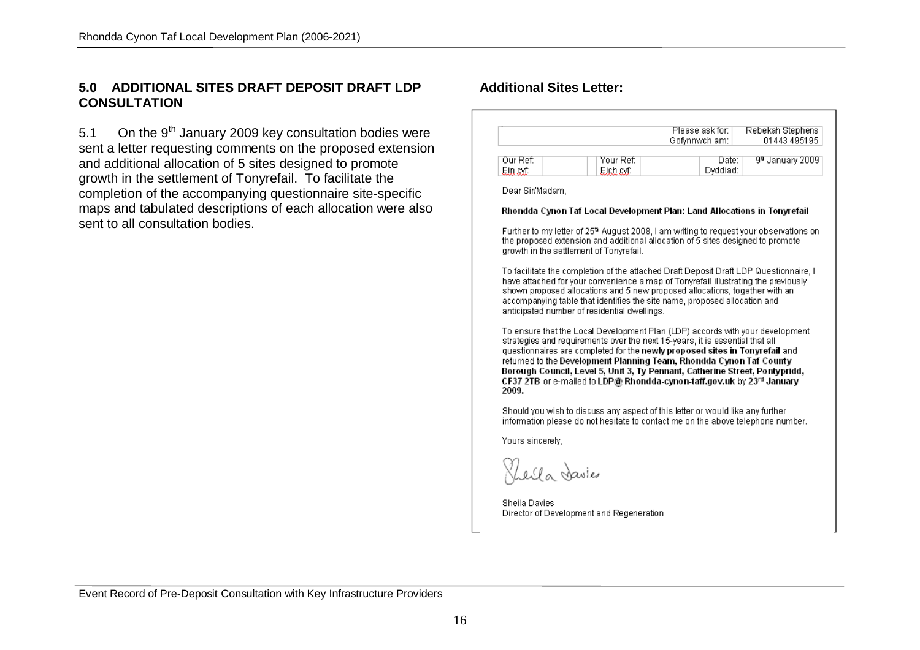## 5.0 ADDITIONAL SITES DRAFT DEPOSIT DRAFT LDP CONSULTATION

5.1 On the 9th January 2009 key consultation bodies were sent a letter requesting comments on the proposed extension and additional allocation of 5 sites designed to promote growth in the settlement of Tonyrefail. To facilitate the completion of the accompanying questionnaire site-specific maps and tabulated descriptions of each allocation were also sent to all consultation bodies.

### Additional Sites Letter:

| | Please ask for: Gofynnwch am: | Rebekah Stephens 01443 495195 |
|---|---|---|

| Our Ref: Ein cyf: | | Your Ref: Eich cyf: | | Date: Dyddiad: | 9th January 2009 |
|---|---|---|---|---|---|

Dear Sir/Madam,

**Rhondda Cynon Taf Local Development Plan: Land Allocations in Tonyrefail**

Further to my letter of 25th August 2008, I am writing to request your observations on the proposed extension and additional allocation of 5 sites designed to promote growth in the settlement of Tonyrefail.

To facilitate the completion of the attached Draft Deposit Draft LDP Questionnaire, I have attached for your convenience a map of Tonyrefail illustrating the previously shown proposed allocations and 5 new proposed allocations, together with an accompanying table that identifies the site name, proposed allocation and anticipated number of residential dwellings.

To ensure that the Local Development Plan (LDP) accords with your development strategies and requirements over the next 15-years, it is essential that all questionnaires are completed for the **newly proposed sites in Tonyrefail** and returned to the **Development Planning Team, Rhondda Cynon Taf County Borough Council, Level 5, Unit 3, Ty Pennant, Catherine Street, Pontypridd, CF37 2TB** or e-mailed to **LDP@ Rhondda-cynon-taff.gov.uk** by **23rd January 2009.**

Should you wish to discuss any aspect of this letter or would like any further information please do not hesitate to contact me on the above telephone number.

Yours sincerely,

Sheila Davies

Sheila Davies
Director of Development and Regeneration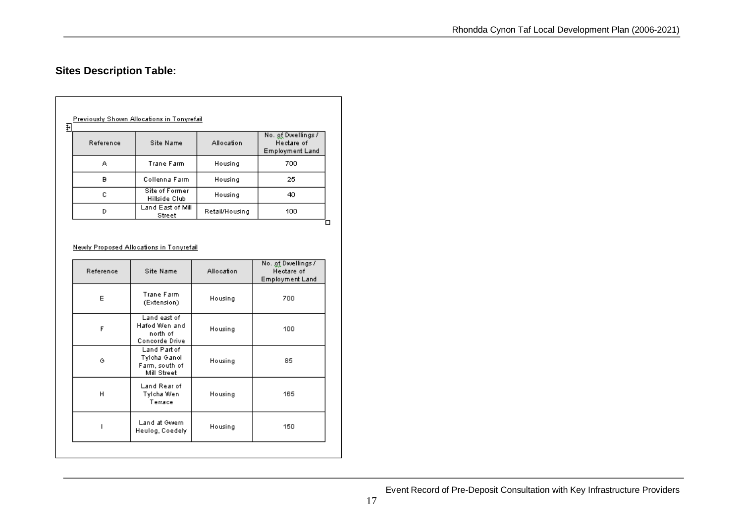## Sites Description Table:

Previously Shown Allocations in Tonyrefail

| Reference | Site Name | Allocation | No. of Dwellings / Hectare of Employment Land |
|---|---|---|---|
| A | Trane Farm | Housing | 700 |
| B | Collenna Farm | Housing | 25 |
| C | Site of Former Hillside Club | Housing | 40 |
| D | Land East of Mill Street | Retail/Housing | 100 |

Newly Proposed Allocations in Tonyrefail

| Reference | Site Name | Allocation | No. of Dwellings / Hectare of Employment Land |
|---|---|---|---|
| E | Trane Farm (Extension) | Housing | 700 |
| F | Land east of Hafod Wen and north of Concorde Drive | Housing | 100 |
| G | Land Part of Tylcha Ganol Farm, south of Mill Street | Housing | 85 |
| H | Land Rear of Tylcha Wen Terrace | Housing | 165 |
| I | Land at Gwern Heulog, Coedely | Housing | 150 |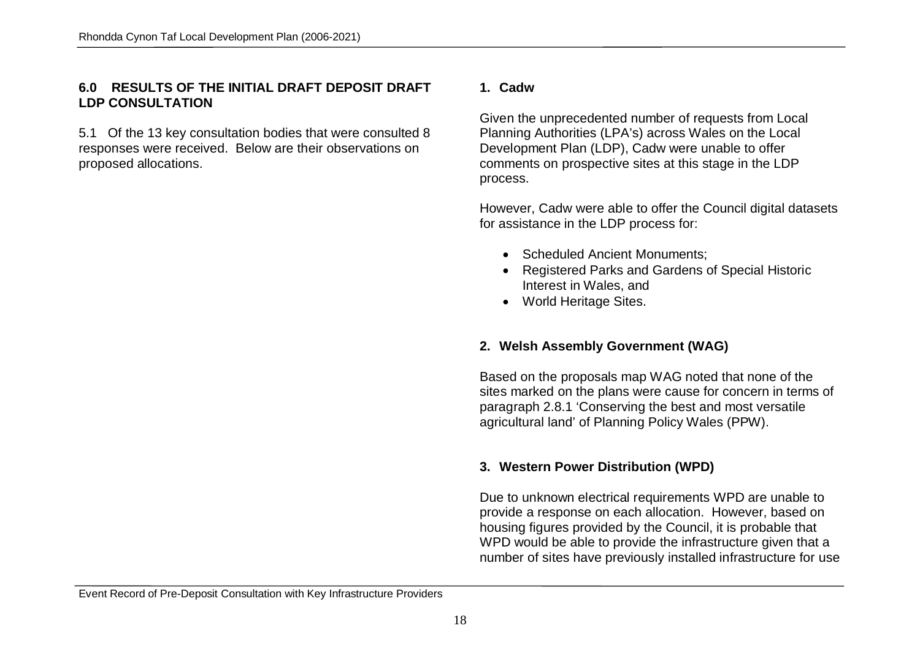## 6.0 RESULTS OF THE INITIAL DRAFT DEPOSIT DRAFT LDP CONSULTATION

5.1 Of the 13 key consultation bodies that were consulted 8 responses were received. Below are their observations on proposed allocations.

### 1. Cadw

Given the unprecedented number of requests from Local Planning Authorities (LPA's) across Wales on the Local Development Plan (LDP), Cadw were unable to offer comments on prospective sites at this stage in the LDP process.

However, Cadw were able to offer the Council digital datasets for assistance in the LDP process for:

- Scheduled Ancient Monuments;
- Registered Parks and Gardens of Special Historic Interest in Wales, and
- World Heritage Sites.

### 2. Welsh Assembly Government (WAG)

Based on the proposals map WAG noted that none of the sites marked on the plans were cause for concern in terms of paragraph 2.8.1 'Conserving the best and most versatile agricultural land' of Planning Policy Wales (PPW).

### 3. Western Power Distribution (WPD)

Due to unknown electrical requirements WPD are unable to provide a response on each allocation. However, based on housing figures provided by the Council, it is probable that WPD would be able to provide the infrastructure given that a number of sites have previously installed infrastructure for use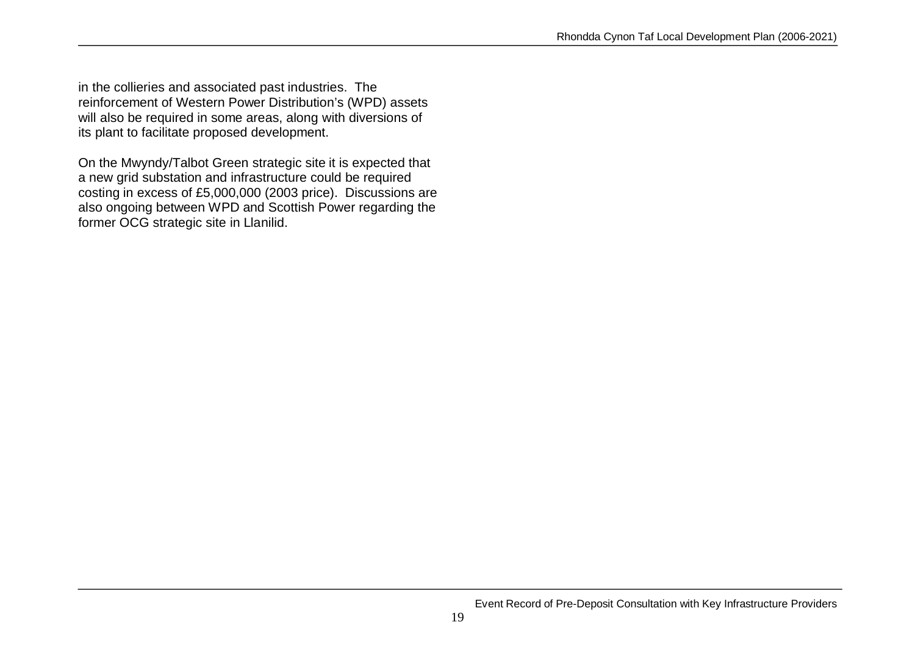in the collieries and associated past industries. The reinforcement of Western Power Distribution's (WPD) assets will also be required in some areas, along with diversions of its plant to facilitate proposed development.

On the Mwyndy/Talbot Green strategic site it is expected that a new grid substation and infrastructure could be required costing in excess of £5,000,000 (2003 price). Discussions are also ongoing between WPD and Scottish Power regarding the former OCG strategic site in Llanilid.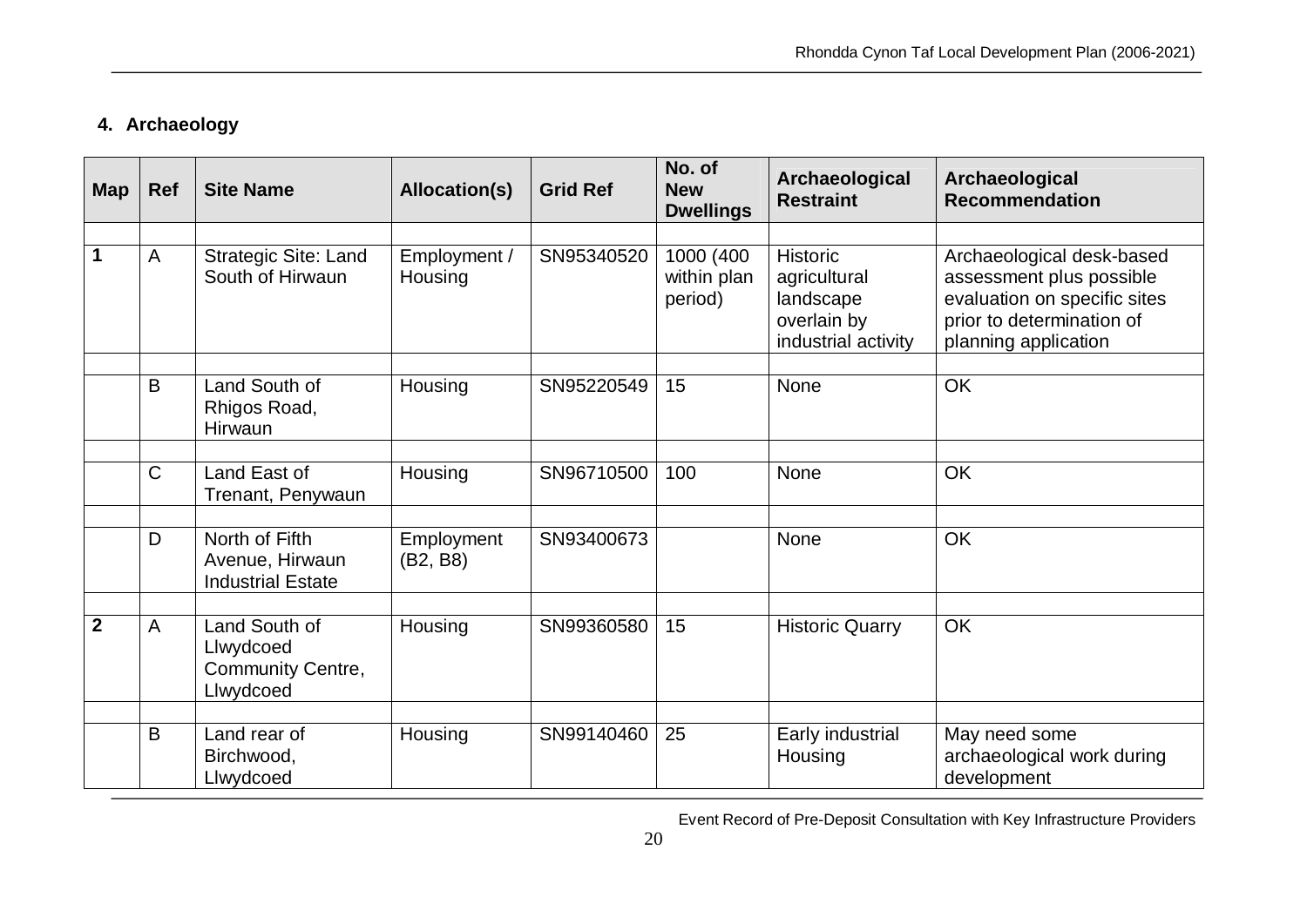## 4. Archaeology

| Map | Ref | Site Name | Allocation(s) | Grid Ref | No. of New Dwellings | Archaeological Restraint | Archaeological Recommendation |
|---|---|---|---|---|---|---|---|
| | | | | | | | |
| **1** | A | Strategic Site: Land South of Hirwaun | Employment / Housing | SN95340520 | 1000 (400 within plan period) | Historic agricultural landscape overlain by industrial activity | Archaeological desk-based assessment plus possible evaluation on specific sites prior to determination of planning application |
| | | | | | | | |
| | B | Land South of Rhigos Road, Hirwaun | Housing | SN95220549 | 15 | None | OK |
| | | | | | | | |
| | C | Land East of Trenant, Penywaun | Housing | SN96710500 | 100 | None | OK |
| | | | | | | | |
| | D | North of Fifth Avenue, Hirwaun Industrial Estate | Employment (B2, B8) | SN93400673 | | None | OK |
| | | | | | | | |
| **2** | A | Land South of Llwydcoed Community Centre, Llwydcoed | Housing | SN99360580 | 15 | Historic Quarry | OK |
| | | | | | | | |
| | B | Land rear of Birchwood, Llwydcoed | Housing | SN99140460 | 25 | Early industrial Housing | May need some archaeological work during development |

Event Record of Pre-Deposit Consultation with Key Infrastructure Providers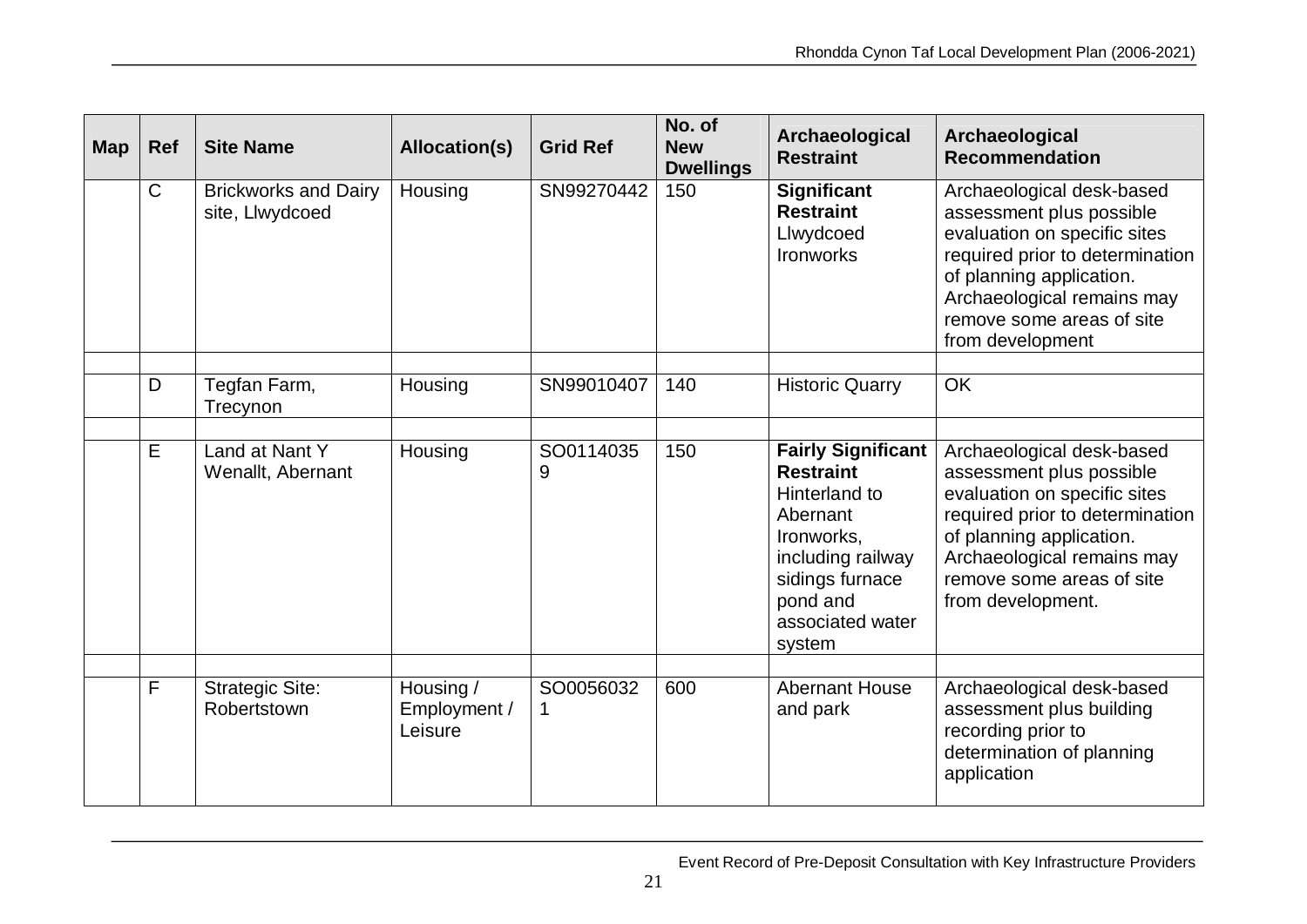| Map | Ref | Site Name | Allocation(s) | Grid Ref | No. of New Dwellings | Archaeological Restraint | Archaeological Recommendation |
|---|---|---|---|---|---|---|---|
| | C | Brickworks and Dairy site, Llwydcoed | Housing | SN99270442 | 150 | **Significant Restraint** Llwydcoed Ironworks | Archaeological desk-based assessment plus possible evaluation on specific sites required prior to determination of planning application. Archaeological remains may remove some areas of site from development |
| | | | | | | | |
| | D | Tegfan Farm, Trecynon | Housing | SN99010407 | 140 | Historic Quarry | OK |
| | | | | | | | |
| | E | Land at Nant Y Wenallt, Abernant | Housing | SO01140359 | 150 | **Fairly Significant Restraint** Hinterland to Abernant Ironworks, including railway sidings furnace pond and associated water system | Archaeological desk-based assessment plus possible evaluation on specific sites required prior to determination of planning application. Archaeological remains may remove some areas of site from development. |
| | | | | | | | |
| | F | Strategic Site: Robertstown | Housing / Employment / Leisure | SO00560321 | 600 | Abernant House and park | Archaeological desk-based assessment plus building recording prior to determination of planning application |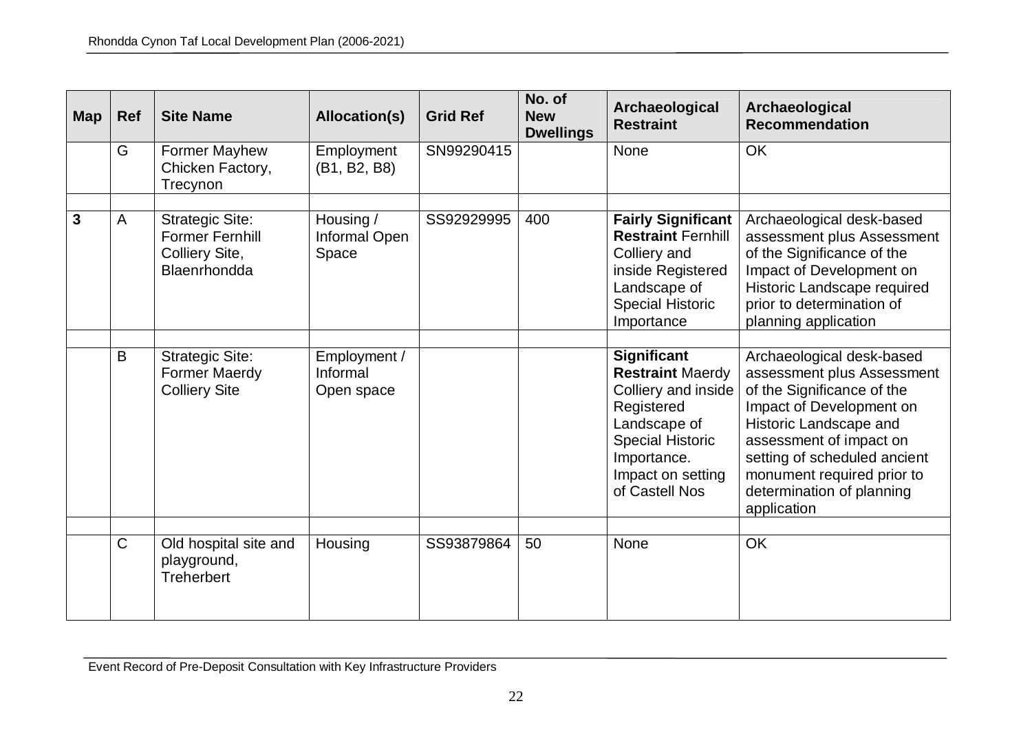| Map | Ref | Site Name | Allocation(s) | Grid Ref | No. of New Dwellings | Archaeological Restraint | Archaeological Recommendation |
|---|---|---|---|---|---|---|---|
| | G | Former Mayhew Chicken Factory, Trecynon | Employment (B1, B2, B8) | SN99290415 | | None | OK |
| | | | | | | | |
| **3** | A | Strategic Site: Former Fernhill Colliery Site, Blaenrhondda | Housing / Informal Open Space | SS92929995 | 400 | **Fairly Significant Restraint** Fernhill Colliery and inside Registered Landscape of Special Historic Importance | Archaeological desk-based assessment plus Assessment of the Significance of the Impact of Development on Historic Landscape required prior to determination of planning application |
| | | | | | | | |
| | B | Strategic Site: Former Maerdy Colliery Site | Employment / Informal Open space | | | **Significant Restraint** Maerdy Colliery and inside Registered Landscape of Special Historic Importance. Impact on setting of Castell Nos | Archaeological desk-based assessment plus Assessment of the Significance of the Impact of Development on Historic Landscape and assessment of impact on setting of scheduled ancient monument required prior to determination of planning application |
| | | | | | | | |
| | C | Old hospital site and playground, Treherbert | Housing | SS93879864 | 50 | None | OK |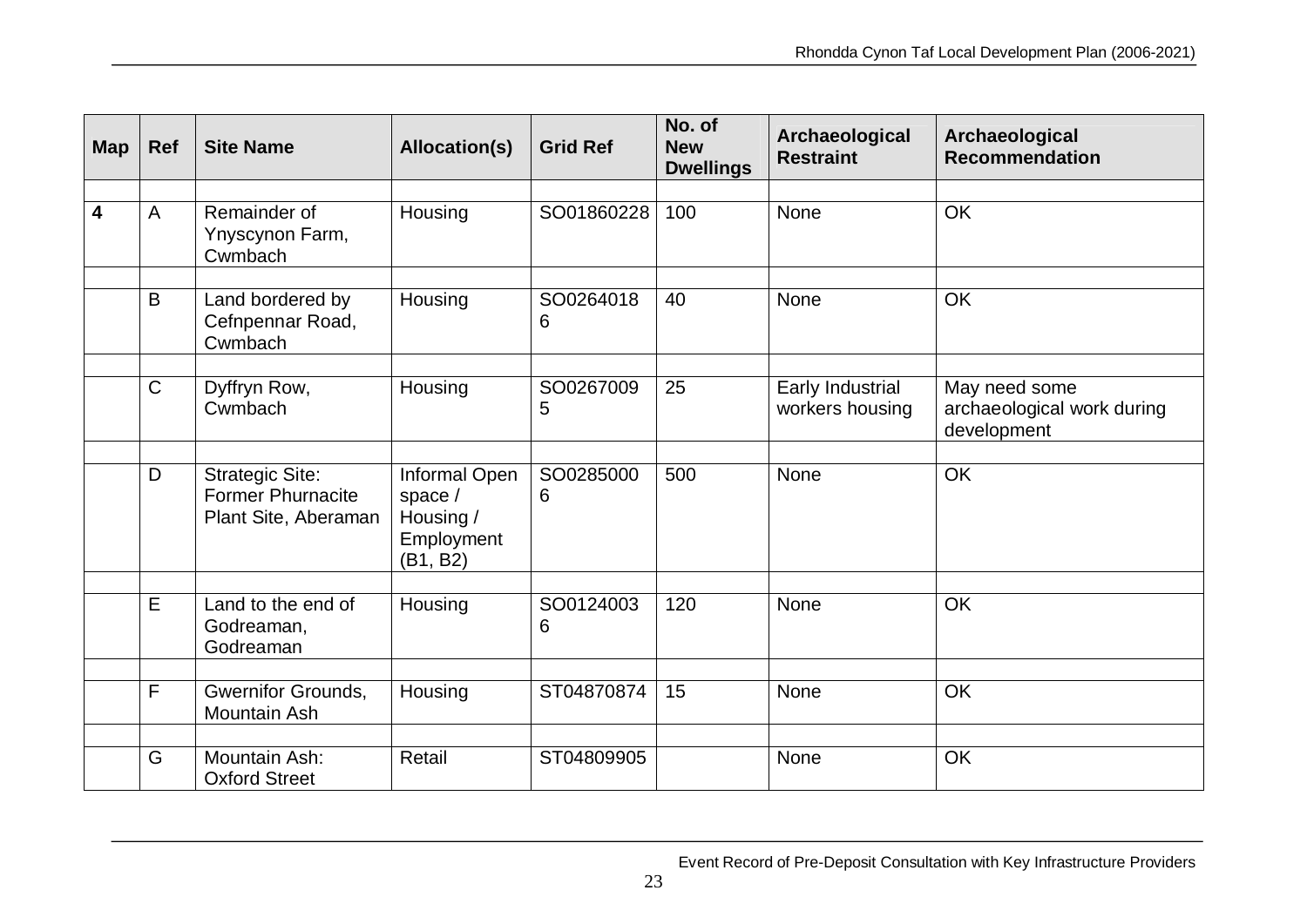| Map | Ref | Site Name | Allocation(s) | Grid Ref | No. of New Dwellings | Archaeological Restraint | Archaeological Recommendation |
|---|---|---|---|---|---|---|---|
| | | | | | | | |
| **4** | A | Remainder of Ynyscynon Farm, Cwmbach | Housing | SO01860228 | 100 | None | OK |
| | | | | | | | |
| | B | Land bordered by Cefnpennar Road, Cwmbach | Housing | SO02640186 | 40 | None | OK |
| | | | | | | | |
| | C | Dyffryn Row, Cwmbach | Housing | SO02670095 | 25 | Early Industrial workers housing | May need some archaeological work during development |
| | | | | | | | |
| | D | Strategic Site: Former Phurnacite Plant Site, Aberaman | Informal Open space / Housing / Employment (B1, B2) | SO02850006 | 500 | None | OK |
| | | | | | | | |
| | E | Land to the end of Godreaman, Godreaman | Housing | SO01240036 | 120 | None | OK |
| | | | | | | | |
| | F | Gwernifor Grounds, Mountain Ash | Housing | ST04870874 | 15 | None | OK |
| | | | | | | | |
| | G | Mountain Ash: Oxford Street | Retail | ST04809905 | | None | OK |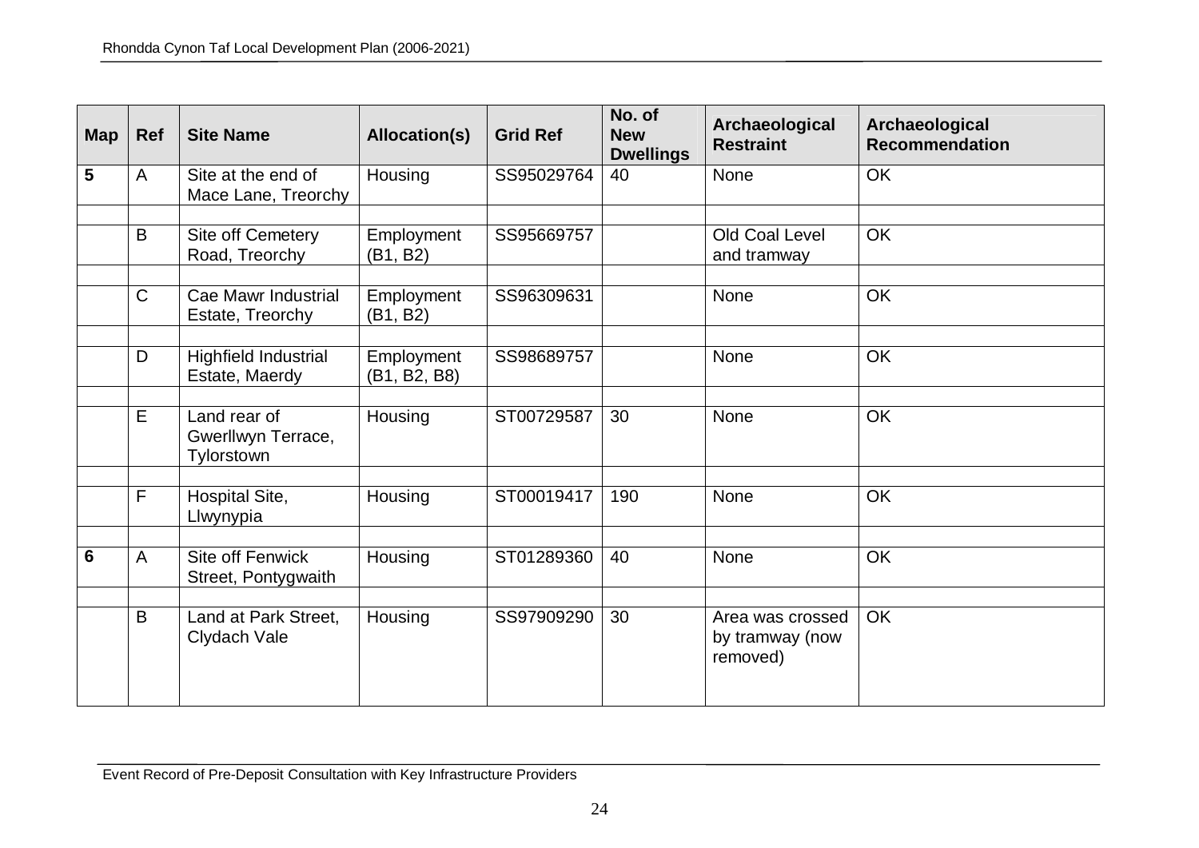| Map | Ref | Site Name | Allocation(s) | Grid Ref | No. of New Dwellings | Archaeological Restraint | Archaeological Recommendation |
|---|---|---|---|---|---|---|---|
| **5** | A | Site at the end of Mace Lane, Treorchy | Housing | SS95029764 | 40 | None | OK |
| | | | | | | | |
| | B | Site off Cemetery Road, Treorchy | Employment (B1, B2) | SS95669757 | | Old Coal Level and tramway | OK |
| | | | | | | | |
| | C | Cae Mawr Industrial Estate, Treorchy | Employment (B1, B2) | SS96309631 | | None | OK |
| | | | | | | | |
| | D | Highfield Industrial Estate, Maerdy | Employment (B1, B2, B8) | SS98689757 | | None | OK |
| | | | | | | | |
| | E | Land rear of Gwerllwyn Terrace, Tylorstown | Housing | ST00729587 | 30 | None | OK |
| | | | | | | | |
| | F | Hospital Site, Llwynypia | Housing | ST00019417 | 190 | None | OK |
| | | | | | | | |
| **6** | A | Site off Fenwick Street, Pontygwaith | Housing | ST01289360 | 40 | None | OK |
| | | | | | | | |
| | B | Land at Park Street, Clydach Vale | Housing | SS97909290 | 30 | Area was crossed by tramway (now removed) | OK |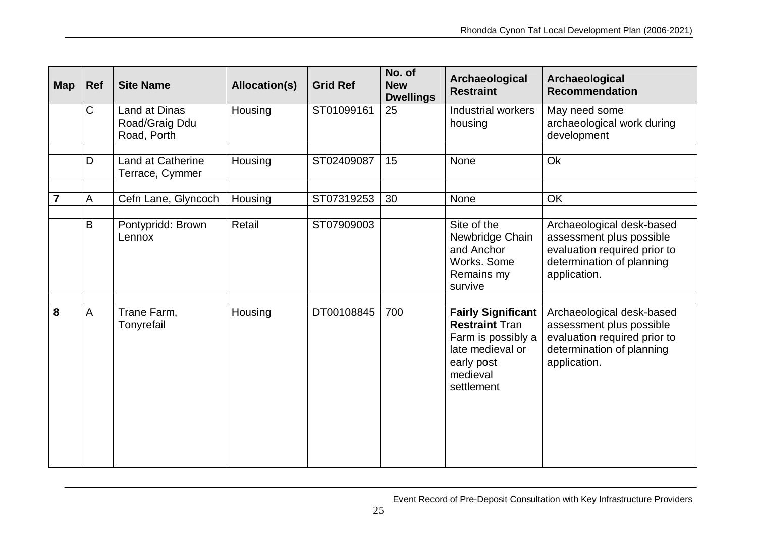| Map | Ref | Site Name | Allocation(s) | Grid Ref | No. of New Dwellings | Archaeological Restraint | Archaeological Recommendation |
|---|---|---|---|---|---|---|---|
| | C | Land at Dinas Road/Graig Ddu Road, Porth | Housing | ST01099161 | 25 | Industrial workers housing | May need some archaeological work during development |
| | | | | | | | |
| | D | Land at Catherine Terrace, Cymmer | Housing | ST02409087 | 15 | None | Ok |
| | | | | | | | |
| **7** | A | Cefn Lane, Glyncoch | Housing | ST07319253 | 30 | None | OK |
| | | | | | | | |
| | B | Pontypridd: Brown Lennox | Retail | ST07909003 | | Site of the Newbridge Chain and Anchor Works. Some Remains my survive | Archaeological desk-based assessment plus possible evaluation required prior to determination of planning application. |
| | | | | | | | |
| **8** | A | Trane Farm, Tonyrefail | Housing | DT00108845 | 700 | **Fairly Significant Restraint** Tran Farm is possibly a late medieval or early post medieval settlement | Archaeological desk-based assessment plus possible evaluation required prior to determination of planning application. |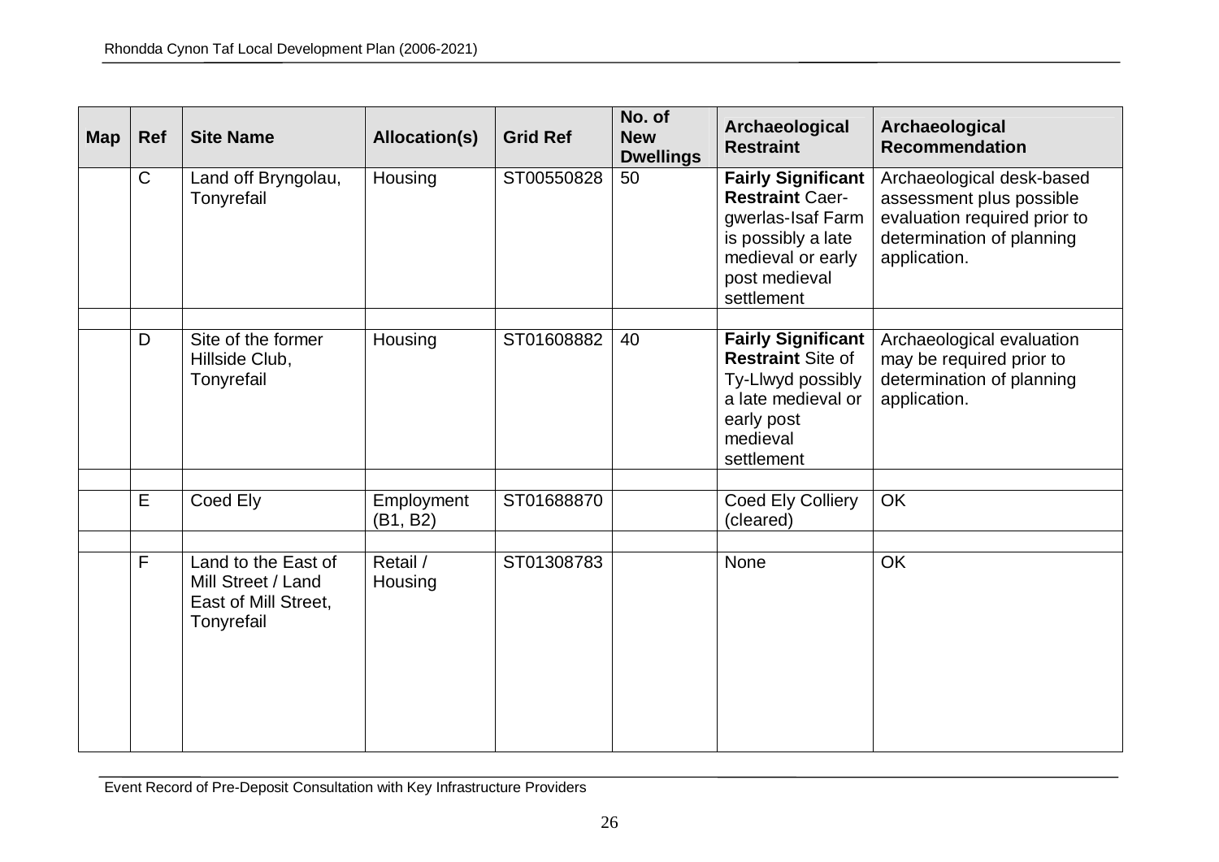| Map | Ref | Site Name | Allocation(s) | Grid Ref | No. of New Dwellings | Archaeological Restraint | Archaeological Recommendation |
|---|---|---|---|---|---|---|---|
| | C | Land off Bryngolau, Tonyrefail | Housing | ST00550828 | 50 | **Fairly Significant Restraint** Caer-gwerlas-Isaf Farm is possibly a late medieval or early post medieval settlement | Archaeological desk-based assessment plus possible evaluation required prior to determination of planning application. |
| | | | | | | | |
| | D | Site of the former Hillside Club, Tonyrefail | Housing | ST01608882 | 40 | **Fairly Significant Restraint** Site of Ty-Llwyd possibly a late medieval or early post medieval settlement | Archaeological evaluation may be required prior to determination of planning application. |
| | | | | | | | |
| | E | Coed Ely | Employment (B1, B2) | ST01688870 | | Coed Ely Colliery (cleared) | OK |
| | | | | | | | |
| | F | Land to the East of Mill Street / Land East of Mill Street, Tonyrefail | Retail / Housing | ST01308783 | | None | OK |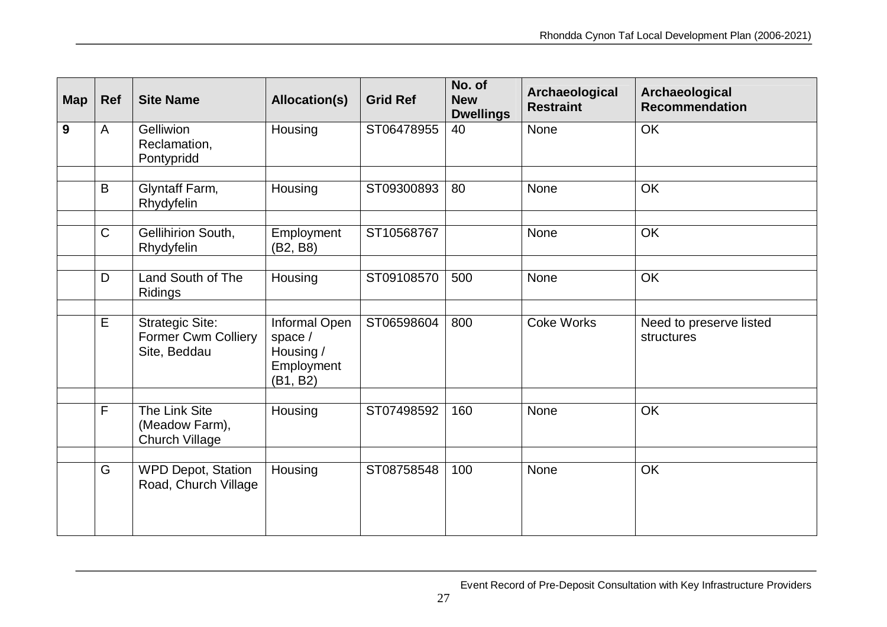| Map | Ref | Site Name | Allocation(s) | Grid Ref | No. of New Dwellings | Archaeological Restraint | Archaeological Recommendation |
|---|---|---|---|---|---|---|---|
| **9** | A | Gelliwion Reclamation, Pontypridd | Housing | ST06478955 | 40 | None | OK |
| | | | | | | | |
| | B | Glyntaff Farm, Rhydyfelin | Housing | ST09300893 | 80 | None | OK |
| | | | | | | | |
| | C | Gellihirion South, Rhydyfelin | Employment (B2, B8) | ST10568767 | | None | OK |
| | | | | | | | |
| | D | Land South of The Ridings | Housing | ST09108570 | 500 | None | OK |
| | | | | | | | |
| | E | Strategic Site: Former Cwm Colliery Site, Beddau | Informal Open space / Housing / Employment (B1, B2) | ST06598604 | 800 | Coke Works | Need to preserve listed structures |
| | | | | | | | |
| | F | The Link Site (Meadow Farm), Church Village | Housing | ST07498592 | 160 | None | OK |
| | | | | | | | |
| | G | WPD Depot, Station Road, Church Village | Housing | ST08758548 | 100 | None | OK |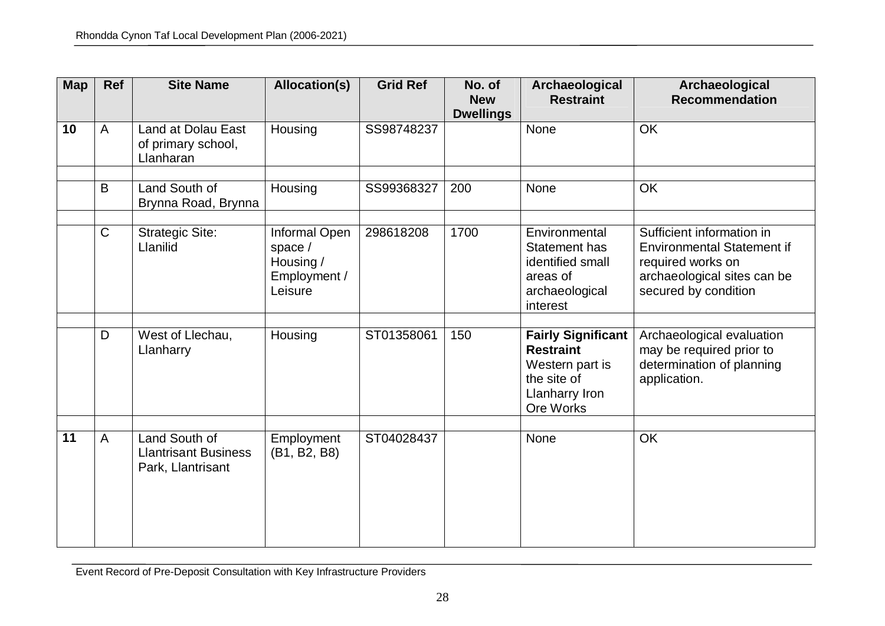| Map | Ref | Site Name | Allocation(s) | Grid Ref | No. of New Dwellings | Archaeological Restraint | Archaeological Recommendation |
|---|---|---|---|---|---|---|---|
| **10** | A | Land at Dolau East of primary school, Llanharan | Housing | SS98748237 | | None | OK |
| | | | | | | | |
| | B | Land South of Brynna Road, Brynna | Housing | SS99368327 | 200 | None | OK |
| | | | | | | | |
| | C | Strategic Site: Llanilid | Informal Open space / Housing / Employment / Leisure | 298618208 | 1700 | Environmental Statement has identified small areas of archaeological interest | Sufficient information in Environmental Statement if required works on archaeological sites can be secured by condition |
| | | | | | | | |
| | D | West of Llechau, Llanharry | Housing | ST01358061 | 150 | **Fairly Significant Restraint** Western part is the site of Llanharry Iron Ore Works | Archaeological evaluation may be required prior to determination of planning application. |
| | | | | | | | |
| **11** | A | Land South of Llantrisant Business Park, Llantrisant | Employment (B1, B2, B8) | ST04028437 | | None | OK |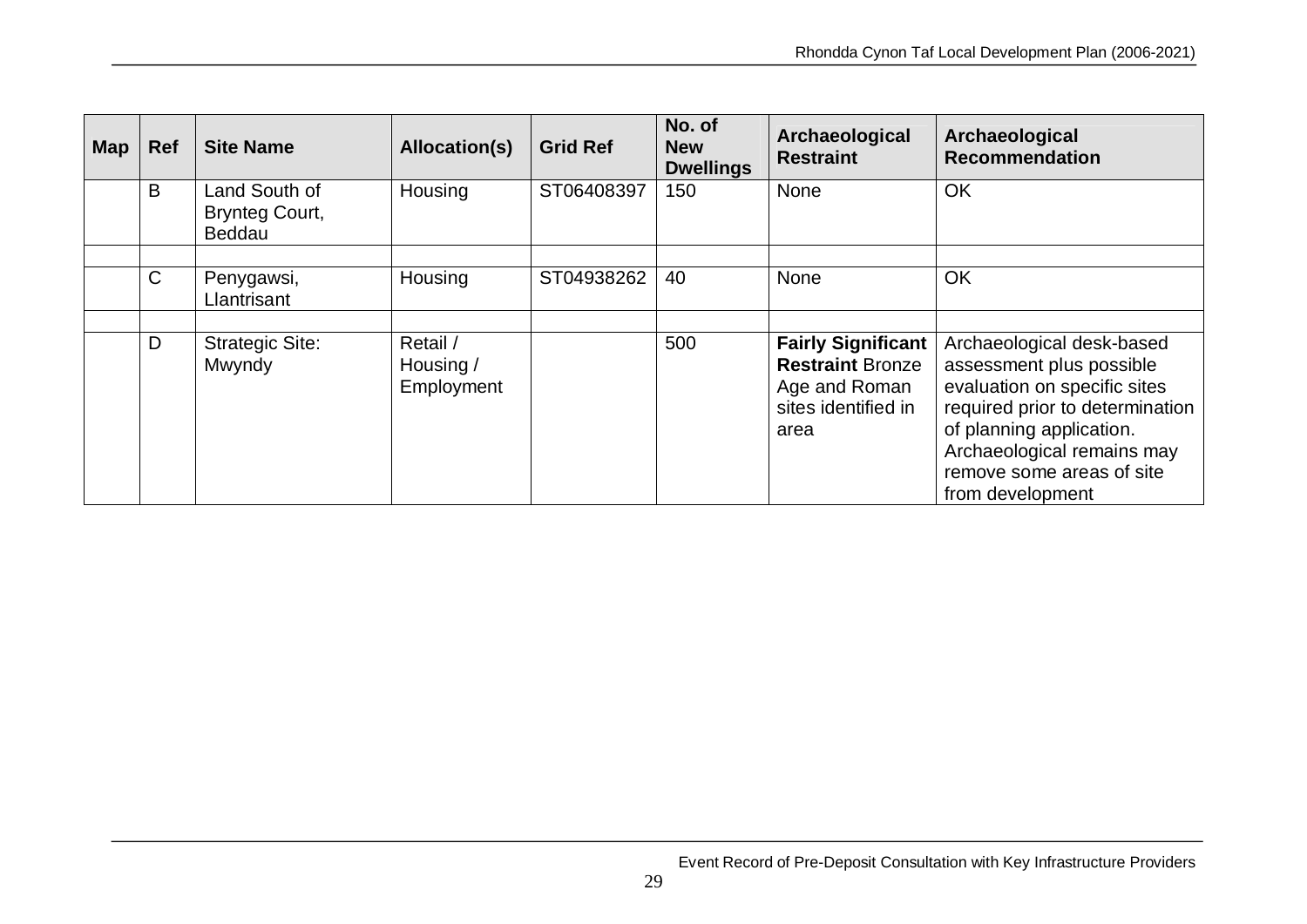| Map | Ref | Site Name | Allocation(s) | Grid Ref | No. of New Dwellings | Archaeological Restraint | Archaeological Recommendation |
|---|---|---|---|---|---|---|---|
| | B | Land South of Brynteg Court, Beddau | Housing | ST06408397 | 150 | None | OK |
| | | | | | | | |
| | C | Penygawsi, Llantrisant | Housing | ST04938262 | 40 | None | OK |
| | | | | | | | |
| | D | Strategic Site: Mwyndy | Retail / Housing / Employment | | 500 | **Fairly Significant Restraint** Bronze Age and Roman sites identified in area | Archaeological desk-based assessment plus possible evaluation on specific sites required prior to determination of planning application. Archaeological remains may remove some areas of site from development |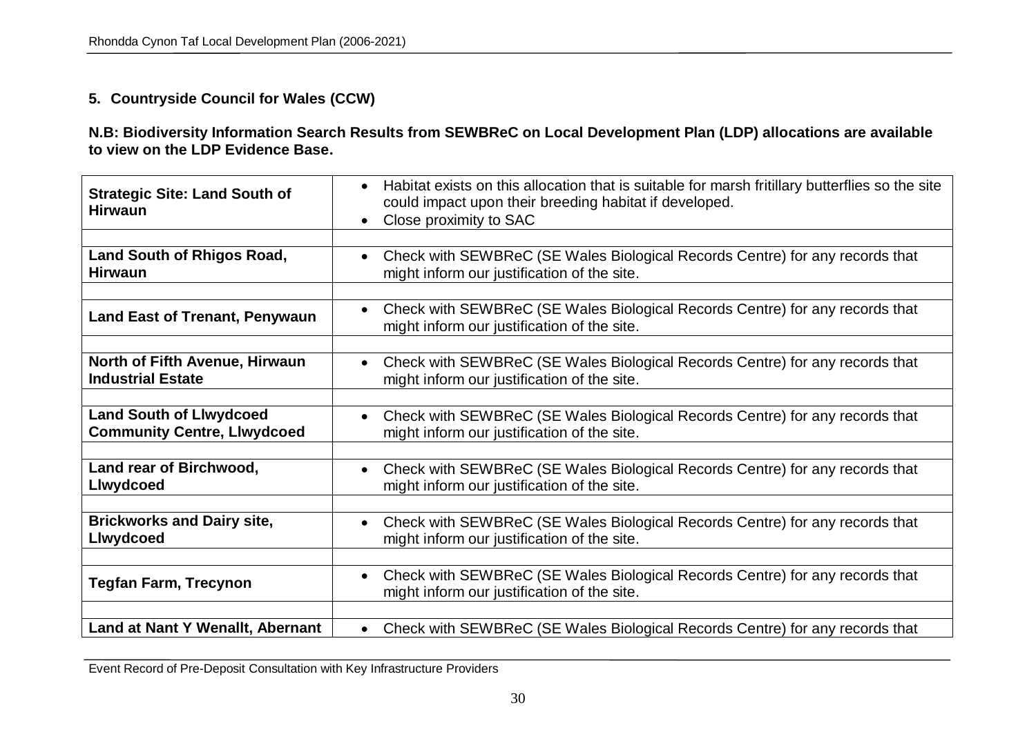## 5. Countryside Council for Wales (CCW)

**N.B: Biodiversity Information Search Results from SEWBReC on Local Development Plan (LDP) allocations are available to view on the LDP Evidence Base.**

| | |
|---|---|
| **Strategic Site: Land South of Hirwaun** | • Habitat exists on this allocation that is suitable for marsh fritillary butterflies so the site could impact upon their breeding habitat if developed.<br>• Close proximity to SAC |
| | |
| **Land South of Rhigos Road, Hirwaun** | • Check with SEWBReC (SE Wales Biological Records Centre) for any records that might inform our justification of the site. |
| | |
| **Land East of Trenant, Penywaun** | • Check with SEWBReC (SE Wales Biological Records Centre) for any records that might inform our justification of the site. |
| | |
| **North of Fifth Avenue, Hirwaun Industrial Estate** | • Check with SEWBReC (SE Wales Biological Records Centre) for any records that might inform our justification of the site. |
| | |
| **Land South of Llwydcoed Community Centre, Llwydcoed** | • Check with SEWBReC (SE Wales Biological Records Centre) for any records that might inform our justification of the site. |
| | |
| **Land rear of Birchwood, Llwydcoed** | • Check with SEWBReC (SE Wales Biological Records Centre) for any records that might inform our justification of the site. |
| | |
| **Brickworks and Dairy site, Llwydcoed** | • Check with SEWBReC (SE Wales Biological Records Centre) for any records that might inform our justification of the site. |
| | |
| **Tegfan Farm, Trecynon** | • Check with SEWBReC (SE Wales Biological Records Centre) for any records that might inform our justification of the site. |
| | |
| **Land at Nant Y Wenallt, Abernant** | • Check with SEWBReC (SE Wales Biological Records Centre) for any records that |

Event Record of Pre-Deposit Consultation with Key Infrastructure Providers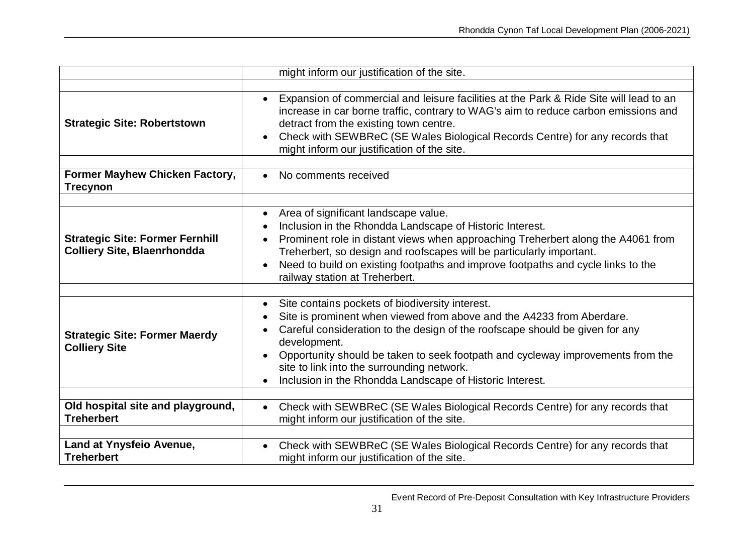| | |
|---|---|
| | might inform our justification of the site. |
| | |
| **Strategic Site: Robertstown** | • Expansion of commercial and leisure facilities at the Park & Ride Site will lead to an increase in car borne traffic, contrary to WAG's aim to reduce carbon emissions and detract from the existing town centre.<br>• Check with SEWBReC (SE Wales Biological Records Centre) for any records that might inform our justification of the site. |
| | |
| **Former Mayhew Chicken Factory, Trecynon** | • No comments received |
| | |
| **Strategic Site: Former Fernhill Colliery Site, Blaenrhondda** | • Area of significant landscape value.<br>• Inclusion in the Rhondda Landscape of Historic Interest.<br>• Prominent role in distant views when approaching Treherbert along the A4061 from Treherbert, so design and roofscapes will be particularly important.<br>• Need to build on existing footpaths and improve footpaths and cycle links to the railway station at Treherbert. |
| | |
| **Strategic Site: Former Maerdy Colliery Site** | • Site contains pockets of biodiversity interest.<br>• Site is prominent when viewed from above and the A4233 from Aberdare.<br>• Careful consideration to the design of the roofscape should be given for any development.<br>• Opportunity should be taken to seek footpath and cycleway improvements from the site to link into the surrounding network.<br>• Inclusion in the Rhondda Landscape of Historic Interest. |
| | |
| **Old hospital site and playground, Treherbert** | • Check with SEWBReC (SE Wales Biological Records Centre) for any records that might inform our justification of the site. |
| | |
| **Land at Ynysfeio Avenue, Treherbert** | • Check with SEWBReC (SE Wales Biological Records Centre) for any records that might inform our justification of the site. |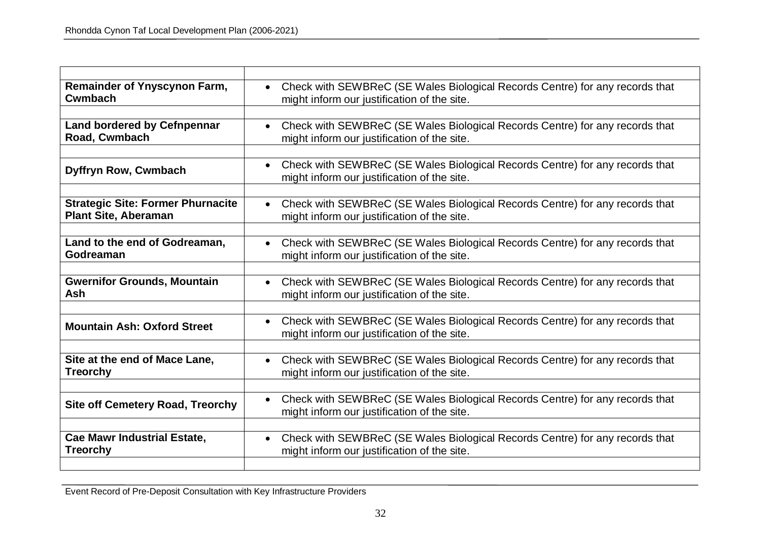| | |
|---|---|
| **Remainder of Ynyscynon Farm, Cwmbach** | • Check with SEWBReC (SE Wales Biological Records Centre) for any records that might inform our justification of the site. |
| | |
| **Land bordered by Cefnpennar Road, Cwmbach** | • Check with SEWBReC (SE Wales Biological Records Centre) for any records that might inform our justification of the site. |
| | |
| **Dyffryn Row, Cwmbach** | • Check with SEWBReC (SE Wales Biological Records Centre) for any records that might inform our justification of the site. |
| | |
| **Strategic Site: Former Phurnacite Plant Site, Aberaman** | • Check with SEWBReC (SE Wales Biological Records Centre) for any records that might inform our justification of the site. |
| | |
| **Land to the end of Godreaman, Godreaman** | • Check with SEWBReC (SE Wales Biological Records Centre) for any records that might inform our justification of the site. |
| | |
| **Gwernifor Grounds, Mountain Ash** | • Check with SEWBReC (SE Wales Biological Records Centre) for any records that might inform our justification of the site. |
| | |
| **Mountain Ash: Oxford Street** | • Check with SEWBReC (SE Wales Biological Records Centre) for any records that might inform our justification of the site. |
| | |
| **Site at the end of Mace Lane, Treorchy** | • Check with SEWBReC (SE Wales Biological Records Centre) for any records that might inform our justification of the site. |
| | |
| **Site off Cemetery Road, Treorchy** | • Check with SEWBReC (SE Wales Biological Records Centre) for any records that might inform our justification of the site. |
| | |
| **Cae Mawr Industrial Estate, Treorchy** | • Check with SEWBReC (SE Wales Biological Records Centre) for any records that might inform our justification of the site. |
| | |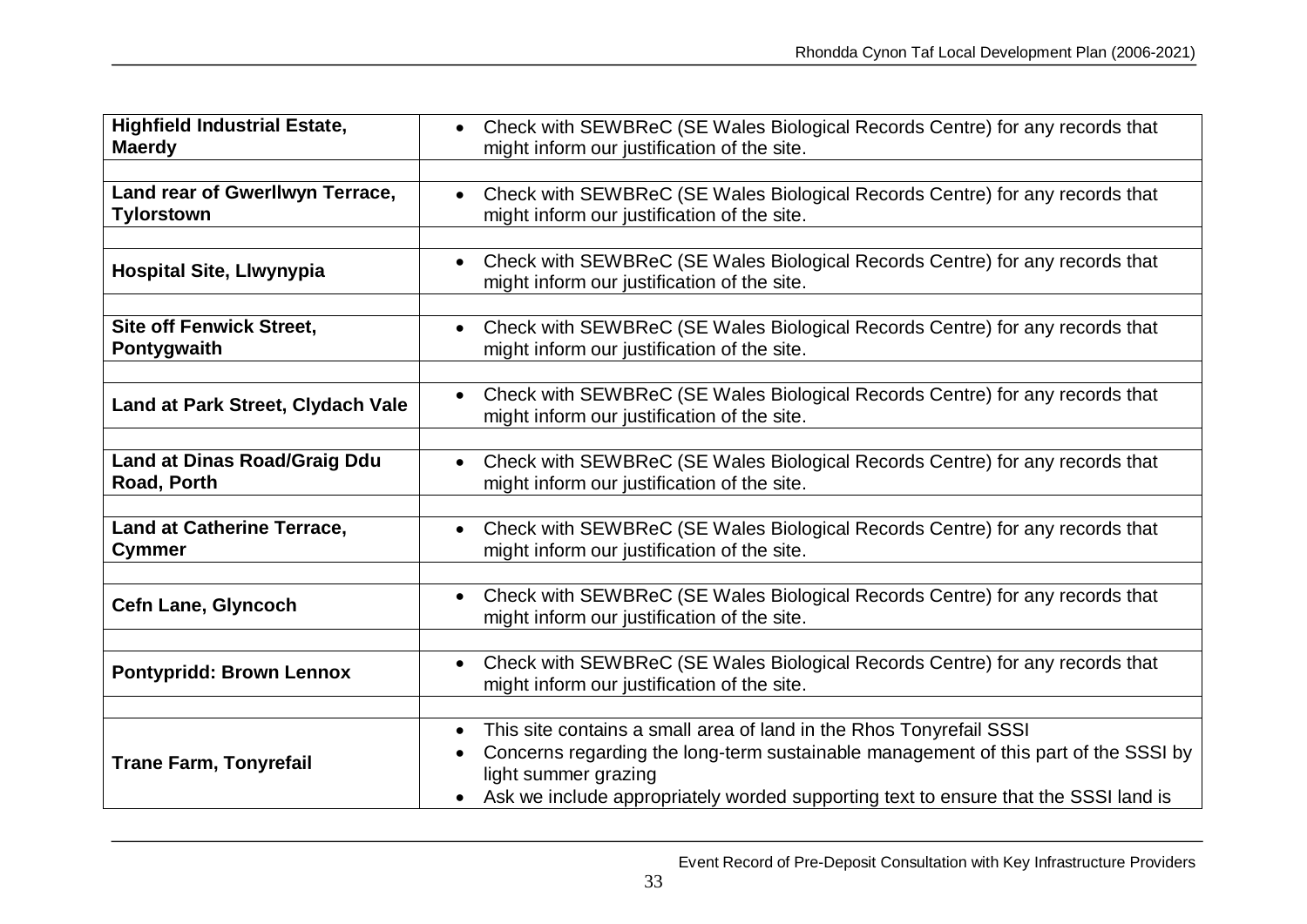| | |
|---|---|
| **Highfield Industrial Estate, Maerdy** | • Check with SEWBReC (SE Wales Biological Records Centre) for any records that might inform our justification of the site. |
| | |
| **Land rear of Gwerllwyn Terrace, Tylorstown** | • Check with SEWBReC (SE Wales Biological Records Centre) for any records that might inform our justification of the site. |
| | |
| **Hospital Site, Llwynypia** | • Check with SEWBReC (SE Wales Biological Records Centre) for any records that might inform our justification of the site. |
| | |
| **Site off Fenwick Street, Pontygwaith** | • Check with SEWBReC (SE Wales Biological Records Centre) for any records that might inform our justification of the site. |
| | |
| **Land at Park Street, Clydach Vale** | • Check with SEWBReC (SE Wales Biological Records Centre) for any records that might inform our justification of the site. |
| | |
| **Land at Dinas Road/Graig Ddu Road, Porth** | • Check with SEWBReC (SE Wales Biological Records Centre) for any records that might inform our justification of the site. |
| | |
| **Land at Catherine Terrace, Cymmer** | • Check with SEWBReC (SE Wales Biological Records Centre) for any records that might inform our justification of the site. |
| | |
| **Cefn Lane, Glyncoch** | • Check with SEWBReC (SE Wales Biological Records Centre) for any records that might inform our justification of the site. |
| | |
| **Pontypridd: Brown Lennox** | • Check with SEWBReC (SE Wales Biological Records Centre) for any records that might inform our justification of the site. |
| | |
| **Trane Farm, Tonyrefail** | • This site contains a small area of land in the Rhos Tonyrefail SSSI<br>• Concerns regarding the long-term sustainable management of this part of the SSSI by light summer grazing<br>• Ask we include appropriately worded supporting text to ensure that the SSSI land is |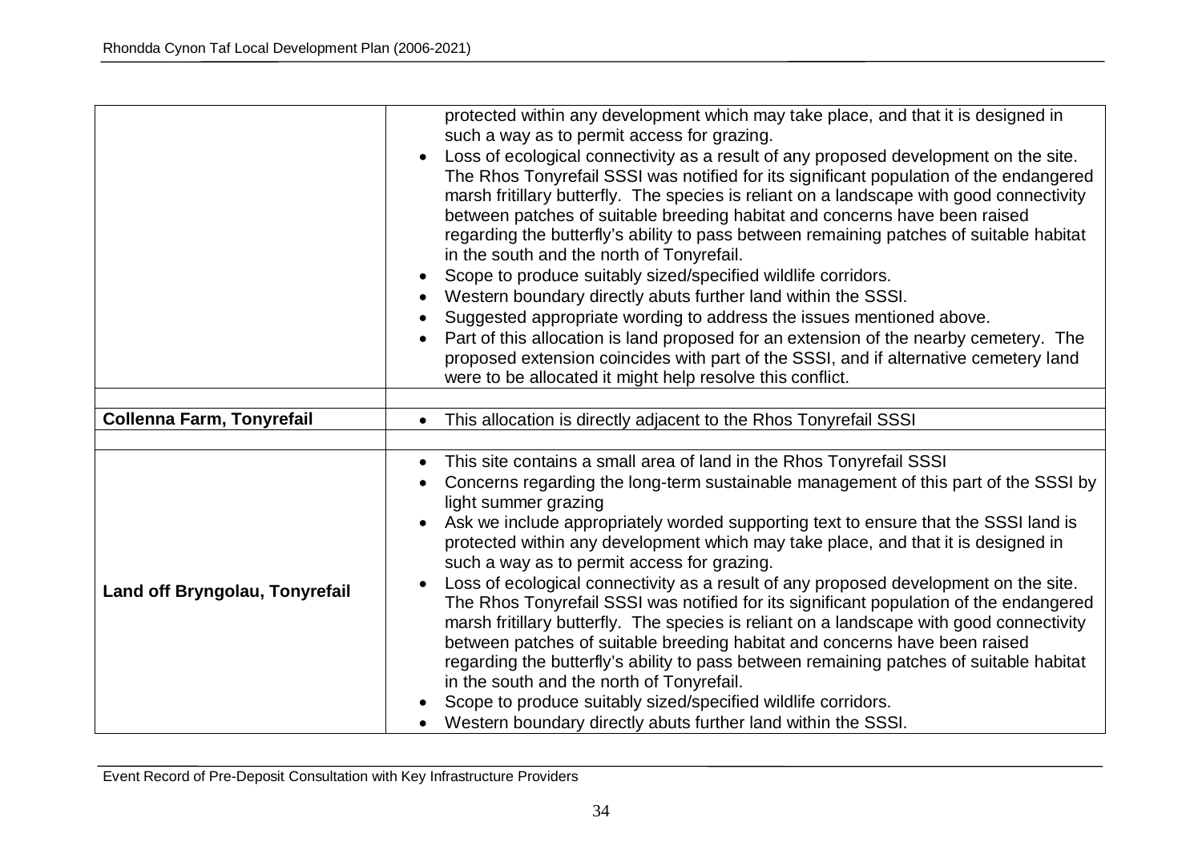| | |
|---|---|
| | protected within any development which may take place, and that it is designed in such a way as to permit access for grazing.<br>• Loss of ecological connectivity as a result of any proposed development on the site. The Rhos Tonyrefail SSSI was notified for its significant population of the endangered marsh fritillary butterfly. The species is reliant on a landscape with good connectivity between patches of suitable breeding habitat and concerns have been raised regarding the butterfly's ability to pass between remaining patches of suitable habitat in the south and the north of Tonyrefail.<br>• Scope to produce suitably sized/specified wildlife corridors.<br>• Western boundary directly abuts further land within the SSSI.<br>• Suggested appropriate wording to address the issues mentioned above.<br>• Part of this allocation is land proposed for an extension of the nearby cemetery. The proposed extension coincides with part of the SSSI, and if alternative cemetery land were to be allocated it might help resolve this conflict. |
| | |
| **Collenna Farm, Tonyrefail** | • This allocation is directly adjacent to the Rhos Tonyrefail SSSI |
| | |
| **Land off Bryngolau, Tonyrefail** | • This site contains a small area of land in the Rhos Tonyrefail SSSI<br>• Concerns regarding the long-term sustainable management of this part of the SSSI by light summer grazing<br>• Ask we include appropriately worded supporting text to ensure that the SSSI land is protected within any development which may take place, and that it is designed in such a way as to permit access for grazing.<br>• Loss of ecological connectivity as a result of any proposed development on the site. The Rhos Tonyrefail SSSI was notified for its significant population of the endangered marsh fritillary butterfly. The species is reliant on a landscape with good connectivity between patches of suitable breeding habitat and concerns have been raised regarding the butterfly's ability to pass between remaining patches of suitable habitat in the south and the north of Tonyrefail.<br>• Scope to produce suitably sized/specified wildlife corridors.<br>• Western boundary directly abuts further land within the SSSI. |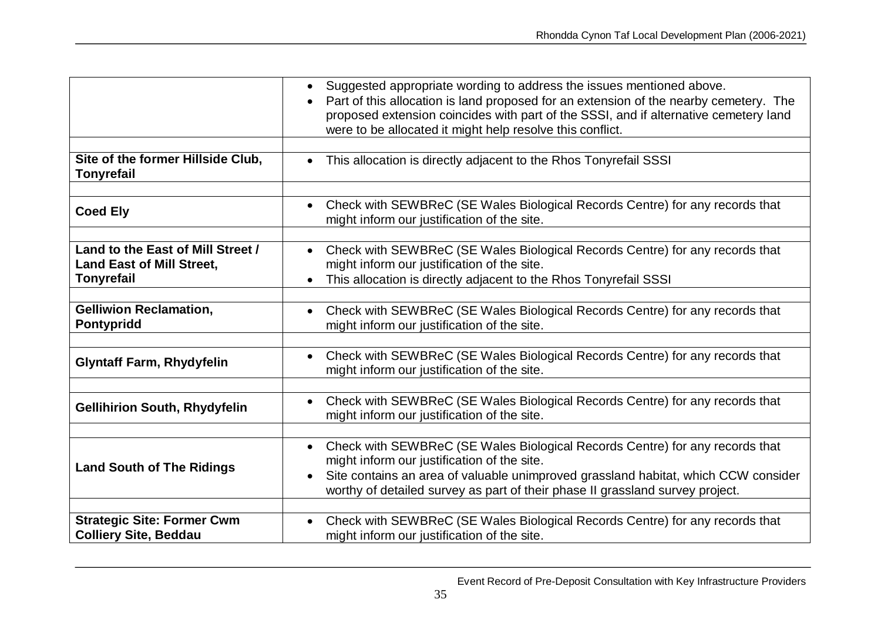| | |
|---|---|
| | • Suggested appropriate wording to address the issues mentioned above.<br>• Part of this allocation is land proposed for an extension of the nearby cemetery. The proposed extension coincides with part of the SSSI, and if alternative cemetery land were to be allocated it might help resolve this conflict. |
| **Site of the former Hillside Club, Tonyrefail** | • This allocation is directly adjacent to the Rhos Tonyrefail SSSI |
| **Coed Ely** | • Check with SEWBReC (SE Wales Biological Records Centre) for any records that might inform our justification of the site. |
| **Land to the East of Mill Street / Land East of Mill Street, Tonyrefail** | • Check with SEWBReC (SE Wales Biological Records Centre) for any records that might inform our justification of the site.<br>• This allocation is directly adjacent to the Rhos Tonyrefail SSSI |
| **Gelliwion Reclamation, Pontypridd** | • Check with SEWBReC (SE Wales Biological Records Centre) for any records that might inform our justification of the site. |
| **Glyntaff Farm, Rhydyfelin** | • Check with SEWBReC (SE Wales Biological Records Centre) for any records that might inform our justification of the site. |
| **Gellihirion South, Rhydyfelin** | • Check with SEWBReC (SE Wales Biological Records Centre) for any records that might inform our justification of the site. |
| **Land South of The Ridings** | • Check with SEWBReC (SE Wales Biological Records Centre) for any records that might inform our justification of the site.<br>• Site contains an area of valuable unimproved grassland habitat, which CCW consider worthy of detailed survey as part of their phase II grassland survey project. |
| **Strategic Site: Former Cwm Colliery Site, Beddau** | • Check with SEWBReC (SE Wales Biological Records Centre) for any records that might inform our justification of the site. |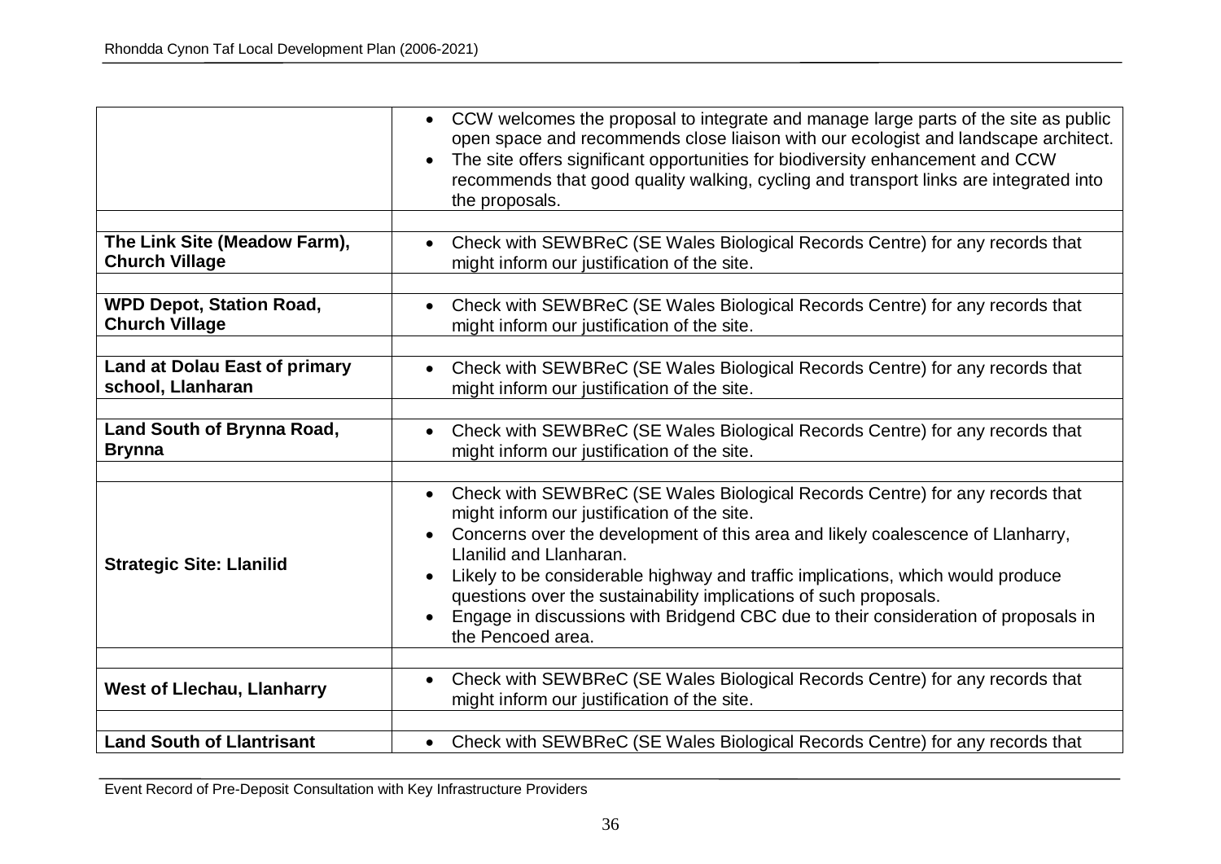| | |
|---|---|
| | • CCW welcomes the proposal to integrate and manage large parts of the site as public open space and recommends close liaison with our ecologist and landscape architect.<br>• The site offers significant opportunities for biodiversity enhancement and CCW recommends that good quality walking, cycling and transport links are integrated into the proposals. |
| | |
| **The Link Site (Meadow Farm), Church Village** | • Check with SEWBReC (SE Wales Biological Records Centre) for any records that might inform our justification of the site. |
| | |
| **WPD Depot, Station Road, Church Village** | • Check with SEWBReC (SE Wales Biological Records Centre) for any records that might inform our justification of the site. |
| | |
| **Land at Dolau East of primary school, Llanharan** | • Check with SEWBReC (SE Wales Biological Records Centre) for any records that might inform our justification of the site. |
| | |
| **Land South of Brynna Road, Brynna** | • Check with SEWBReC (SE Wales Biological Records Centre) for any records that might inform our justification of the site. |
| | |
| **Strategic Site: Llanilid** | • Check with SEWBReC (SE Wales Biological Records Centre) for any records that might inform our justification of the site.<br>• Concerns over the development of this area and likely coalescence of Llanharry, Llanilid and Llanharan.<br>• Likely to be considerable highway and traffic implications, which would produce questions over the sustainability implications of such proposals.<br>• Engage in discussions with Bridgend CBC due to their consideration of proposals in the Pencoed area. |
| | |
| **West of Llechau, Llanharry** | • Check with SEWBReC (SE Wales Biological Records Centre) for any records that might inform our justification of the site. |
| | |
| **Land South of Llantrisant** | • Check with SEWBReC (SE Wales Biological Records Centre) for any records that |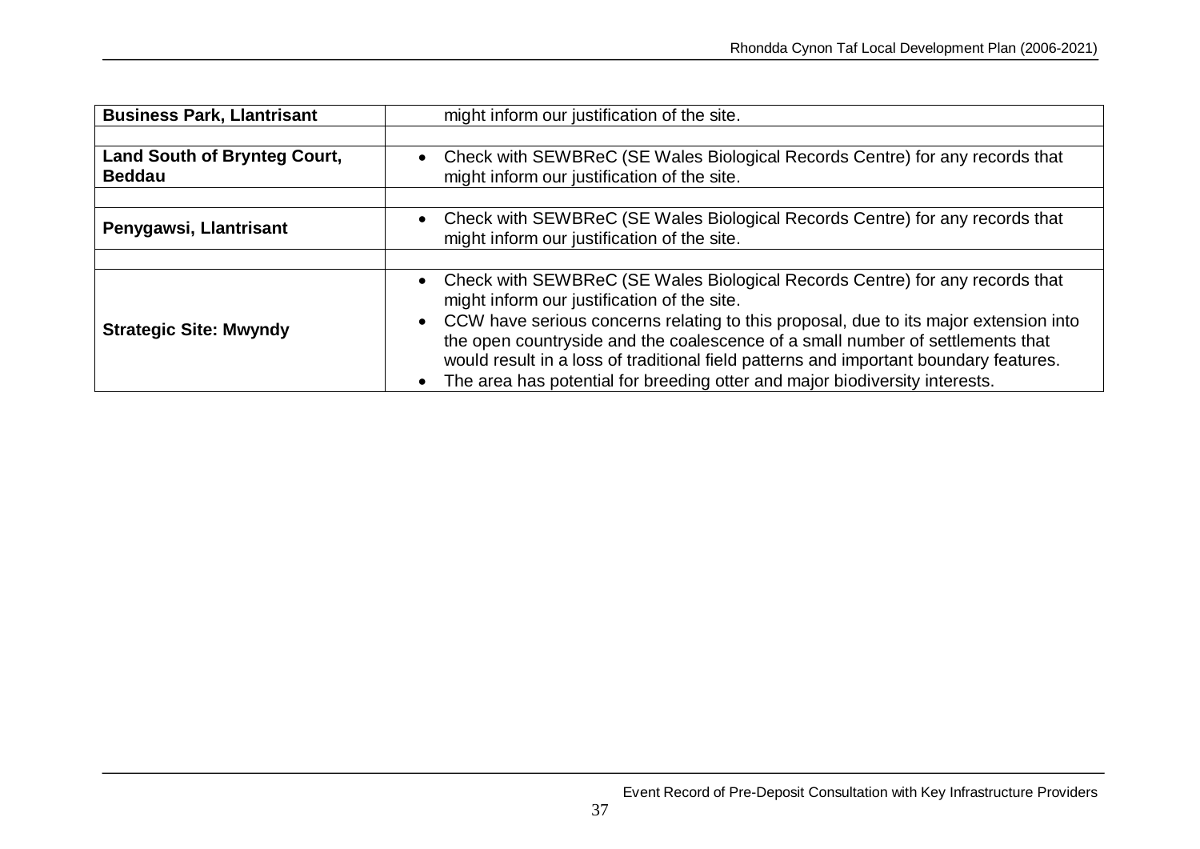| | |
|---|---|
| **Business Park, Llantrisant** | might inform our justification of the site. |
| | |
| **Land South of Brynteg Court, Beddau** | • Check with SEWBReC (SE Wales Biological Records Centre) for any records that might inform our justification of the site. |
| | |
| **Penygawsi, Llantrisant** | • Check with SEWBReC (SE Wales Biological Records Centre) for any records that might inform our justification of the site. |
| | |
| **Strategic Site: Mwyndy** | • Check with SEWBReC (SE Wales Biological Records Centre) for any records that might inform our justification of the site.<br>• CCW have serious concerns relating to this proposal, due to its major extension into the open countryside and the coalescence of a small number of settlements that would result in a loss of traditional field patterns and important boundary features.<br>• The area has potential for breeding otter and major biodiversity interests. |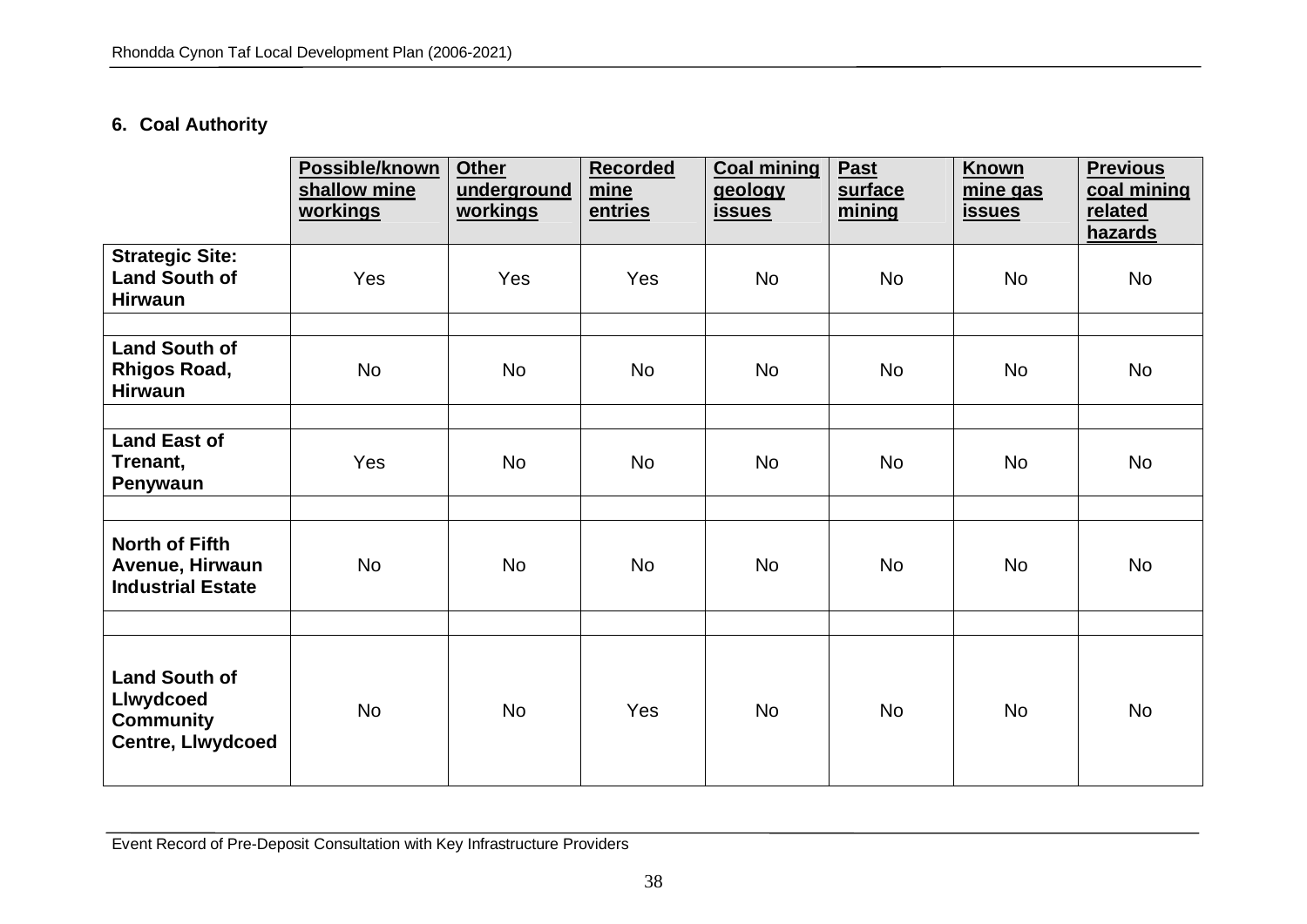### 6. Coal Authority

| | Possible/known shallow mine workings | Other underground workings | Recorded mine entries | Coal mining geology issues | Past surface mining | Known mine gas issues | Previous coal mining related hazards |
|---|---|---|---|---|---|---|---|
| **Strategic Site: Land South of Hirwaun** | Yes | Yes | Yes | No | No | No | No |
| | | | | | | | |
| **Land South of Rhigos Road, Hirwaun** | No | No | No | No | No | No | No |
| | | | | | | | |
| **Land East of Trenant, Penywaun** | Yes | No | No | No | No | No | No |
| | | | | | | | |
| **North of Fifth Avenue, Hirwaun Industrial Estate** | No | No | No | No | No | No | No |
| | | | | | | | |
| **Land South of Llwydcoed Community Centre, Llwydcoed** | No | No | Yes | No | No | No | No |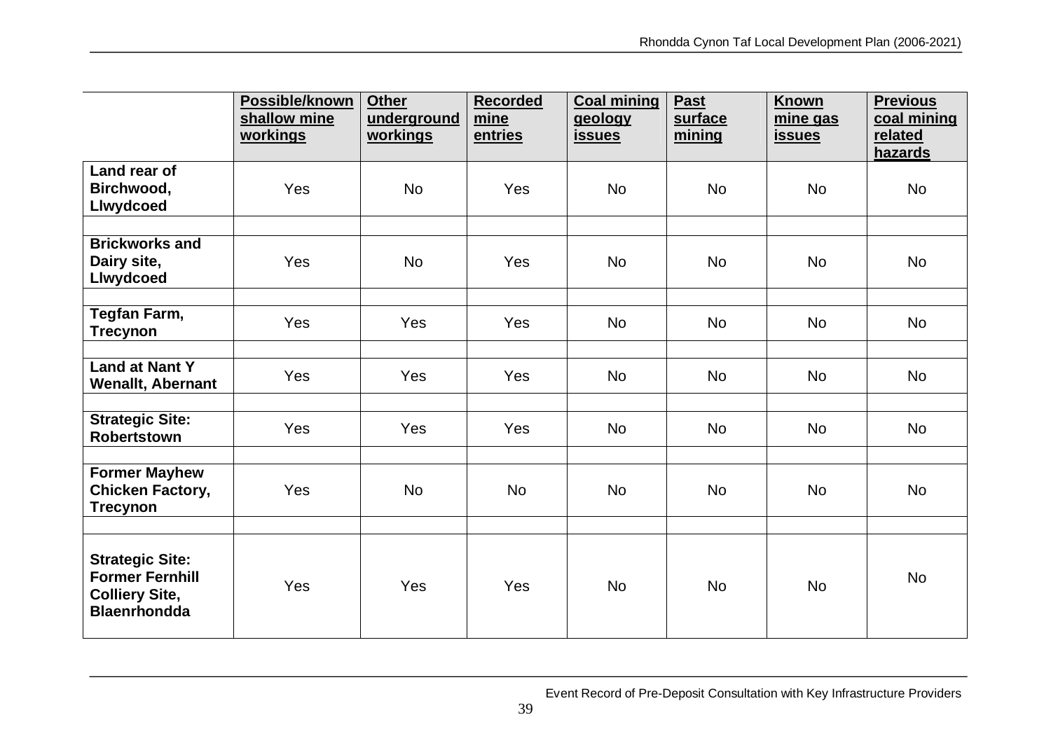| | Possible/known shallow mine workings | Other underground workings | Recorded mine entries | Coal mining geology issues | Past surface mining | Known mine gas issues | Previous coal mining related hazards |
|---|---|---|---|---|---|---|---|
| **Land rear of Birchwood, Llwydcoed** | Yes | No | Yes | No | No | No | No |
| | | | | | | | |
| **Brickworks and Dairy site, Llwydcoed** | Yes | No | Yes | No | No | No | No |
| | | | | | | | |
| **Tegfan Farm, Trecynon** | Yes | Yes | Yes | No | No | No | No |
| | | | | | | | |
| **Land at Nant Y Wenallt, Abernant** | Yes | Yes | Yes | No | No | No | No |
| | | | | | | | |
| **Strategic Site: Robertstown** | Yes | Yes | Yes | No | No | No | No |
| | | | | | | | |
| **Former Mayhew Chicken Factory, Trecynon** | Yes | No | No | No | No | No | No |
| | | | | | | | |
| **Strategic Site: Former Fernhill Colliery Site, Blaenrhondda** | Yes | Yes | Yes | No | No | No | No |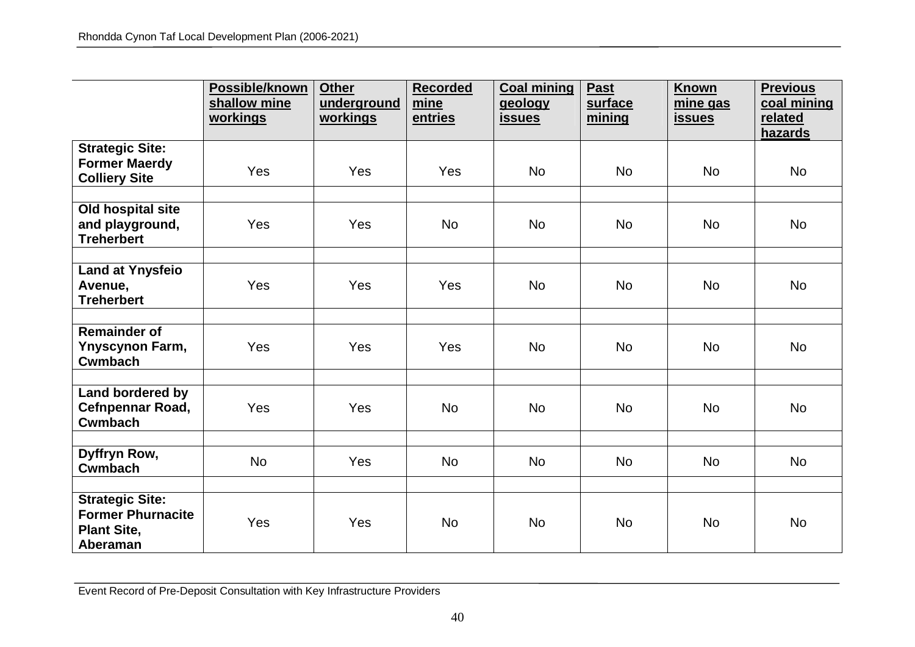| | Possible/known shallow mine workings | Other underground workings | Recorded mine entries | Coal mining geology issues | Past surface mining | Known mine gas issues | Previous coal mining related hazards |
|---|---|---|---|---|---|---|---|
| **Strategic Site: Former Maerdy Colliery Site** | Yes | Yes | Yes | No | No | No | No |
| | | | | | | | |
| **Old hospital site and playground, Treherbert** | Yes | Yes | No | No | No | No | No |
| | | | | | | | |
| **Land at Ynysfeio Avenue, Treherbert** | Yes | Yes | Yes | No | No | No | No |
| | | | | | | | |
| **Remainder of Ynyscynon Farm, Cwmbach** | Yes | Yes | Yes | No | No | No | No |
| | | | | | | | |
| **Land bordered by Cefnpennar Road, Cwmbach** | Yes | Yes | No | No | No | No | No |
| | | | | | | | |
| **Dyffryn Row, Cwmbach** | No | Yes | No | No | No | No | No |
| | | | | | | | |
| **Strategic Site: Former Phurnacite Plant Site, Aberaman** | Yes | Yes | No | No | No | No | No |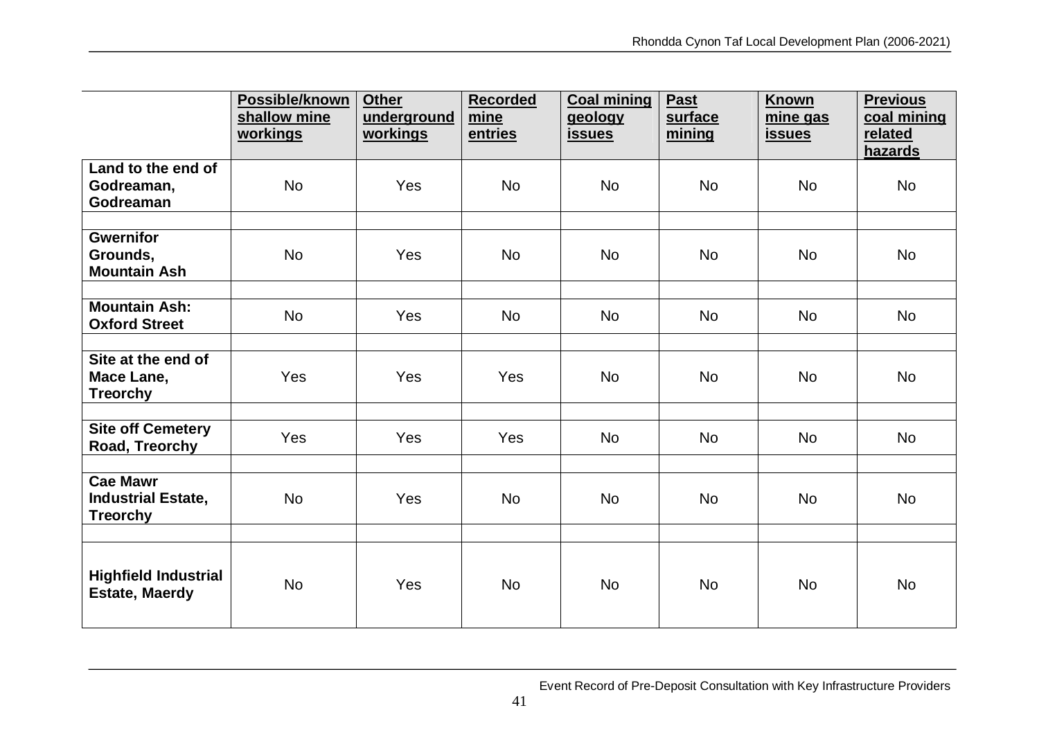| | Possible/known shallow mine workings | Other underground workings | Recorded mine entries | Coal mining geology issues | Past surface mining | Known mine gas issues | Previous coal mining related hazards |
|---|---|---|---|---|---|---|---|
| **Land to the end of Godreaman, Godreaman** | No | Yes | No | No | No | No | No |
| | | | | | | | |
| **Gwernifor Grounds, Mountain Ash** | No | Yes | No | No | No | No | No |
| | | | | | | | |
| **Mountain Ash: Oxford Street** | No | Yes | No | No | No | No | No |
| | | | | | | | |
| **Site at the end of Mace Lane, Treorchy** | Yes | Yes | Yes | No | No | No | No |
| | | | | | | | |
| **Site off Cemetery Road, Treorchy** | Yes | Yes | Yes | No | No | No | No |
| | | | | | | | |
| **Cae Mawr Industrial Estate, Treorchy** | No | Yes | No | No | No | No | No |
| | | | | | | | |
| **Highfield Industrial Estate, Maerdy** | No | Yes | No | No | No | No | No |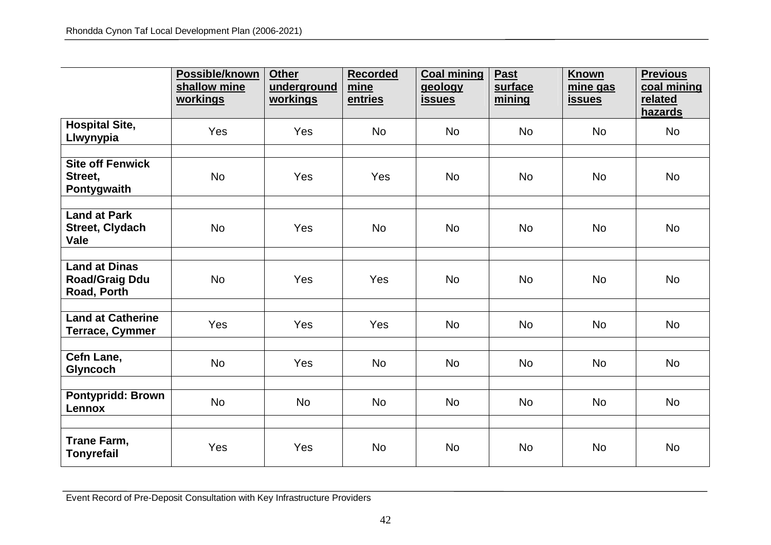| | Possible/known shallow mine workings | Other underground workings | Recorded mine entries | Coal mining geology issues | Past surface mining | Known mine gas issues | Previous coal mining related hazards |
|---|---|---|---|---|---|---|---|
| **Hospital Site, Llwynypia** | Yes | Yes | No | No | No | No | No |
| | | | | | | | |
| **Site off Fenwick Street, Pontygwaith** | No | Yes | Yes | No | No | No | No |
| | | | | | | | |
| **Land at Park Street, Clydach Vale** | No | Yes | No | No | No | No | No |
| | | | | | | | |
| **Land at Dinas Road/Graig Ddu Road, Porth** | No | Yes | Yes | No | No | No | No |
| | | | | | | | |
| **Land at Catherine Terrace, Cymmer** | Yes | Yes | Yes | No | No | No | No |
| | | | | | | | |
| **Cefn Lane, Glyncoch** | No | Yes | No | No | No | No | No |
| | | | | | | | |
| **Pontypridd: Brown Lennox** | No | No | No | No | No | No | No |
| | | | | | | | |
| **Trane Farm, Tonyrefail** | Yes | Yes | No | No | No | No | No |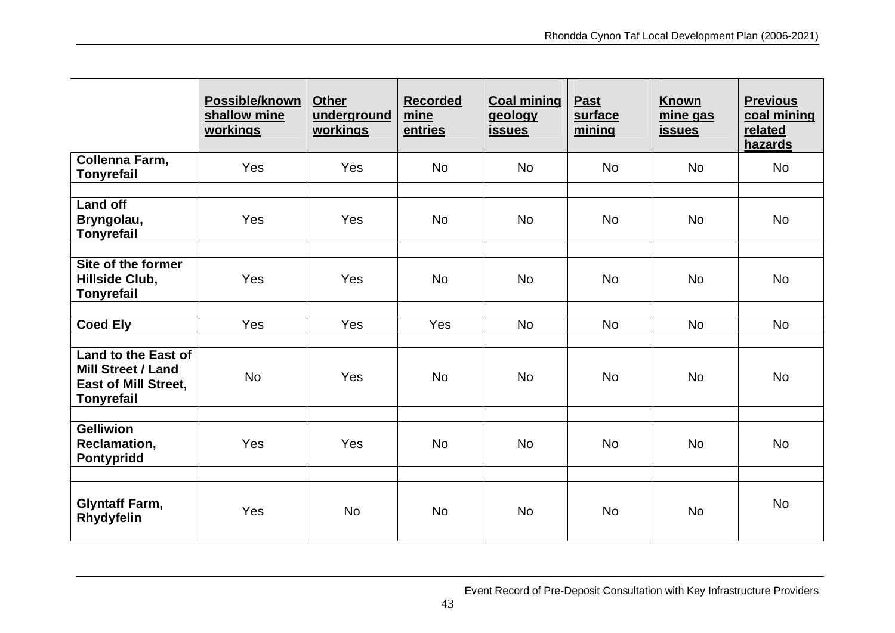| | Possible/known shallow mine workings | Other underground workings | Recorded mine entries | Coal mining geology issues | Past surface mining | Known mine gas issues | Previous coal mining related hazards |
|---|---|---|---|---|---|---|---|
| **Collenna Farm, Tonyrefail** | Yes | Yes | No | No | No | No | No |
| | | | | | | | |
| **Land off Bryngolau, Tonyrefail** | Yes | Yes | No | No | No | No | No |
| | | | | | | | |
| **Site of the former Hillside Club, Tonyrefail** | Yes | Yes | No | No | No | No | No |
| | | | | | | | |
| **Coed Ely** | Yes | Yes | Yes | No | No | No | No |
| | | | | | | | |
| **Land to the East of Mill Street / Land East of Mill Street, Tonyrefail** | No | Yes | No | No | No | No | No |
| | | | | | | | |
| **Gelliwion Reclamation, Pontypridd** | Yes | Yes | No | No | No | No | No |
| | | | | | | | |
| **Glyntaff Farm, Rhydyfelin** | Yes | No | No | No | No | No | No |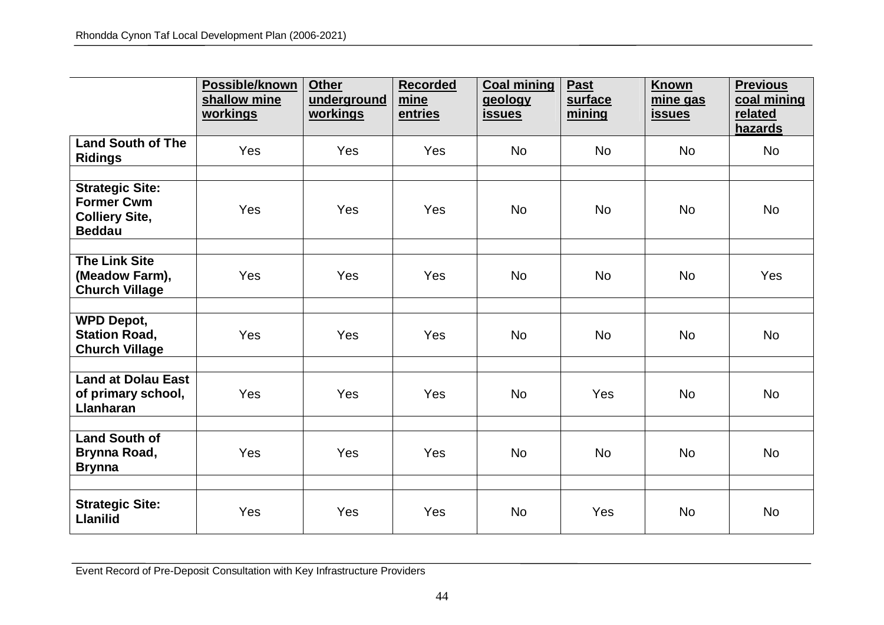| | Possible/known shallow mine workings | Other underground workings | Recorded mine entries | Coal mining geology issues | Past surface mining | Known mine gas issues | Previous coal mining related hazards |
|---|---|---|---|---|---|---|---|
| **Land South of The Ridings** | Yes | Yes | Yes | No | No | No | No |
| | | | | | | | |
| **Strategic Site: Former Cwm Colliery Site, Beddau** | Yes | Yes | Yes | No | No | No | No |
| | | | | | | | |
| **The Link Site (Meadow Farm), Church Village** | Yes | Yes | Yes | No | No | No | Yes |
| | | | | | | | |
| **WPD Depot, Station Road, Church Village** | Yes | Yes | Yes | No | No | No | No |
| | | | | | | | |
| **Land at Dolau East of primary school, Llanharan** | Yes | Yes | Yes | No | Yes | No | No |
| | | | | | | | |
| **Land South of Brynna Road, Brynna** | Yes | Yes | Yes | No | No | No | No |
| | | | | | | | |
| **Strategic Site: Llanilid** | Yes | Yes | Yes | No | Yes | No | No |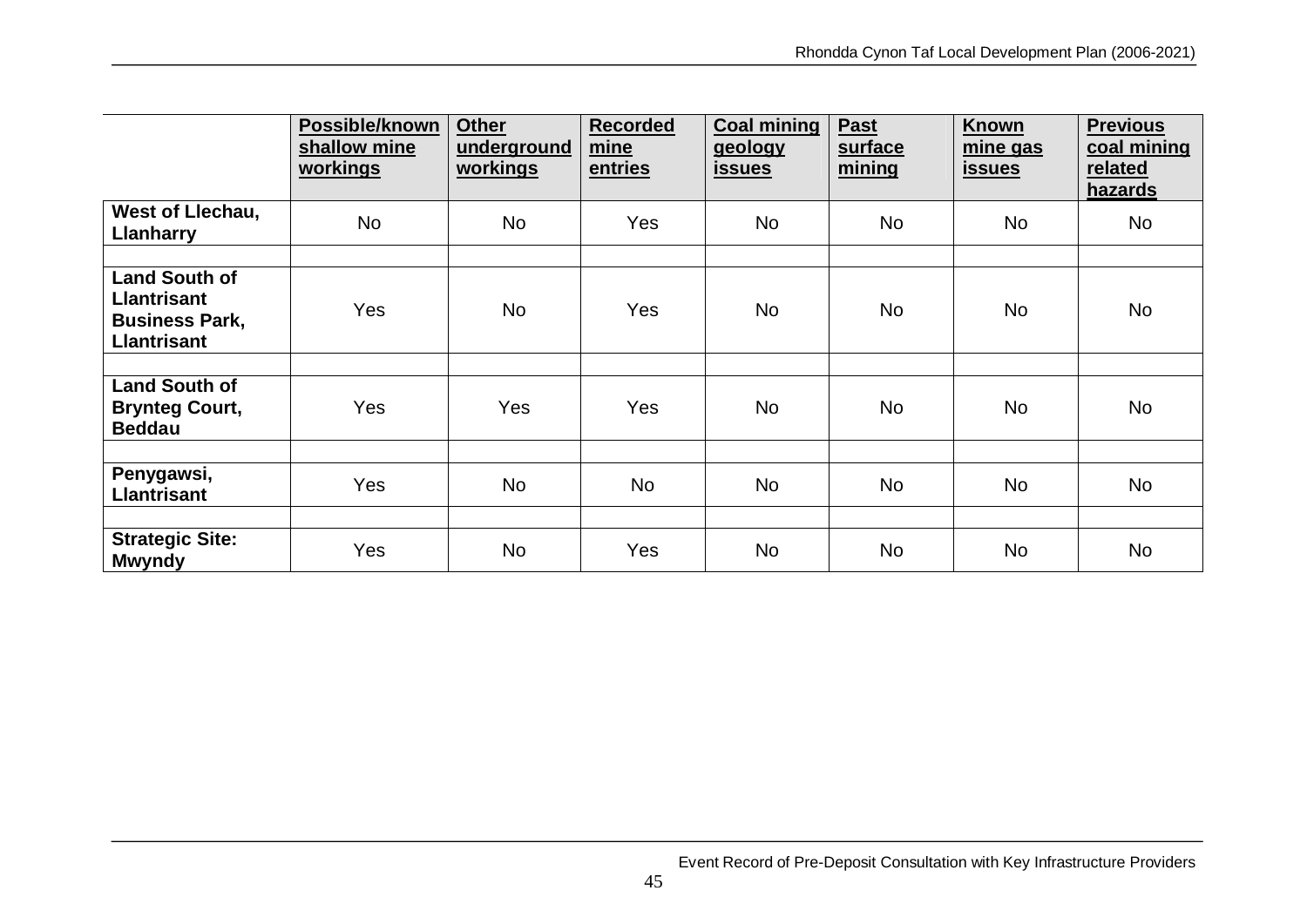| | **Possible/known shallow mine workings** | **Other underground workings** | **Recorded mine entries** | **Coal mining geology issues** | **Past surface mining** | **Known mine gas issues** | **Previous coal mining related hazards** |
|---|---|---|---|---|---|---|---|
| **West of Llechau, Llanharry** | No | No | Yes | No | No | No | No |
| | | | | | | | |
| **Land South of Llantrisant Business Park, Llantrisant** | Yes | No | Yes | No | No | No | No |
| | | | | | | | |
| **Land South of Brynteg Court, Beddau** | Yes | Yes | Yes | No | No | No | No |
| | | | | | | | |
| **Penygawsi, Llantrisant** | Yes | No | No | No | No | No | No |
| | | | | | | | |
| **Strategic Site: Mwyndy** | Yes | No | Yes | No | No | No | No |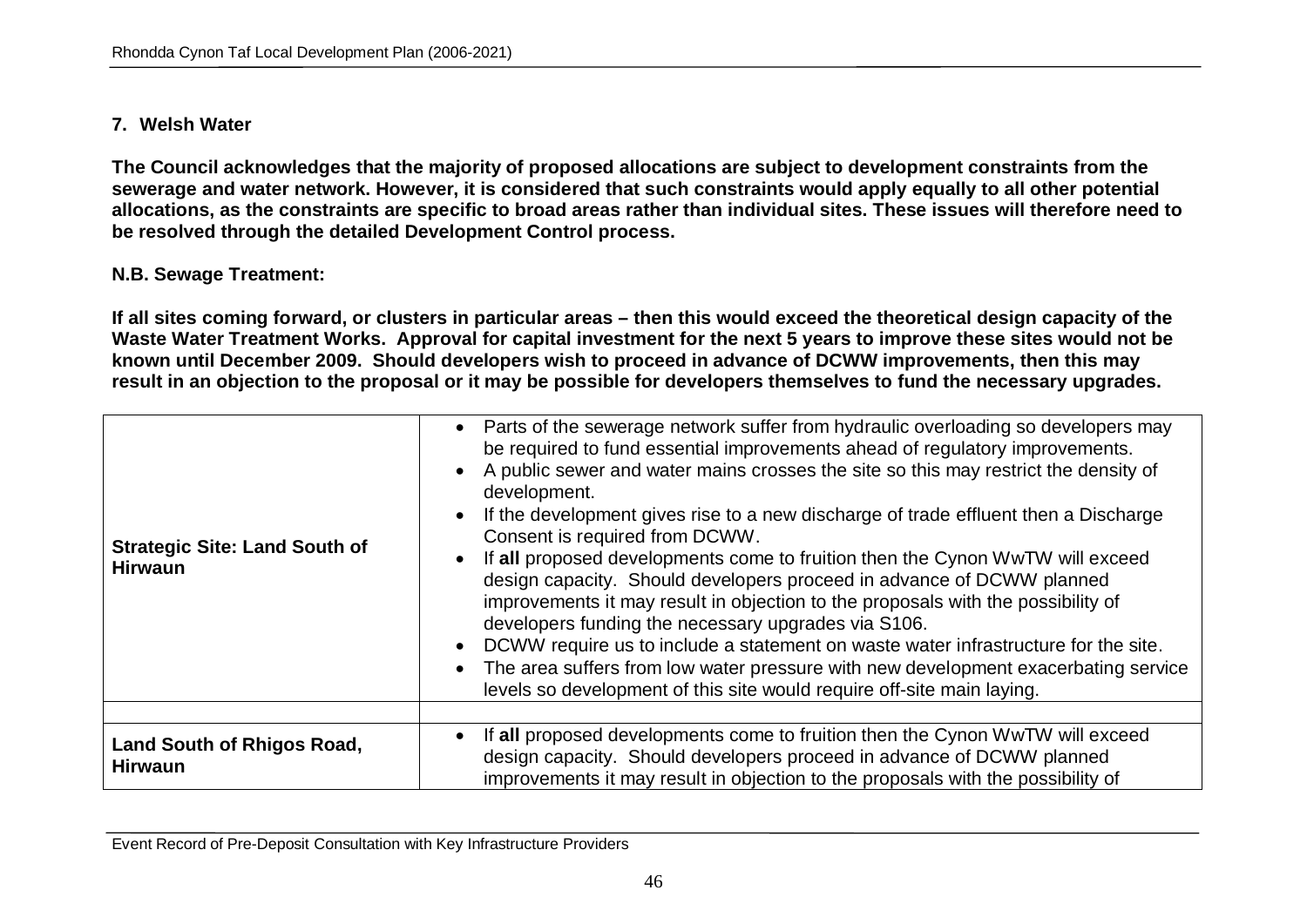## 7. Welsh Water

**The Council acknowledges that the majority of proposed allocations are subject to development constraints from the sewerage and water network. However, it is considered that such constraints would apply equally to all other potential allocations, as the constraints are specific to broad areas rather than individual sites. These issues will therefore need to be resolved through the detailed Development Control process.**

**N.B. Sewage Treatment:**

**If all sites coming forward, or clusters in particular areas – then this would exceed the theoretical design capacity of the Waste Water Treatment Works. Approval for capital investment for the next 5 years to improve these sites would not be known until December 2009. Should developers wish to proceed in advance of DCWW improvements, then this may result in an objection to the proposal or it may be possible for developers themselves to fund the necessary upgrades.**

| | |
|---|---|
| **Strategic Site: Land South of Hirwaun** | • Parts of the sewerage network suffer from hydraulic overloading so developers may be required to fund essential improvements ahead of regulatory improvements.<br>• A public sewer and water mains crosses the site so this may restrict the density of development.<br>• If the development gives rise to a new discharge of trade effluent then a Discharge Consent is required from DCWW.<br>• If **all** proposed developments come to fruition then the Cynon WwTW will exceed design capacity. Should developers proceed in advance of DCWW planned improvements it may result in objection to the proposals with the possibility of developers funding the necessary upgrades via S106.<br>• DCWW require us to include a statement on waste water infrastructure for the site.<br>• The area suffers from low water pressure with new development exacerbating service levels so development of this site would require off-site main laying. |
| | |
| **Land South of Rhigos Road, Hirwaun** | • If **all** proposed developments come to fruition then the Cynon WwTW will exceed design capacity. Should developers proceed in advance of DCWW planned improvements it may result in objection to the proposals with the possibility of |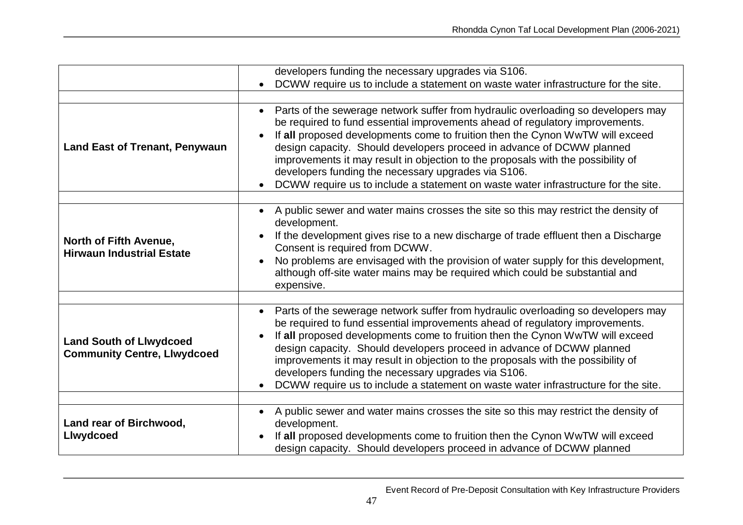| | |
|---|---|
| | developers funding the necessary upgrades via S106.<br>• DCWW require us to include a statement on waste water infrastructure for the site. |
| | |
| **Land East of Trenant, Penywaun** | • Parts of the sewerage network suffer from hydraulic overloading so developers may be required to fund essential improvements ahead of regulatory improvements.<br>• If **all** proposed developments come to fruition then the Cynon WwTW will exceed design capacity. Should developers proceed in advance of DCWW planned improvements it may result in objection to the proposals with the possibility of developers funding the necessary upgrades via S106.<br>• DCWW require us to include a statement on waste water infrastructure for the site. |
| | |
| **North of Fifth Avenue, Hirwaun Industrial Estate** | • A public sewer and water mains crosses the site so this may restrict the density of development.<br>• If the development gives rise to a new discharge of trade effluent then a Discharge Consent is required from DCWW.<br>• No problems are envisaged with the provision of water supply for this development, although off-site water mains may be required which could be substantial and expensive. |
| | |
| **Land South of Llwydcoed Community Centre, Llwydcoed** | • Parts of the sewerage network suffer from hydraulic overloading so developers may be required to fund essential improvements ahead of regulatory improvements.<br>• If **all** proposed developments come to fruition then the Cynon WwTW will exceed design capacity. Should developers proceed in advance of DCWW planned improvements it may result in objection to the proposals with the possibility of developers funding the necessary upgrades via S106.<br>• DCWW require us to include a statement on waste water infrastructure for the site. |
| | |
| **Land rear of Birchwood, Llwydcoed** | • A public sewer and water mains crosses the site so this may restrict the density of development.<br>• If **all** proposed developments come to fruition then the Cynon WwTW will exceed design capacity. Should developers proceed in advance of DCWW planned |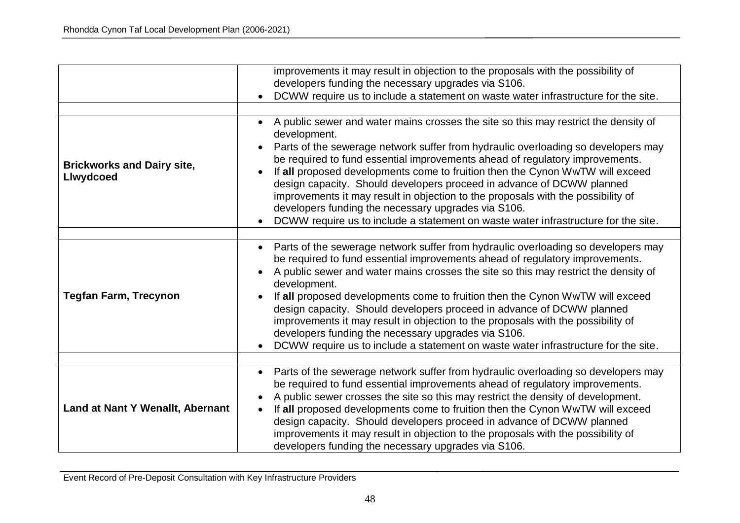| | |
|---|---|
| | improvements it may result in objection to the proposals with the possibility of developers funding the necessary upgrades via S106.<br>• DCWW require us to include a statement on waste water infrastructure for the site. |
| | |
| **Brickworks and Dairy site, Llwydcoed** | • A public sewer and water mains crosses the site so this may restrict the density of development.<br>• Parts of the sewerage network suffer from hydraulic overloading so developers may be required to fund essential improvements ahead of regulatory improvements.<br>• If **all** proposed developments come to fruition then the Cynon WwTW will exceed design capacity. Should developers proceed in advance of DCWW planned improvements it may result in objection to the proposals with the possibility of developers funding the necessary upgrades via S106.<br>• DCWW require us to include a statement on waste water infrastructure for the site. |
| | |
| **Tegfan Farm, Trecynon** | • Parts of the sewerage network suffer from hydraulic overloading so developers may be required to fund essential improvements ahead of regulatory improvements.<br>• A public sewer and water mains crosses the site so this may restrict the density of development.<br>• If **all** proposed developments come to fruition then the Cynon WwTW will exceed design capacity. Should developers proceed in advance of DCWW planned improvements it may result in objection to the proposals with the possibility of developers funding the necessary upgrades via S106.<br>• DCWW require us to include a statement on waste water infrastructure for the site. |
| | |
| **Land at Nant Y Wenallt, Abernant** | • Parts of the sewerage network suffer from hydraulic overloading so developers may be required to fund essential improvements ahead of regulatory improvements.<br>• A public sewer crosses the site so this may restrict the density of development.<br>• If **all** proposed developments come to fruition then the Cynon WwTW will exceed design capacity. Should developers proceed in advance of DCWW planned improvements it may result in objection to the proposals with the possibility of developers funding the necessary upgrades via S106. |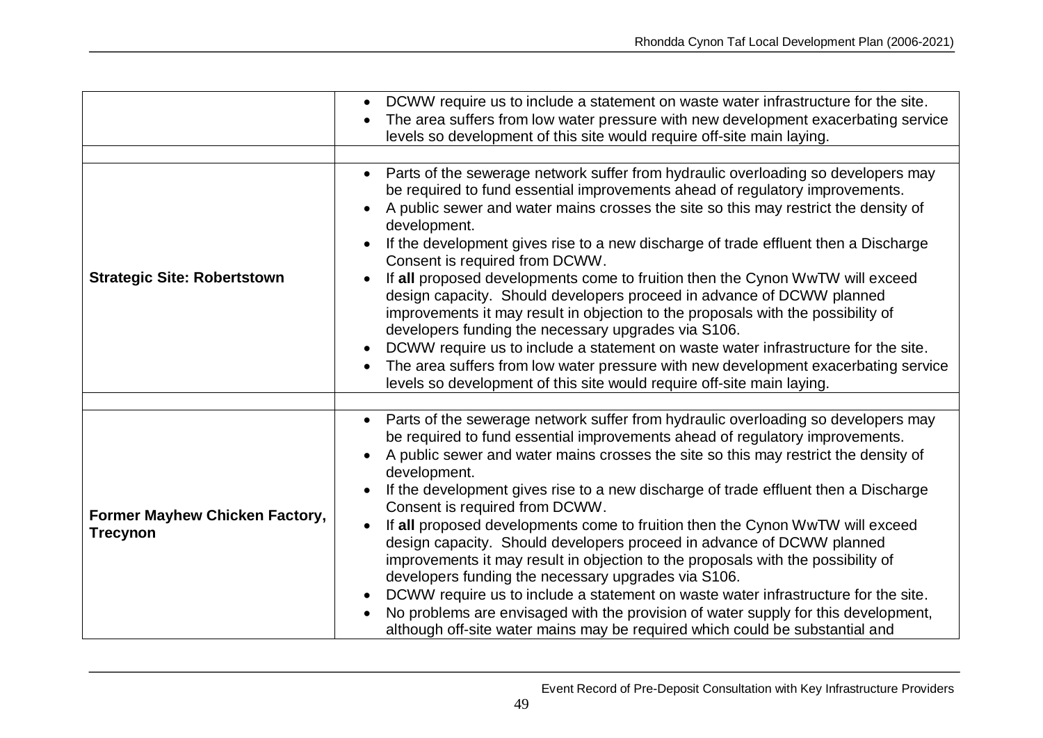| | |
|---|---|
| | • DCWW require us to include a statement on waste water infrastructure for the site.<br>• The area suffers from low water pressure with new development exacerbating service levels so development of this site would require off-site main laying. |
| | |
| **Strategic Site: Robertstown** | • Parts of the sewerage network suffer from hydraulic overloading so developers may be required to fund essential improvements ahead of regulatory improvements.<br>• A public sewer and water mains crosses the site so this may restrict the density of development.<br>• If the development gives rise to a new discharge of trade effluent then a Discharge Consent is required from DCWW.<br>• If **all** proposed developments come to fruition then the Cynon WwTW will exceed design capacity. Should developers proceed in advance of DCWW planned improvements it may result in objection to the proposals with the possibility of developers funding the necessary upgrades via S106.<br>• DCWW require us to include a statement on waste water infrastructure for the site.<br>• The area suffers from low water pressure with new development exacerbating service levels so development of this site would require off-site main laying. |
| | |
| **Former Mayhew Chicken Factory, Trecynon** | • Parts of the sewerage network suffer from hydraulic overloading so developers may be required to fund essential improvements ahead of regulatory improvements.<br>• A public sewer and water mains crosses the site so this may restrict the density of development.<br>• If the development gives rise to a new discharge of trade effluent then a Discharge Consent is required from DCWW.<br>• If **all** proposed developments come to fruition then the Cynon WwTW will exceed design capacity. Should developers proceed in advance of DCWW planned improvements it may result in objection to the proposals with the possibility of developers funding the necessary upgrades via S106.<br>• DCWW require us to include a statement on waste water infrastructure for the site.<br>• No problems are envisaged with the provision of water supply for this development, although off-site water mains may be required which could be substantial and |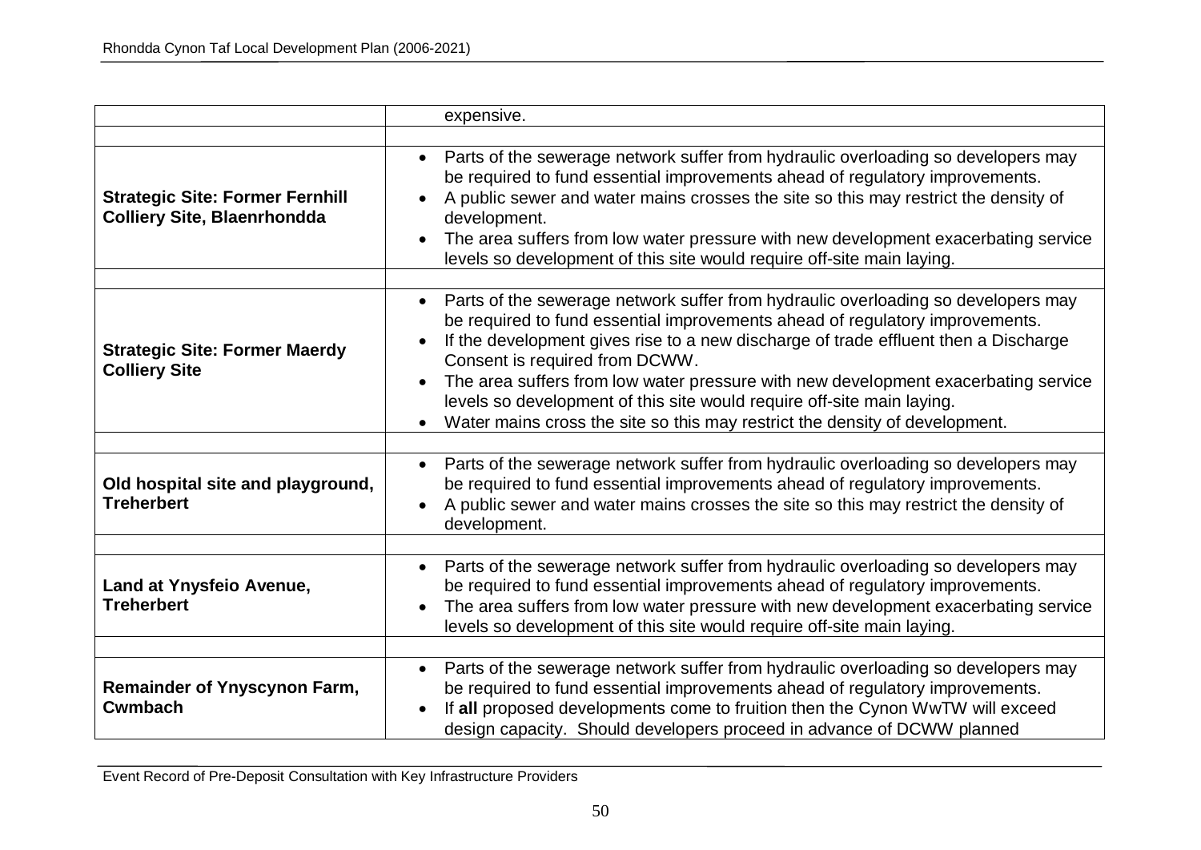| | |
|---|---|
| | expensive. |
| | |
| **Strategic Site: Former Fernhill Colliery Site, Blaenrhondda** | • Parts of the sewerage network suffer from hydraulic overloading so developers may be required to fund essential improvements ahead of regulatory improvements.<br>• A public sewer and water mains crosses the site so this may restrict the density of development.<br>• The area suffers from low water pressure with new development exacerbating service levels so development of this site would require off-site main laying. |
| | |
| **Strategic Site: Former Maerdy Colliery Site** | • Parts of the sewerage network suffer from hydraulic overloading so developers may be required to fund essential improvements ahead of regulatory improvements.<br>• If the development gives rise to a new discharge of trade effluent then a Discharge Consent is required from DCWW.<br>• The area suffers from low water pressure with new development exacerbating service levels so development of this site would require off-site main laying.<br>• Water mains cross the site so this may restrict the density of development. |
| | |
| **Old hospital site and playground, Treherbert** | • Parts of the sewerage network suffer from hydraulic overloading so developers may be required to fund essential improvements ahead of regulatory improvements.<br>• A public sewer and water mains crosses the site so this may restrict the density of development. |
| | |
| **Land at Ynysfeio Avenue, Treherbert** | • Parts of the sewerage network suffer from hydraulic overloading so developers may be required to fund essential improvements ahead of regulatory improvements.<br>• The area suffers from low water pressure with new development exacerbating service levels so development of this site would require off-site main laying. |
| | |
| **Remainder of Ynyscynon Farm, Cwmbach** | • Parts of the sewerage network suffer from hydraulic overloading so developers may be required to fund essential improvements ahead of regulatory improvements.<br>• If **all** proposed developments come to fruition then the Cynon WwTW will exceed design capacity. Should developers proceed in advance of DCWW planned |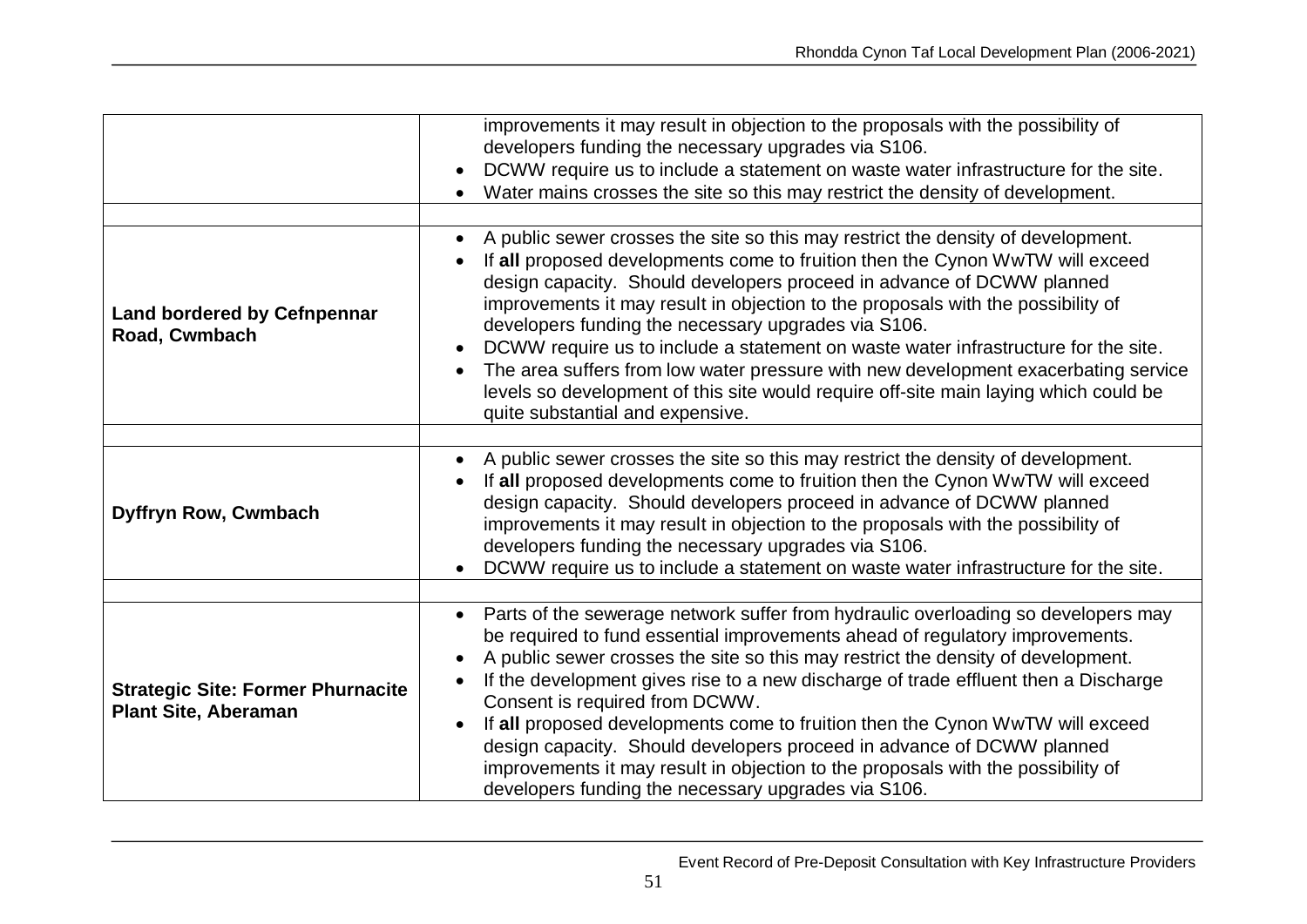| | |
|---|---|
| | improvements it may result in objection to the proposals with the possibility of developers funding the necessary upgrades via S106.<br>• DCWW require us to include a statement on waste water infrastructure for the site.<br>• Water mains crosses the site so this may restrict the density of development. |
| | |
| **Land bordered by Cefnpennar Road, Cwmbach** | • A public sewer crosses the site so this may restrict the density of development.<br>• If **all** proposed developments come to fruition then the Cynon WwTW will exceed design capacity. Should developers proceed in advance of DCWW planned improvements it may result in objection to the proposals with the possibility of developers funding the necessary upgrades via S106.<br>• DCWW require us to include a statement on waste water infrastructure for the site.<br>• The area suffers from low water pressure with new development exacerbating service levels so development of this site would require off-site main laying which could be quite substantial and expensive. |
| | |
| **Dyffryn Row, Cwmbach** | • A public sewer crosses the site so this may restrict the density of development.<br>• If **all** proposed developments come to fruition then the Cynon WwTW will exceed design capacity. Should developers proceed in advance of DCWW planned improvements it may result in objection to the proposals with the possibility of developers funding the necessary upgrades via S106.<br>• DCWW require us to include a statement on waste water infrastructure for the site. |
| | |
| **Strategic Site: Former Phurnacite Plant Site, Aberaman** | • Parts of the sewerage network suffer from hydraulic overloading so developers may be required to fund essential improvements ahead of regulatory improvements.<br>• A public sewer crosses the site so this may restrict the density of development.<br>• If the development gives rise to a new discharge of trade effluent then a Discharge Consent is required from DCWW.<br>• If **all** proposed developments come to fruition then the Cynon WwTW will exceed design capacity. Should developers proceed in advance of DCWW planned improvements it may result in objection to the proposals with the possibility of developers funding the necessary upgrades via S106. |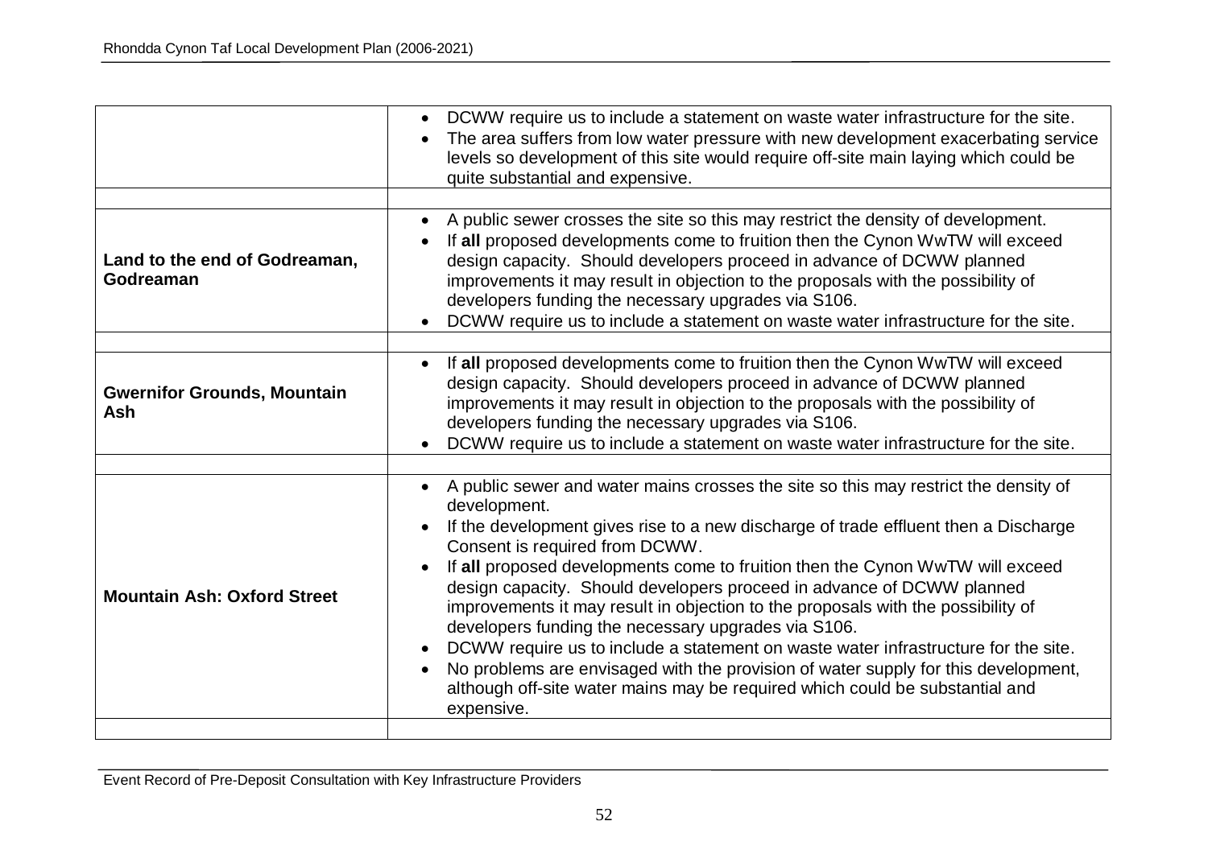|  |  |
|---|---|
|  | • DCWW require us to include a statement on waste water infrastructure for the site.<br>• The area suffers from low water pressure with new development exacerbating service levels so development of this site would require off-site main laying which could be quite substantial and expensive. |
|  |  |
| **Land to the end of Godreaman, Godreaman** | • A public sewer crosses the site so this may restrict the density of development.<br>• If **all** proposed developments come to fruition then the Cynon WwTW will exceed design capacity. Should developers proceed in advance of DCWW planned improvements it may result in objection to the proposals with the possibility of developers funding the necessary upgrades via S106.<br>• DCWW require us to include a statement on waste water infrastructure for the site. |
|  |  |
| **Gwernifor Grounds, Mountain Ash** | • If **all** proposed developments come to fruition then the Cynon WwTW will exceed design capacity. Should developers proceed in advance of DCWW planned improvements it may result in objection to the proposals with the possibility of developers funding the necessary upgrades via S106.<br>• DCWW require us to include a statement on waste water infrastructure for the site. |
|  |  |
| **Mountain Ash: Oxford Street** | • A public sewer and water mains crosses the site so this may restrict the density of development.<br>• If the development gives rise to a new discharge of trade effluent then a Discharge Consent is required from DCWW.<br>• If **all** proposed developments come to fruition then the Cynon WwTW will exceed design capacity. Should developers proceed in advance of DCWW planned improvements it may result in objection to the proposals with the possibility of developers funding the necessary upgrades via S106.<br>• DCWW require us to include a statement on waste water infrastructure for the site.<br>• No problems are envisaged with the provision of water supply for this development, although off-site water mains may be required which could be substantial and expensive. |
|  |  |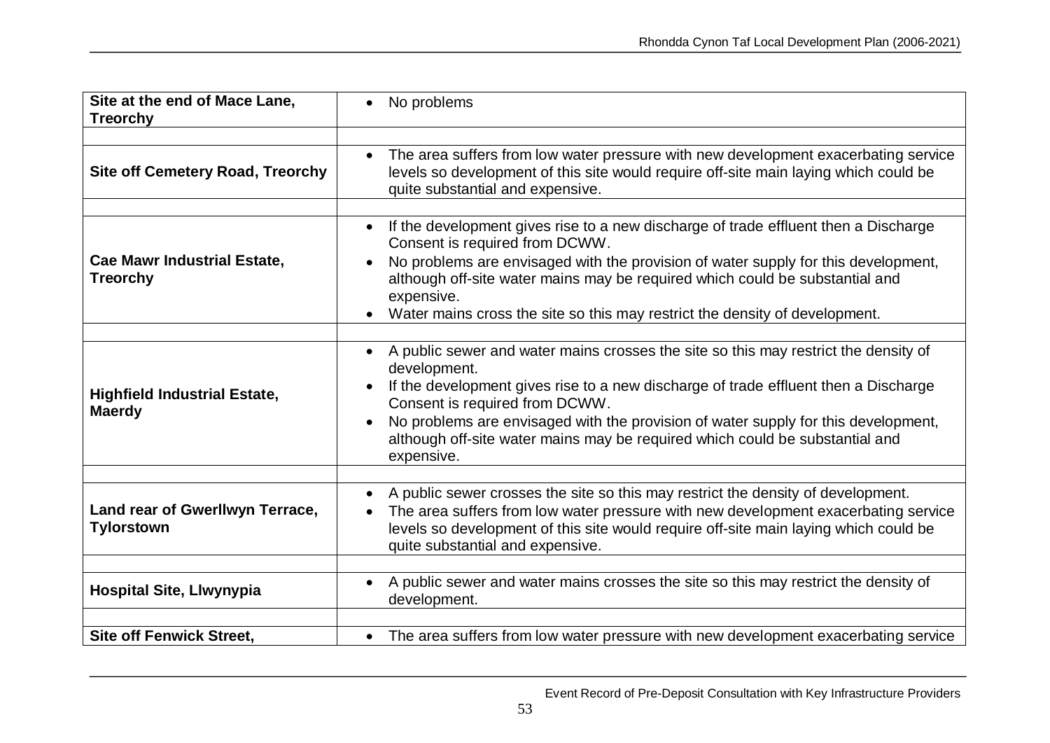| Site | Comments |
|---|---|
| **Site at the end of Mace Lane, Treorchy** | • No problems |
| | |
| **Site off Cemetery Road, Treorchy** | • The area suffers from low water pressure with new development exacerbating service levels so development of this site would require off-site main laying which could be quite substantial and expensive. |
| | |
| **Cae Mawr Industrial Estate, Treorchy** | • If the development gives rise to a new discharge of trade effluent then a Discharge Consent is required from DCWW. • No problems are envisaged with the provision of water supply for this development, although off-site water mains may be required which could be substantial and expensive. • Water mains cross the site so this may restrict the density of development. |
| | |
| **Highfield Industrial Estate, Maerdy** | • A public sewer and water mains crosses the site so this may restrict the density of development. • If the development gives rise to a new discharge of trade effluent then a Discharge Consent is required from DCWW. • No problems are envisaged with the provision of water supply for this development, although off-site water mains may be required which could be substantial and expensive. |
| | |
| **Land rear of Gwerllwyn Terrace, Tylorstown** | • A public sewer crosses the site so this may restrict the density of development. • The area suffers from low water pressure with new development exacerbating service levels so development of this site would require off-site main laying which could be quite substantial and expensive. |
| | |
| **Hospital Site, Llwynypia** | • A public sewer and water mains crosses the site so this may restrict the density of development. |
| | |
| **Site off Fenwick Street,** | • The area suffers from low water pressure with new development exacerbating service |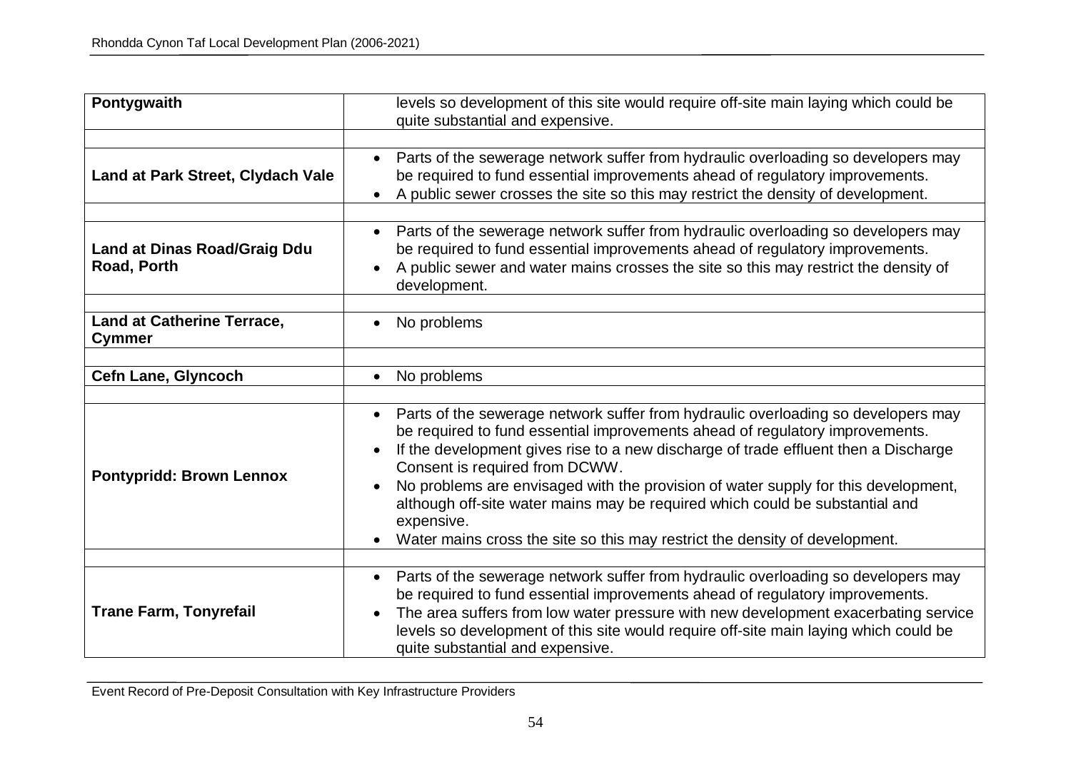| Pontygwaith | levels so development of this site would require off-site main laying which could be quite substantial and expensive. |
|---|---|
| | |
| **Land at Park Street, Clydach Vale** | • Parts of the sewerage network suffer from hydraulic overloading so developers may be required to fund essential improvements ahead of regulatory improvements.<br>• A public sewer crosses the site so this may restrict the density of development. |
| | |
| **Land at Dinas Road/Graig Ddu Road, Porth** | • Parts of the sewerage network suffer from hydraulic overloading so developers may be required to fund essential improvements ahead of regulatory improvements.<br>• A public sewer and water mains crosses the site so this may restrict the density of development. |
| | |
| **Land at Catherine Terrace, Cymmer** | • No problems |
| | |
| **Cefn Lane, Glyncoch** | • No problems |
| | |
| **Pontypridd: Brown Lennox** | • Parts of the sewerage network suffer from hydraulic overloading so developers may be required to fund essential improvements ahead of regulatory improvements.<br>• If the development gives rise to a new discharge of trade effluent then a Discharge Consent is required from DCWW.<br>• No problems are envisaged with the provision of water supply for this development, although off-site water mains may be required which could be substantial and expensive.<br>• Water mains cross the site so this may restrict the density of development. |
| | |
| **Trane Farm, Tonyrefail** | • Parts of the sewerage network suffer from hydraulic overloading so developers may be required to fund essential improvements ahead of regulatory improvements.<br>• The area suffers from low water pressure with new development exacerbating service levels so development of this site would require off-site main laying which could be quite substantial and expensive. |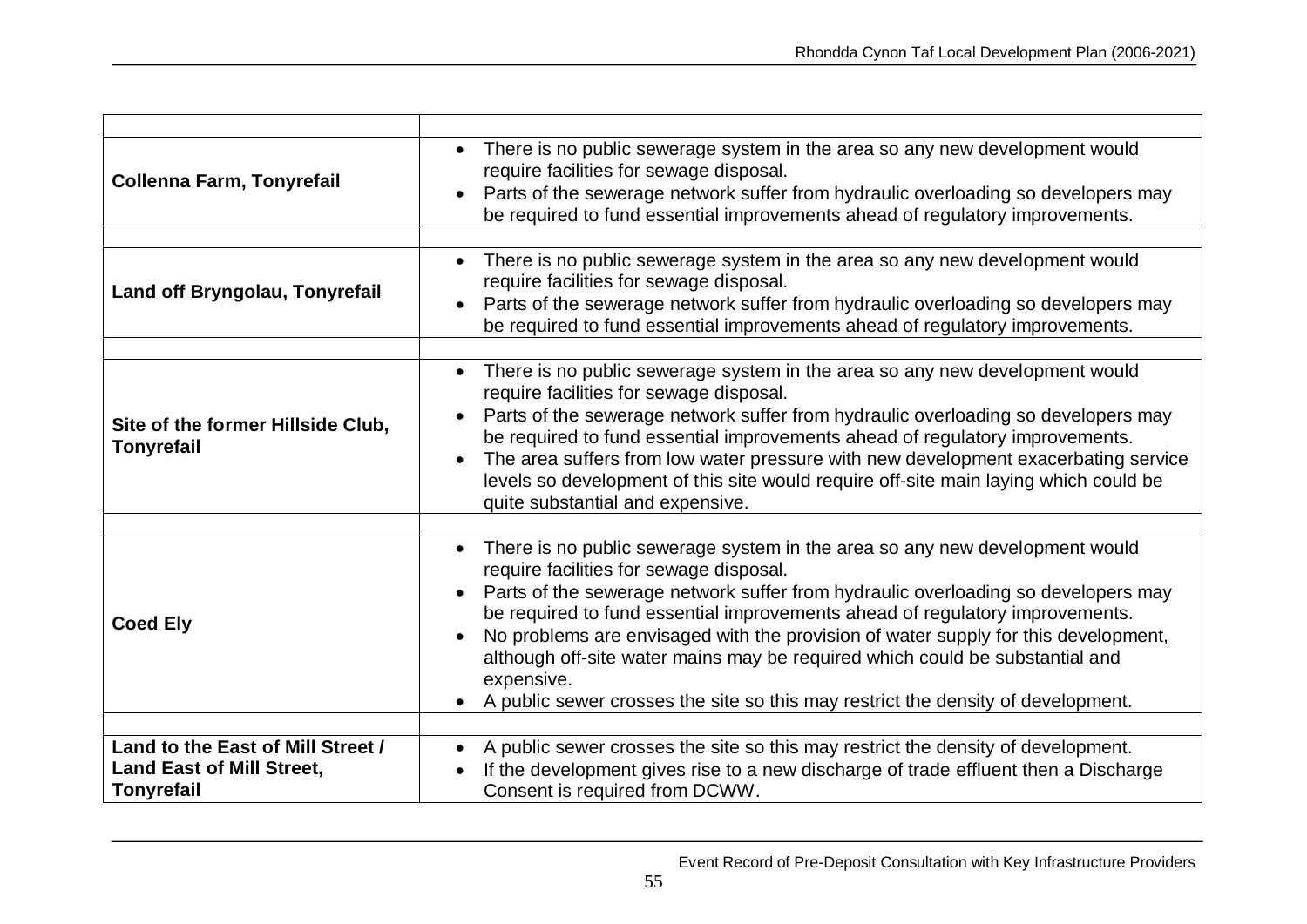| | |
|---|---|
| **Collenna Farm, Tonyrefail** | • There is no public sewerage system in the area so any new development would require facilities for sewage disposal.<br>• Parts of the sewerage network suffer from hydraulic overloading so developers may be required to fund essential improvements ahead of regulatory improvements. |
| | |
| **Land off Bryngolau, Tonyrefail** | • There is no public sewerage system in the area so any new development would require facilities for sewage disposal.<br>• Parts of the sewerage network suffer from hydraulic overloading so developers may be required to fund essential improvements ahead of regulatory improvements. |
| | |
| **Site of the former Hillside Club, Tonyrefail** | • There is no public sewerage system in the area so any new development would require facilities for sewage disposal.<br>• Parts of the sewerage network suffer from hydraulic overloading so developers may be required to fund essential improvements ahead of regulatory improvements.<br>• The area suffers from low water pressure with new development exacerbating service levels so development of this site would require off-site main laying which could be quite substantial and expensive. |
| | |
| **Coed Ely** | • There is no public sewerage system in the area so any new development would require facilities for sewage disposal.<br>• Parts of the sewerage network suffer from hydraulic overloading so developers may be required to fund essential improvements ahead of regulatory improvements.<br>• No problems are envisaged with the provision of water supply for this development, although off-site water mains may be required which could be substantial and expensive.<br>• A public sewer crosses the site so this may restrict the density of development. |
| | |
| **Land to the East of Mill Street / Land East of Mill Street, Tonyrefail** | • A public sewer crosses the site so this may restrict the density of development.<br>• If the development gives rise to a new discharge of trade effluent then a Discharge Consent is required from DCWW. |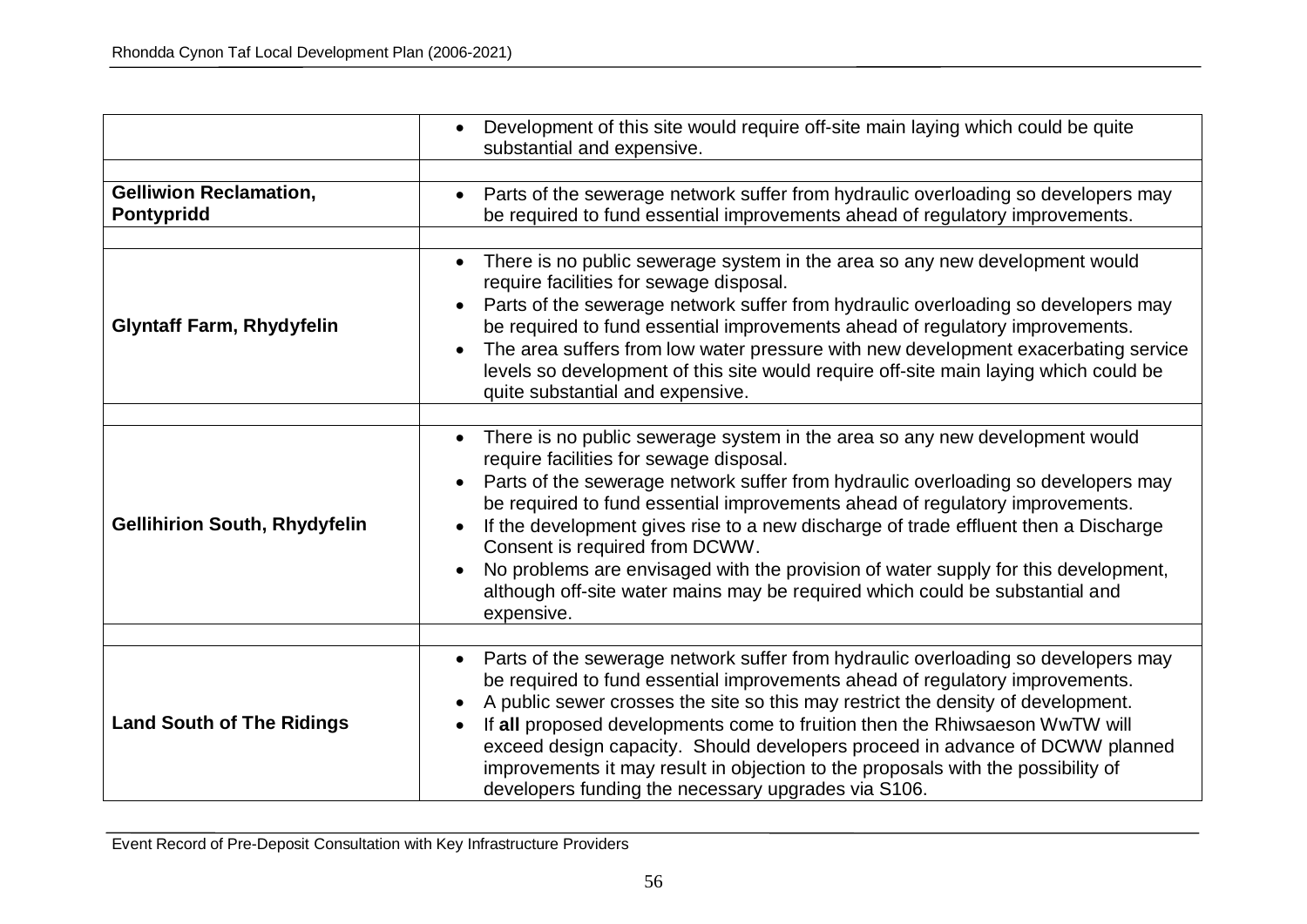| | |
|---|---|
| | • Development of this site would require off-site main laying which could be quite substantial and expensive. |
| | |
| **Gelliwion Reclamation, Pontypridd** | • Parts of the sewerage network suffer from hydraulic overloading so developers may be required to fund essential improvements ahead of regulatory improvements. |
| | |
| **Glyntaff Farm, Rhydyfelin** | • There is no public sewerage system in the area so any new development would require facilities for sewage disposal.<br>• Parts of the sewerage network suffer from hydraulic overloading so developers may be required to fund essential improvements ahead of regulatory improvements.<br>• The area suffers from low water pressure with new development exacerbating service levels so development of this site would require off-site main laying which could be quite substantial and expensive. |
| | |
| **Gellihirion South, Rhydyfelin** | • There is no public sewerage system in the area so any new development would require facilities for sewage disposal.<br>• Parts of the sewerage network suffer from hydraulic overloading so developers may be required to fund essential improvements ahead of regulatory improvements.<br>• If the development gives rise to a new discharge of trade effluent then a Discharge Consent is required from DCWW.<br>• No problems are envisaged with the provision of water supply for this development, although off-site water mains may be required which could be substantial and expensive. |
| | |
| **Land South of The Ridings** | • Parts of the sewerage network suffer from hydraulic overloading so developers may be required to fund essential improvements ahead of regulatory improvements.<br>• A public sewer crosses the site so this may restrict the density of development.<br>• If **all** proposed developments come to fruition then the Rhiwsaeson WwTW will exceed design capacity. Should developers proceed in advance of DCWW planned improvements it may result in objection to the proposals with the possibility of developers funding the necessary upgrades via S106. |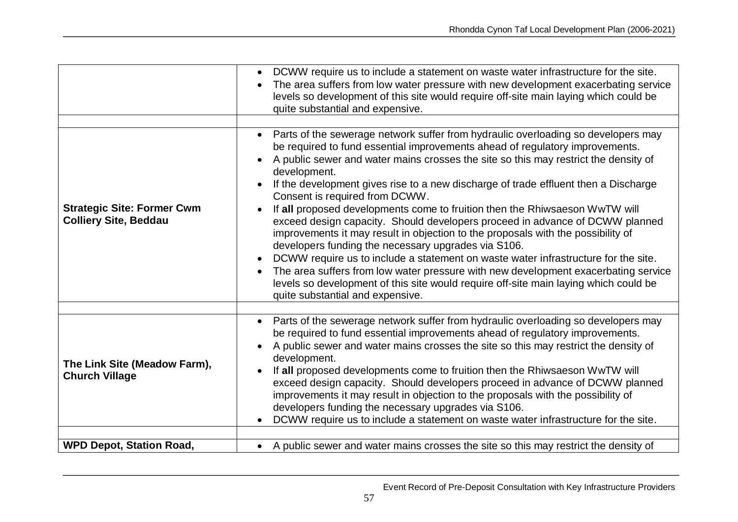| | |
|---|---|
| | • DCWW require us to include a statement on waste water infrastructure for the site.<br>• The area suffers from low water pressure with new development exacerbating service levels so development of this site would require off-site main laying which could be quite substantial and expensive. |
| | |
| **Strategic Site: Former Cwm Colliery Site, Beddau** | • Parts of the sewerage network suffer from hydraulic overloading so developers may be required to fund essential improvements ahead of regulatory improvements.<br>• A public sewer and water mains crosses the site so this may restrict the density of development.<br>• If the development gives rise to a new discharge of trade effluent then a Discharge Consent is required from DCWW.<br>• If **all** proposed developments come to fruition then the Rhiwsaeson WwTW will exceed design capacity. Should developers proceed in advance of DCWW planned improvements it may result in objection to the proposals with the possibility of developers funding the necessary upgrades via S106.<br>• DCWW require us to include a statement on waste water infrastructure for the site.<br>• The area suffers from low water pressure with new development exacerbating service levels so development of this site would require off-site main laying which could be quite substantial and expensive. |
| | |
| **The Link Site (Meadow Farm), Church Village** | • Parts of the sewerage network suffer from hydraulic overloading so developers may be required to fund essential improvements ahead of regulatory improvements.<br>• A public sewer and water mains crosses the site so this may restrict the density of development.<br>• If **all** proposed developments come to fruition then the Rhiwsaeson WwTW will exceed design capacity. Should developers proceed in advance of DCWW planned improvements it may result in objection to the proposals with the possibility of developers funding the necessary upgrades via S106.<br>• DCWW require us to include a statement on waste water infrastructure for the site. |
| | |
| **WPD Depot, Station Road,** | • A public sewer and water mains crosses the site so this may restrict the density of |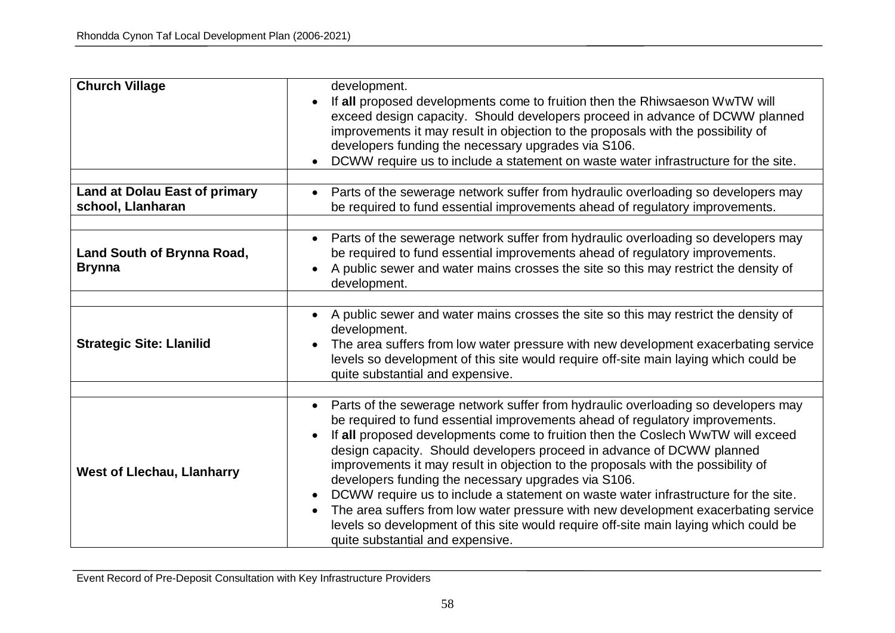| | |
|---|---|
| **Church Village** | development.<br>• If **all** proposed developments come to fruition then the Rhiwsaeson WwTW will exceed design capacity. Should developers proceed in advance of DCWW planned improvements it may result in objection to the proposals with the possibility of developers funding the necessary upgrades via S106.<br>• DCWW require us to include a statement on waste water infrastructure for the site. |
| | |
| **Land at Dolau East of primary school, Llanharan** | • Parts of the sewerage network suffer from hydraulic overloading so developers may be required to fund essential improvements ahead of regulatory improvements. |
| | |
| **Land South of Brynna Road, Brynna** | • Parts of the sewerage network suffer from hydraulic overloading so developers may be required to fund essential improvements ahead of regulatory improvements.<br>• A public sewer and water mains crosses the site so this may restrict the density of development. |
| | |
| **Strategic Site: Llanilid** | • A public sewer and water mains crosses the site so this may restrict the density of development.<br>• The area suffers from low water pressure with new development exacerbating service levels so development of this site would require off-site main laying which could be quite substantial and expensive. |
| | |
| **West of Llechau, Llanharry** | • Parts of the sewerage network suffer from hydraulic overloading so developers may be required to fund essential improvements ahead of regulatory improvements.<br>• If **all** proposed developments come to fruition then the Coslech WwTW will exceed design capacity. Should developers proceed in advance of DCWW planned improvements it may result in objection to the proposals with the possibility of developers funding the necessary upgrades via S106.<br>• DCWW require us to include a statement on waste water infrastructure for the site.<br>• The area suffers from low water pressure with new development exacerbating service levels so development of this site would require off-site main laying which could be quite substantial and expensive. |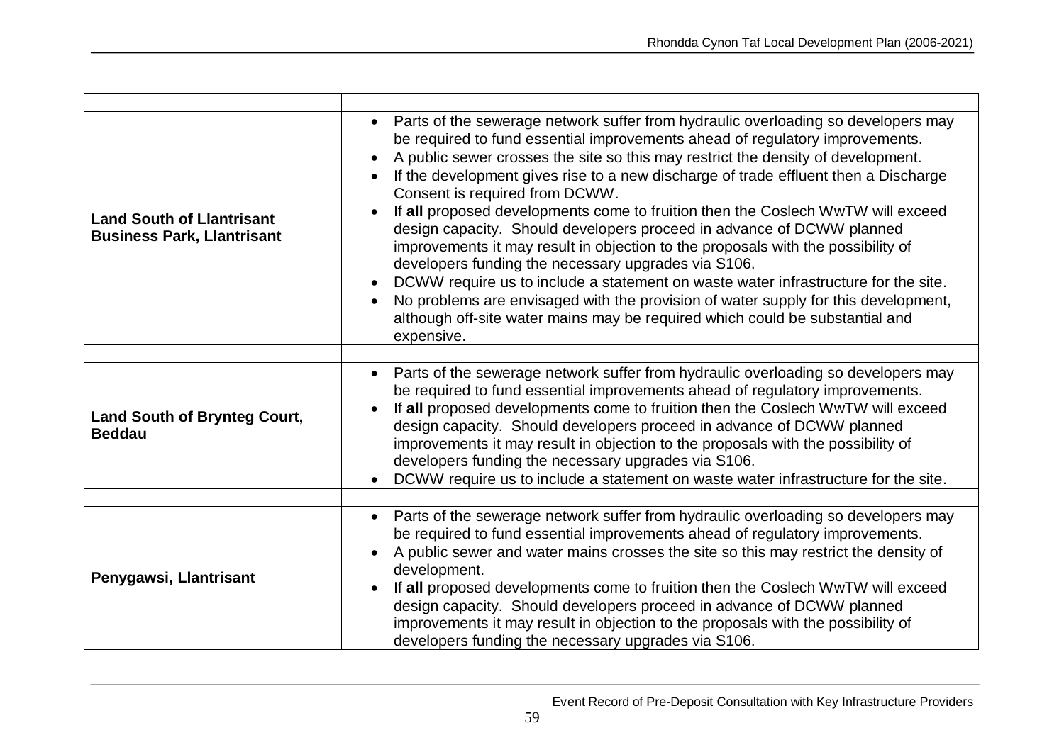| | |
|---|---|
| **Land South of Llantrisant Business Park, Llantrisant** | • Parts of the sewerage network suffer from hydraulic overloading so developers may be required to fund essential improvements ahead of regulatory improvements.<br>• A public sewer crosses the site so this may restrict the density of development.<br>• If the development gives rise to a new discharge of trade effluent then a Discharge Consent is required from DCWW.<br>• If **all** proposed developments come to fruition then the Coslech WwTW will exceed design capacity. Should developers proceed in advance of DCWW planned improvements it may result in objection to the proposals with the possibility of developers funding the necessary upgrades via S106.<br>• DCWW require us to include a statement on waste water infrastructure for the site.<br>• No problems are envisaged with the provision of water supply for this development, although off-site water mains may be required which could be substantial and expensive. |
| | |
| **Land South of Brynteg Court, Beddau** | • Parts of the sewerage network suffer from hydraulic overloading so developers may be required to fund essential improvements ahead of regulatory improvements.<br>• If **all** proposed developments come to fruition then the Coslech WwTW will exceed design capacity. Should developers proceed in advance of DCWW planned improvements it may result in objection to the proposals with the possibility of developers funding the necessary upgrades via S106.<br>• DCWW require us to include a statement on waste water infrastructure for the site. |
| | |
| **Penygawsi, Llantrisant** | • Parts of the sewerage network suffer from hydraulic overloading so developers may be required to fund essential improvements ahead of regulatory improvements.<br>• A public sewer and water mains crosses the site so this may restrict the density of development.<br>• If **all** proposed developments come to fruition then the Coslech WwTW will exceed design capacity. Should developers proceed in advance of DCWW planned improvements it may result in objection to the proposals with the possibility of developers funding the necessary upgrades via S106. |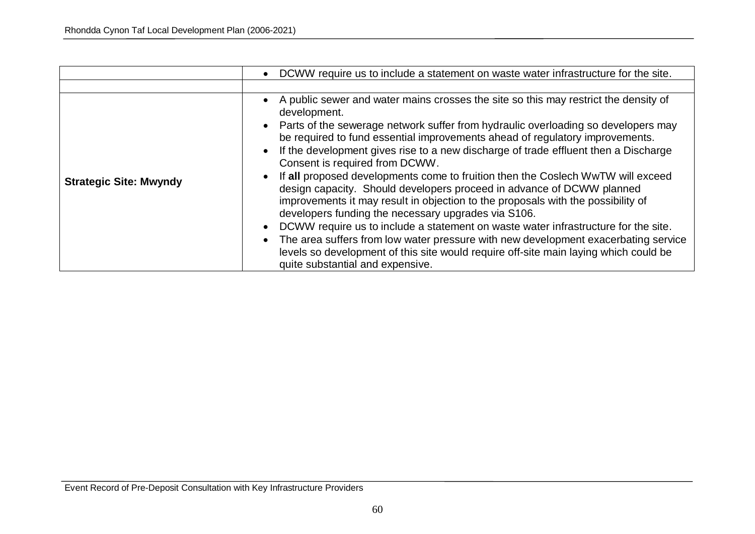| | |
|---|---|
| | • DCWW require us to include a statement on waste water infrastructure for the site. |
| | |
| **Strategic Site: Mwyndy** | • A public sewer and water mains crosses the site so this may restrict the density of development.<br>• Parts of the sewerage network suffer from hydraulic overloading so developers may be required to fund essential improvements ahead of regulatory improvements.<br>• If the development gives rise to a new discharge of trade effluent then a Discharge Consent is required from DCWW.<br>• If **all** proposed developments come to fruition then the Coslech WwTW will exceed design capacity. Should developers proceed in advance of DCWW planned improvements it may result in objection to the proposals with the possibility of developers funding the necessary upgrades via S106.<br>• DCWW require us to include a statement on waste water infrastructure for the site.<br>• The area suffers from low water pressure with new development exacerbating service levels so development of this site would require off-site main laying which could be quite substantial and expensive. |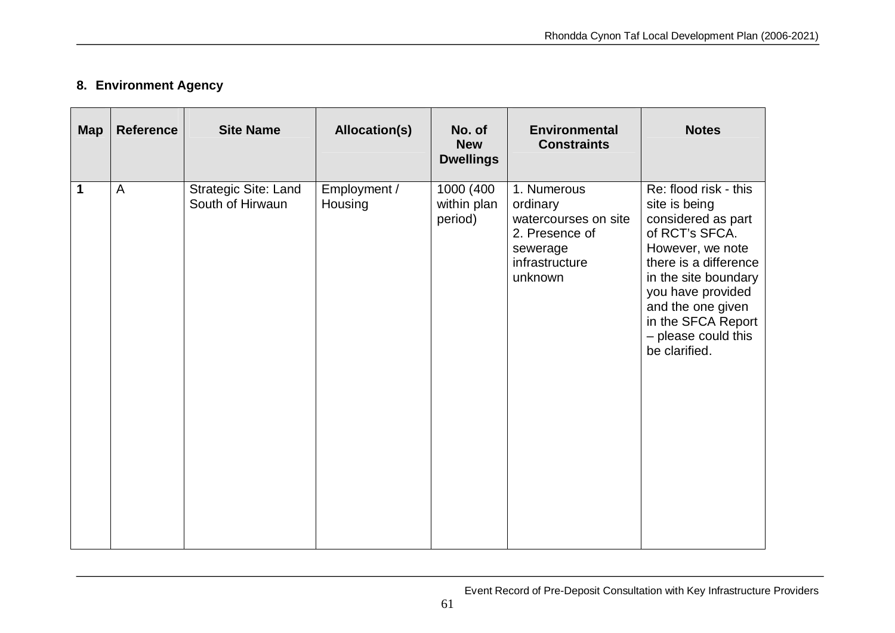## 8. Environment Agency

| Map | Reference | Site Name | Allocation(s) | No. of New Dwellings | Environmental Constraints | Notes |
|---|---|---|---|---|---|---|
| **1** | A | Strategic Site: Land South of Hirwaun | Employment / Housing | 1000 (400 within plan period) | 1. Numerous ordinary watercourses on site<br>2. Presence of sewerage infrastructure unknown | Re: flood risk - this site is being considered as part of RCT's SFCA. However, we note there is a difference in the site boundary you have provided and the one given in the SFCA Report – please could this be clarified. |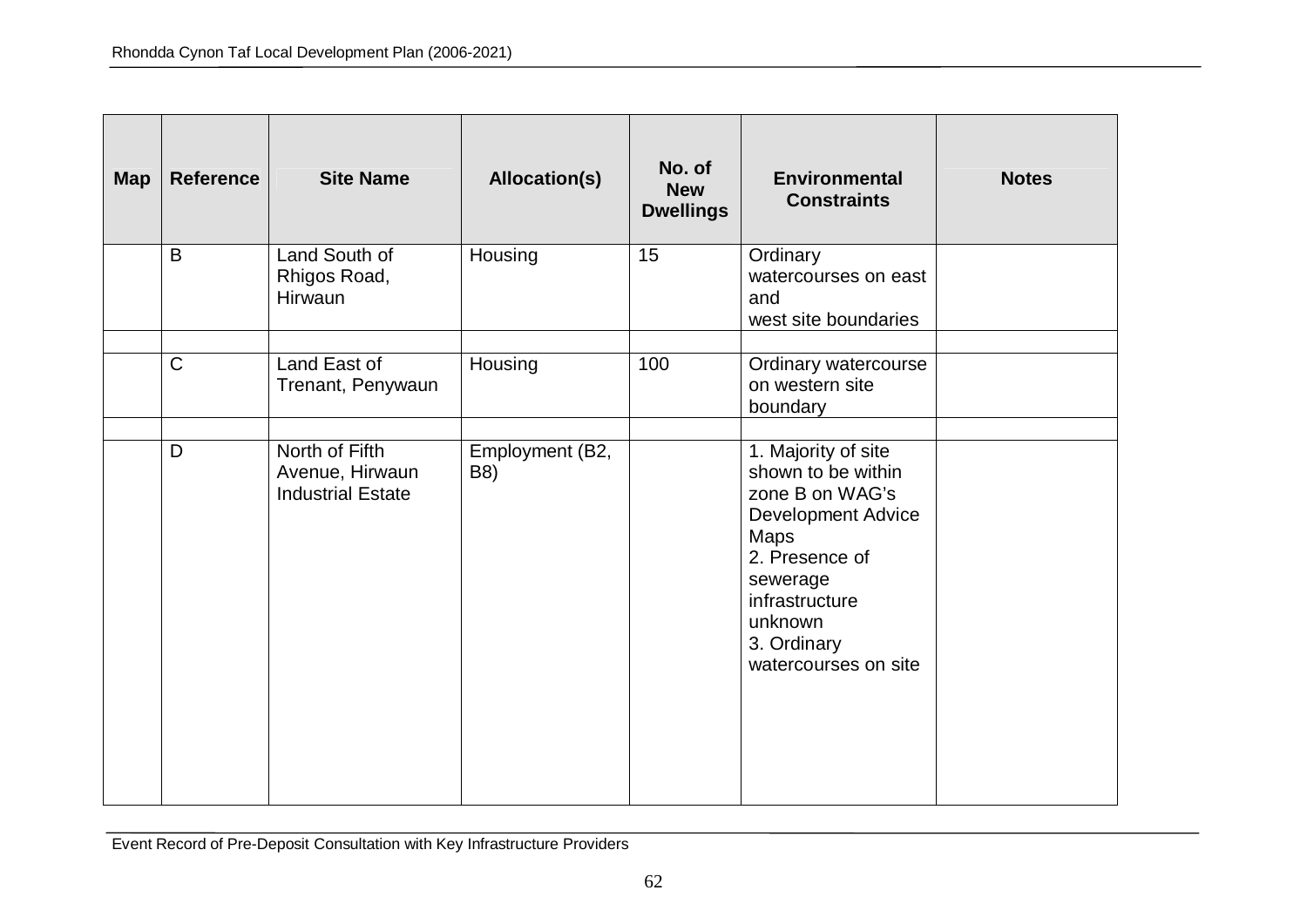| Map | Reference | Site Name | Allocation(s) | No. of New Dwellings | Environmental Constraints | Notes |
|---|---|---|---|---|---|---|
| | B | Land South of Rhigos Road, Hirwaun | Housing | 15 | Ordinary watercourses on east and west site boundaries | |
| | | | | | | |
| | C | Land East of Trenant, Penywaun | Housing | 100 | Ordinary watercourse on western site boundary | |
| | | | | | | |
| | D | North of Fifth Avenue, Hirwaun Industrial Estate | Employment (B2, B8) | | 1. Majority of site shown to be within zone B on WAG's Development Advice Maps<br>2. Presence of sewerage infrastructure unknown<br>3. Ordinary watercourses on site | |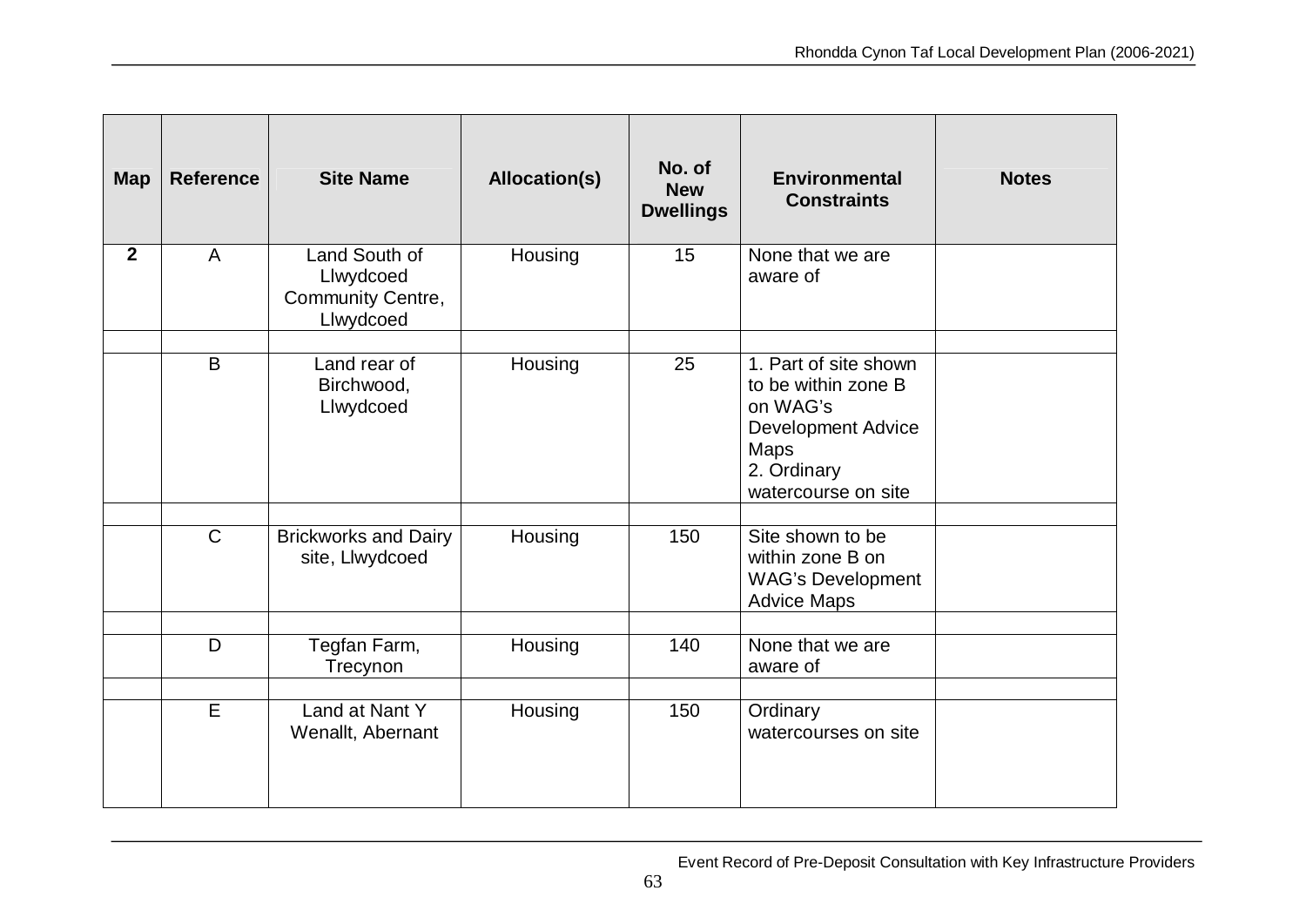| Map | Reference | Site Name | Allocation(s) | No. of New Dwellings | Environmental Constraints | Notes |
|---|---|---|---|---|---|---|
| **2** | A | Land South of Llwydcoed Community Centre, Llwydcoed | Housing | 15 | None that we are aware of | |
| | | | | | | |
| | B | Land rear of Birchwood, Llwydcoed | Housing | 25 | 1. Part of site shown to be within zone B on WAG's Development Advice Maps<br>2. Ordinary watercourse on site | |
| | | | | | | |
| | C | Brickworks and Dairy site, Llwydcoed | Housing | 150 | Site shown to be within zone B on WAG's Development Advice Maps | |
| | | | | | | |
| | D | Tegfan Farm, Trecynon | Housing | 140 | None that we are aware of | |
| | | | | | | |
| | E | Land at Nant Y Wenallt, Abernant | Housing | 150 | Ordinary watercourses on site | |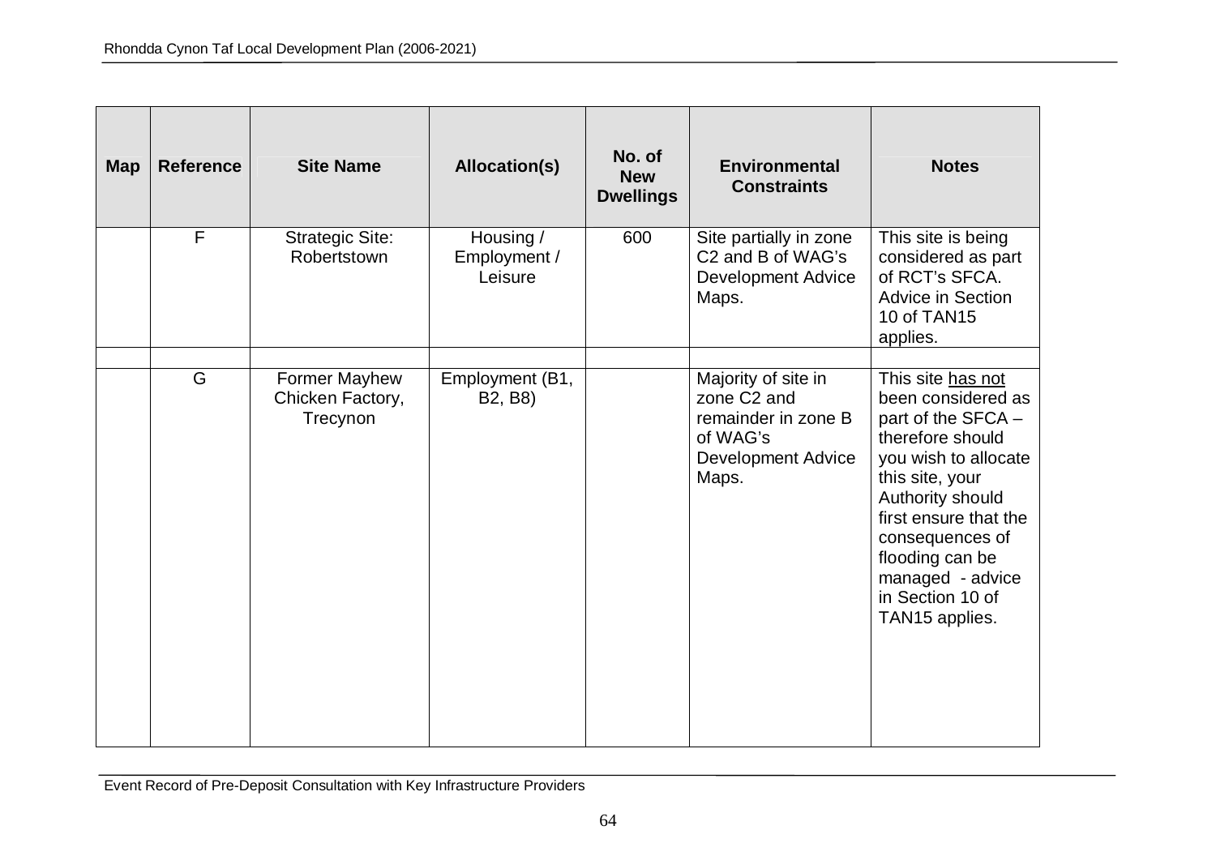| Map | Reference | Site Name | Allocation(s) | No. of New Dwellings | Environmental Constraints | Notes |
|---|---|---|---|---|---|---|
| | F | Strategic Site: Robertstown | Housing / Employment / Leisure | 600 | Site partially in zone C2 and B of WAG's Development Advice Maps. | This site is being considered as part of RCT's SFCA. Advice in Section 10 of TAN15 applies. |
| | | | | | | |
| | G | Former Mayhew Chicken Factory, Trecynon | Employment (B1, B2, B8) | | Majority of site in zone C2 and remainder in zone B of WAG's Development Advice Maps. | This site has not been considered as part of the SFCA – therefore should you wish to allocate this site, your Authority should first ensure that the consequences of flooding can be managed - advice in Section 10 of TAN15 applies. |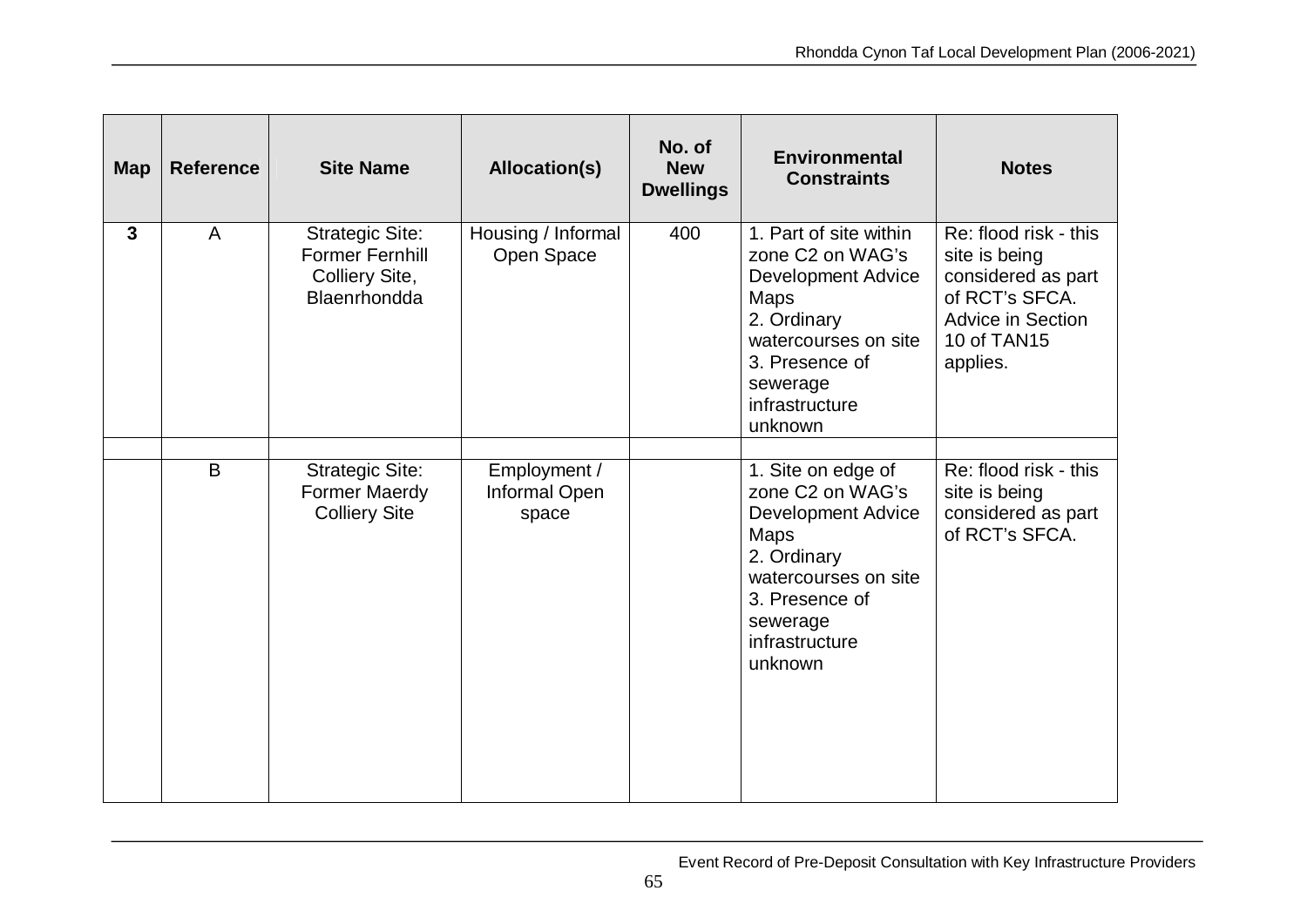| Map | Reference | Site Name | Allocation(s) | No. of New Dwellings | Environmental Constraints | Notes |
|---|---|---|---|---|---|---|
| **3** | A | Strategic Site: Former Fernhill Colliery Site, Blaenrhondda | Housing / Informal Open Space | 400 | 1. Part of site within zone C2 on WAG's Development Advice Maps<br>2. Ordinary watercourses on site<br>3. Presence of sewerage infrastructure unknown | Re: flood risk - this site is being considered as part of RCT's SFCA. Advice in Section 10 of TAN15 applies. |
| | | | | | | |
| | B | Strategic Site: Former Maerdy Colliery Site | Employment / Informal Open space | | 1. Site on edge of zone C2 on WAG's Development Advice Maps<br>2. Ordinary watercourses on site<br>3. Presence of sewerage infrastructure unknown | Re: flood risk - this site is being considered as part of RCT's SFCA. |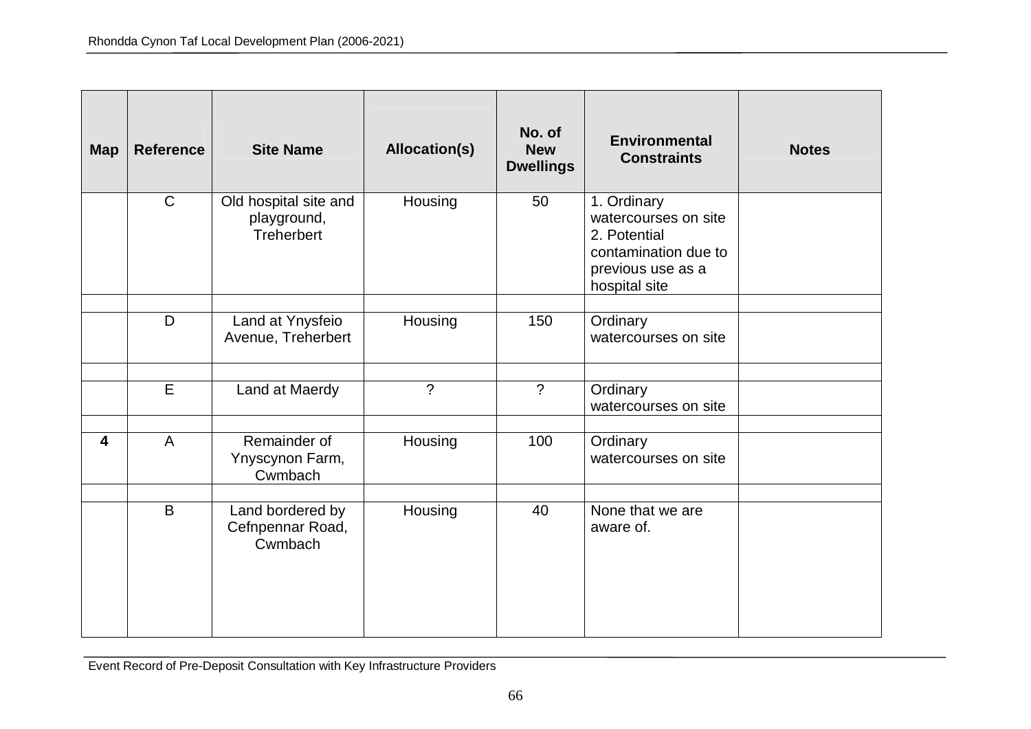| Map | Reference | Site Name | Allocation(s) | No. of New Dwellings | Environmental Constraints | Notes |
|---|---|---|---|---|---|---|
| | C | Old hospital site and playground, Treherbert | Housing | 50 | 1. Ordinary watercourses on site 2. Potential contamination due to previous use as a hospital site | |
| | | | | | | |
| | D | Land at Ynysfeio Avenue, Treherbert | Housing | 150 | Ordinary watercourses on site | |
| | | | | | | |
| | E | Land at Maerdy | ? | ? | Ordinary watercourses on site | |
| | | | | | | |
| **4** | A | Remainder of Ynyscynon Farm, Cwmbach | Housing | 100 | Ordinary watercourses on site | |
| | | | | | | |
| | B | Land bordered by Cefnpennar Road, Cwmbach | Housing | 40 | None that we are aware of. | |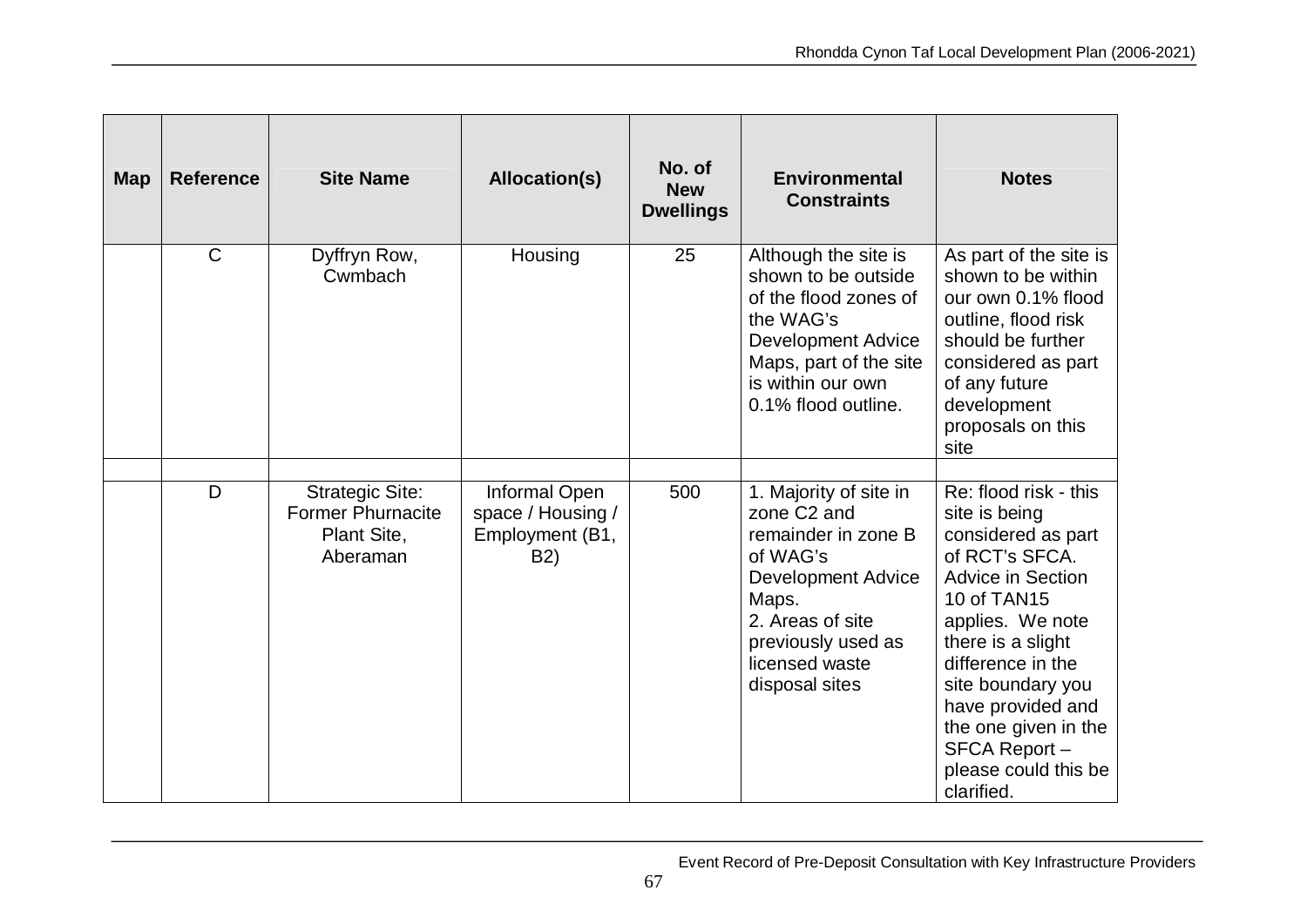| Map | Reference | Site Name | Allocation(s) | No. of New Dwellings | Environmental Constraints | Notes |
|---|---|---|---|---|---|---|
| | C | Dyffryn Row, Cwmbach | Housing | 25 | Although the site is shown to be outside of the flood zones of the WAG's Development Advice Maps, part of the site is within our own 0.1% flood outline. | As part of the site is shown to be within our own 0.1% flood outline, flood risk should be further considered as part of any future development proposals on this site |
| | | | | | | |
| | D | Strategic Site: Former Phurnacite Plant Site, Aberaman | Informal Open space / Housing / Employment (B1, B2) | 500 | 1. Majority of site in zone C2 and remainder in zone B of WAG's Development Advice Maps.<br>2. Areas of site previously used as licensed waste disposal sites | Re: flood risk - this site is being considered as part of RCT's SFCA. Advice in Section 10 of TAN15 applies. We note there is a slight difference in the site boundary you have provided and the one given in the SFCA Report – please could this be clarified. |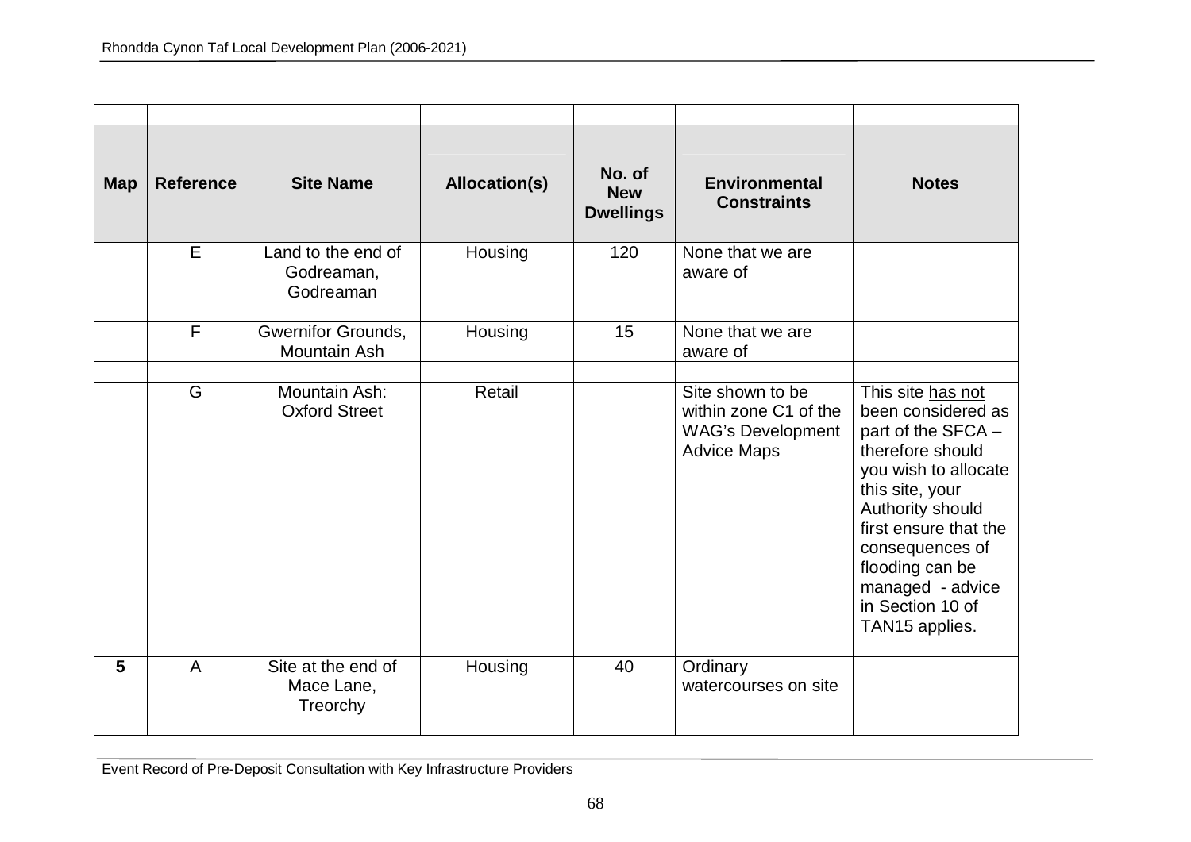| Map | Reference | Site Name | Allocation(s) | No. of New Dwellings | Environmental Constraints | Notes |
|---|---|---|---|---|---|---|
| | E | Land to the end of Godreaman, Godreaman | Housing | 120 | None that we are aware of | |
| | | | | | | |
| | F | Gwernifor Grounds, Mountain Ash | Housing | 15 | None that we are aware of | |
| | | | | | | |
| | G | Mountain Ash: Oxford Street | Retail | | Site shown to be within zone C1 of the WAG's Development Advice Maps | This site has not been considered as part of the SFCA – therefore should you wish to allocate this site, your Authority should first ensure that the consequences of flooding can be managed - advice in Section 10 of TAN15 applies. |
| | | | | | | |
| **5** | A | Site at the end of Mace Lane, Treorchy | Housing | 40 | Ordinary watercourses on site | |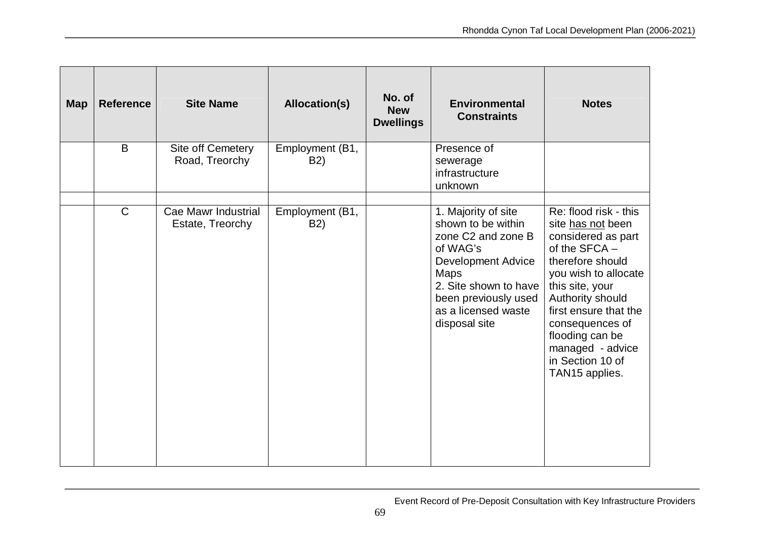| Map | Reference | Site Name | Allocation(s) | No. of New Dwellings | Environmental Constraints | Notes |
|---|---|---|---|---|---|---|
| | B | Site off Cemetery Road, Treorchy | Employment (B1, B2) | | Presence of sewerage infrastructure unknown | |
| | | | | | | |
| | C | Cae Mawr Industrial Estate, Treorchy | Employment (B1, B2) | | 1. Majority of site shown to be within zone C2 and zone B of WAG's Development Advice Maps<br>2. Site shown to have been previously used as a licensed waste disposal site | Re: flood risk - this site has not been considered as part of the SFCA – therefore should you wish to allocate this site, your Authority should first ensure that the consequences of flooding can be managed - advice in Section 10 of TAN15 applies. |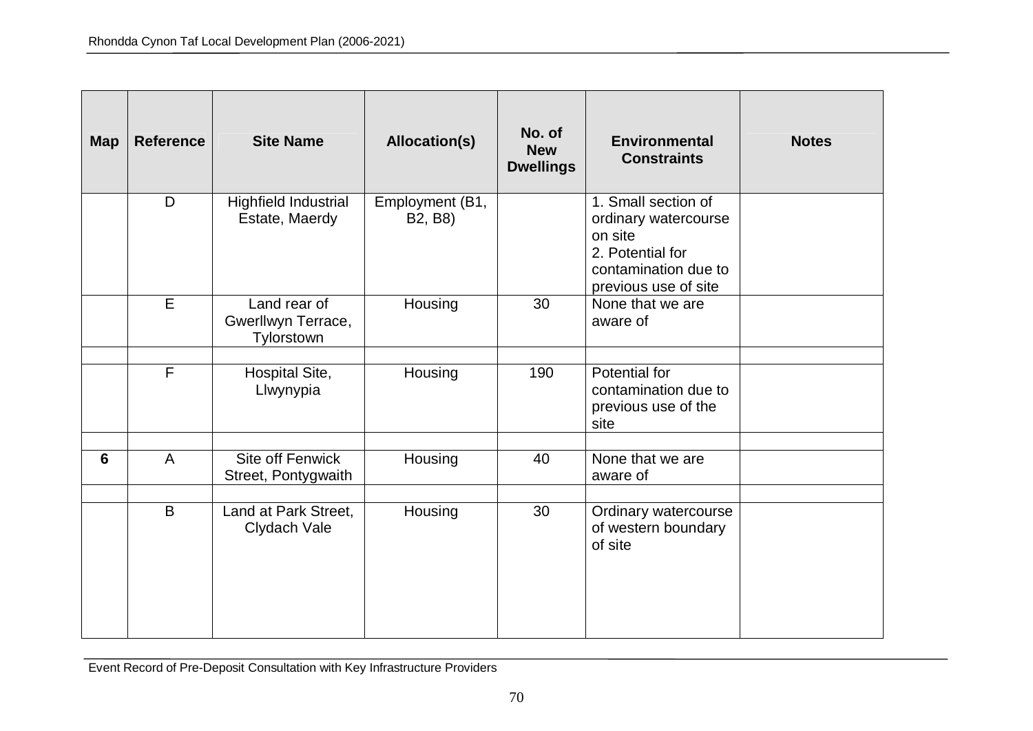| Map | Reference | Site Name | Allocation(s) | No. of New Dwellings | Environmental Constraints | Notes |
|---|---|---|---|---|---|---|
| | D | Highfield Industrial Estate, Maerdy | Employment (B1, B2, B8) | | 1. Small section of ordinary watercourse on site<br>2. Potential for contamination due to previous use of site | |
| | E | Land rear of Gwerllwyn Terrace, Tylorstown | Housing | 30 | None that we are aware of | |
| | | | | | | |
| | F | Hospital Site, Llwynypia | Housing | 190 | Potential for contamination due to previous use of the site | |
| | | | | | | |
| **6** | A | Site off Fenwick Street, Pontygwaith | Housing | 40 | None that we are aware of | |
| | | | | | | |
| | B | Land at Park Street, Clydach Vale | Housing | 30 | Ordinary watercourse of western boundary of site | |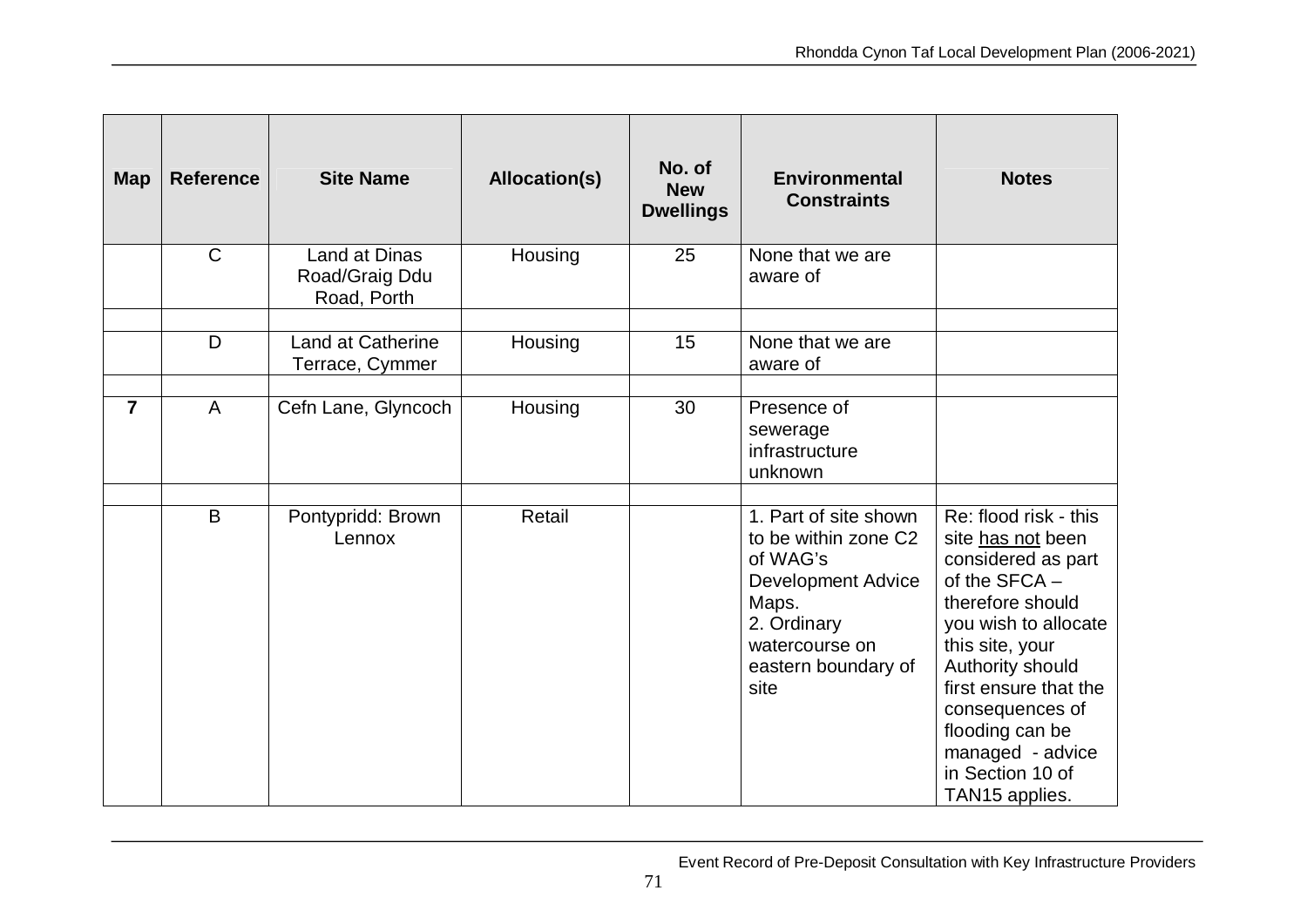| Map | Reference | Site Name | Allocation(s) | No. of New Dwellings | Environmental Constraints | Notes |
|---|---|---|---|---|---|---|
| | C | Land at Dinas Road/Graig Ddu Road, Porth | Housing | 25 | None that we are aware of | |
| | | | | | | |
| | D | Land at Catherine Terrace, Cymmer | Housing | 15 | None that we are aware of | |
| | | | | | | |
| **7** | A | Cefn Lane, Glyncoch | Housing | 30 | Presence of sewerage infrastructure unknown | |
| | | | | | | |
| | B | Pontypridd: Brown Lennox | Retail | | 1. Part of site shown to be within zone C2 of WAG's Development Advice Maps.<br>2. Ordinary watercourse on eastern boundary of site | Re: flood risk - this site has not been considered as part of the SFCA – therefore should you wish to allocate this site, your Authority should first ensure that the consequences of flooding can be managed - advice in Section 10 of TAN15 applies. |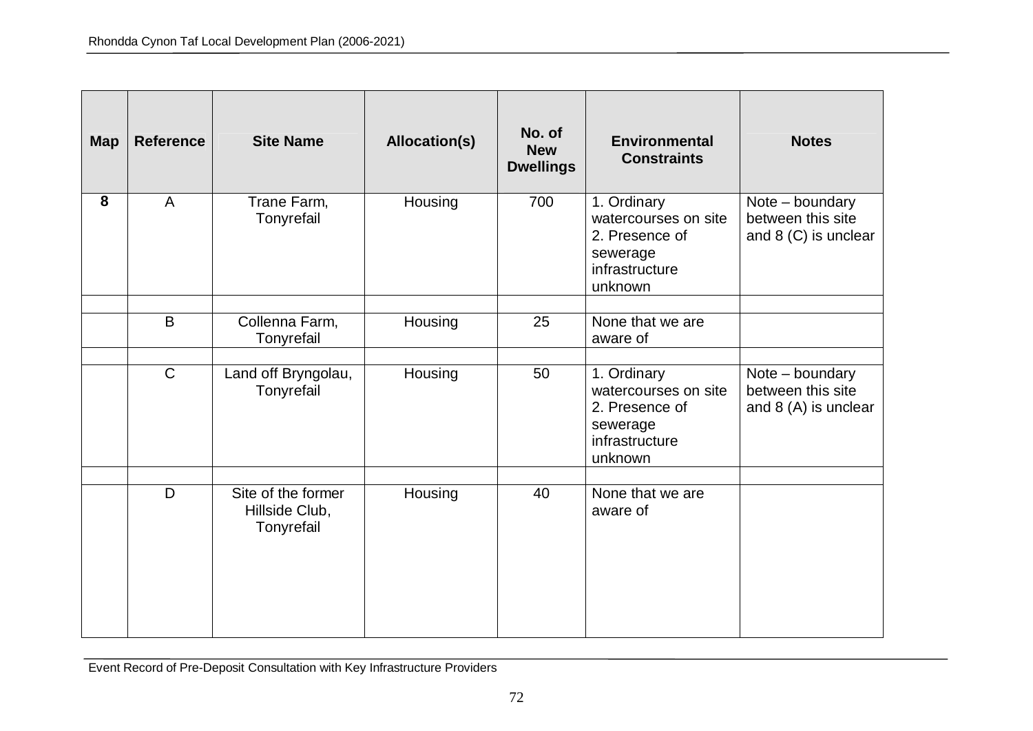| Map | Reference | Site Name | Allocation(s) | No. of New Dwellings | Environmental Constraints | Notes |
|---|---|---|---|---|---|---|
| **8** | A | Trane Farm, Tonyrefail | Housing | 700 | 1. Ordinary watercourses on site 2. Presence of sewerage infrastructure unknown | Note – boundary between this site and 8 (C) is unclear |
| | | | | | | |
| | B | Collenna Farm, Tonyrefail | Housing | 25 | None that we are aware of | |
| | | | | | | |
| | C | Land off Bryngolau, Tonyrefail | Housing | 50 | 1. Ordinary watercourses on site 2. Presence of sewerage infrastructure unknown | Note – boundary between this site and 8 (A) is unclear |
| | | | | | | |
| | D | Site of the former Hillside Club, Tonyrefail | Housing | 40 | None that we are aware of | |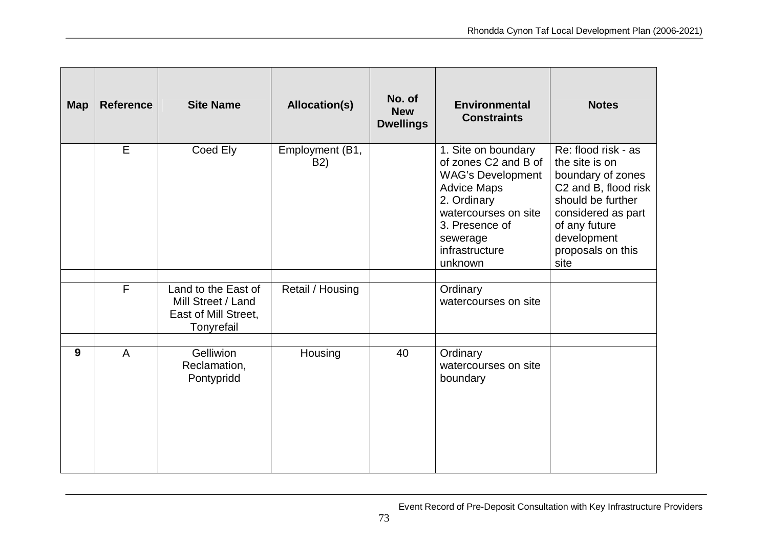| Map | Reference | Site Name | Allocation(s) | No. of New Dwellings | Environmental Constraints | Notes |
|---|---|---|---|---|---|---|
| | E | Coed Ely | Employment (B1, B2) | | 1. Site on boundary of zones C2 and B of WAG's Development Advice Maps 2. Ordinary watercourses on site 3. Presence of sewerage infrastructure unknown | Re: flood risk - as the site is on boundary of zones C2 and B, flood risk should be further considered as part of any future development proposals on this site |
| | | | | | | |
| | F | Land to the East of Mill Street / Land East of Mill Street, Tonyrefail | Retail / Housing | | Ordinary watercourses on site | |
| | | | | | | |
| **9** | A | Gelliwion Reclamation, Pontypridd | Housing | 40 | Ordinary watercourses on site boundary | |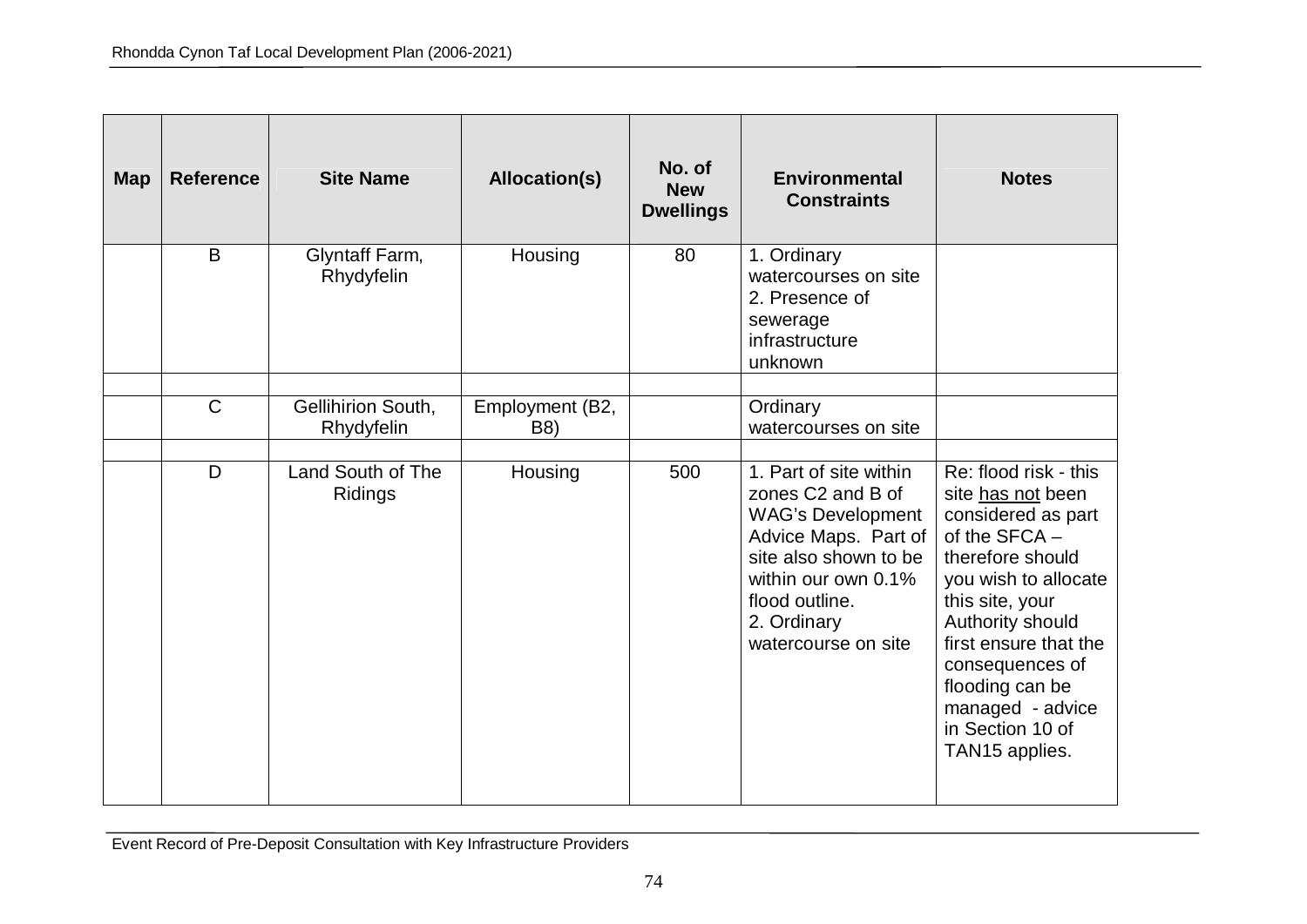| Map | Reference | Site Name | Allocation(s) | No. of New Dwellings | Environmental Constraints | Notes |
|---|---|---|---|---|---|---|
| | B | Glyntaff Farm, Rhydyfelin | Housing | 80 | 1. Ordinary watercourses on site<br>2. Presence of sewerage infrastructure unknown | |
| | | | | | | |
| | C | Gellihirion South, Rhydyfelin | Employment (B2, B8) | | Ordinary watercourses on site | |
| | | | | | | |
| | D | Land South of The Ridings | Housing | 500 | 1. Part of site within zones C2 and B of WAG's Development Advice Maps. Part of site also shown to be within our own 0.1% flood outline.<br>2. Ordinary watercourse on site | Re: flood risk - this site has not been considered as part of the SFCA – therefore should you wish to allocate this site, your Authority should first ensure that the consequences of flooding can be managed - advice in Section 10 of TAN15 applies. |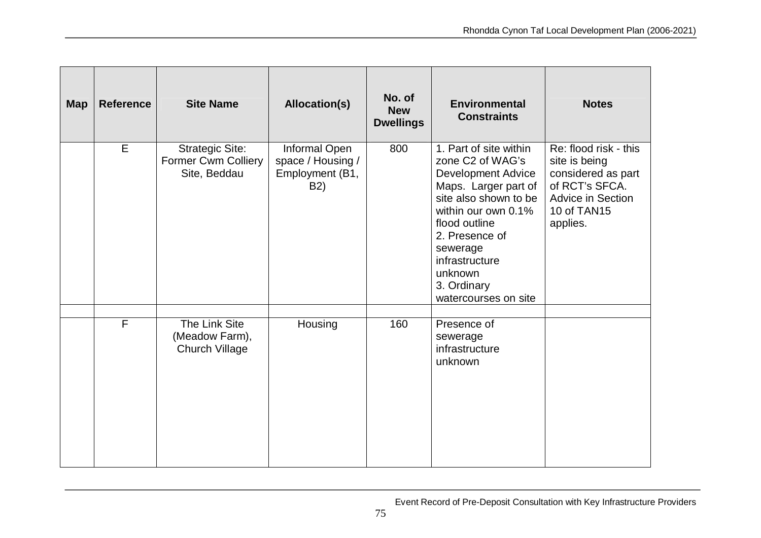| Map | Reference | Site Name | Allocation(s) | No. of New Dwellings | Environmental Constraints | Notes |
|---|---|---|---|---|---|---|
| | E | Strategic Site: Former Cwm Colliery Site, Beddau | Informal Open space / Housing / Employment (B1, B2) | 800 | 1. Part of site within zone C2 of WAG's Development Advice Maps. Larger part of site also shown to be within our own 0.1% flood outline<br>2. Presence of sewerage infrastructure unknown<br>3. Ordinary watercourses on site | Re: flood risk - this site is being considered as part of RCT's SFCA. Advice in Section 10 of TAN15 applies. |
| | | | | | | |
| | F | The Link Site (Meadow Farm), Church Village | Housing | 160 | Presence of sewerage infrastructure unknown | |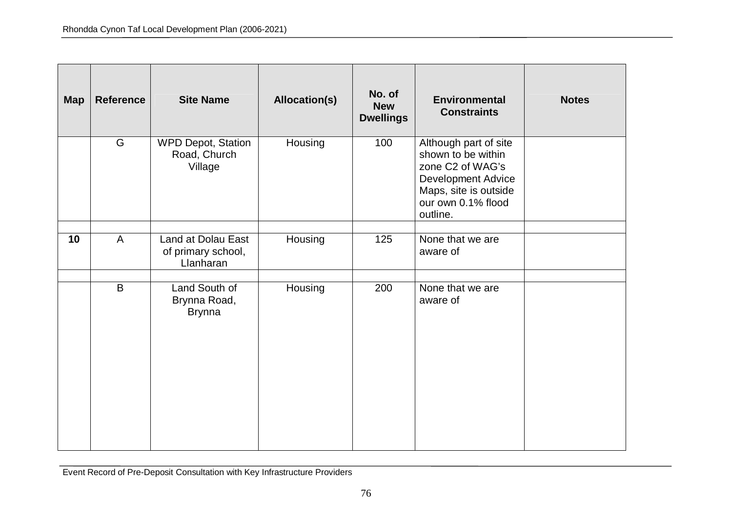| Map | Reference | Site Name | Allocation(s) | No. of New Dwellings | Environmental Constraints | Notes |
|---|---|---|---|---|---|---|
| | G | WPD Depot, Station Road, Church Village | Housing | 100 | Although part of site shown to be within zone C2 of WAG's Development Advice Maps, site is outside our own 0.1% flood outline. | |
| | | | | | | |
| **10** | A | Land at Dolau East of primary school, Llanharan | Housing | 125 | None that we are aware of | |
| | | | | | | |
| | B | Land South of Brynna Road, Brynna | Housing | 200 | None that we are aware of | |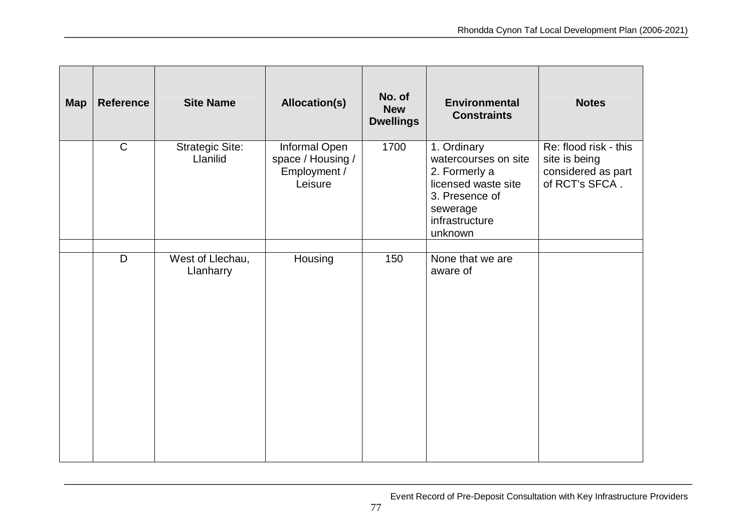| Map | Reference | Site Name | Allocation(s) | No. of New Dwellings | Environmental Constraints | Notes |
|---|---|---|---|---|---|---|
| | C | Strategic Site: Llanilid | Informal Open space / Housing / Employment / Leisure | 1700 | 1. Ordinary watercourses on site 2. Formerly a licensed waste site 3. Presence of sewerage infrastructure unknown | Re: flood risk - this site is being considered as part of RCT's SFCA . |
| | | | | | | |
| | D | West of Llechau, Llanharry | Housing | 150 | None that we are aware of | |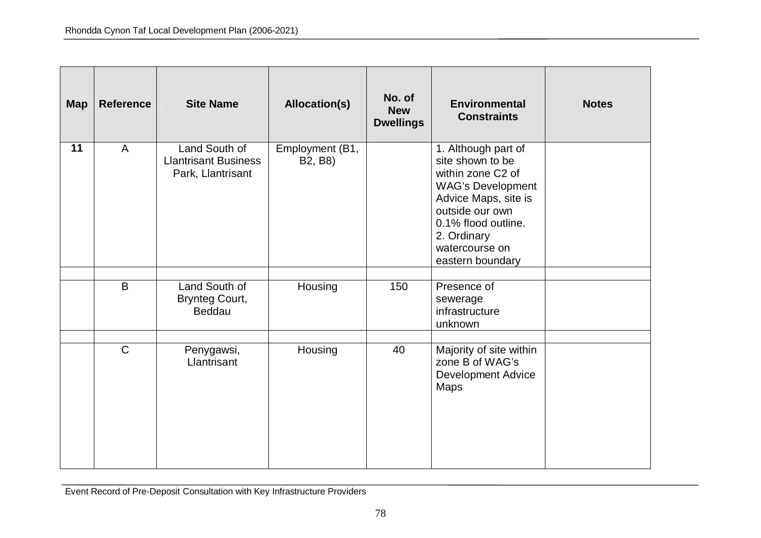| Map | Reference | Site Name | Allocation(s) | No. of New Dwellings | Environmental Constraints | Notes |
|---|---|---|---|---|---|---|
| **11** | A | Land South of Llantrisant Business Park, Llantrisant | Employment (B1, B2, B8) | | 1. Although part of site shown to be within zone C2 of WAG's Development Advice Maps, site is outside our own 0.1% flood outline. 2. Ordinary watercourse on eastern boundary | |
| | | | | | | |
| | B | Land South of Brynteg Court, Beddau | Housing | 150 | Presence of sewerage infrastructure unknown | |
| | | | | | | |
| | C | Penygawsi, Llantrisant | Housing | 40 | Majority of site within zone B of WAG's Development Advice Maps | |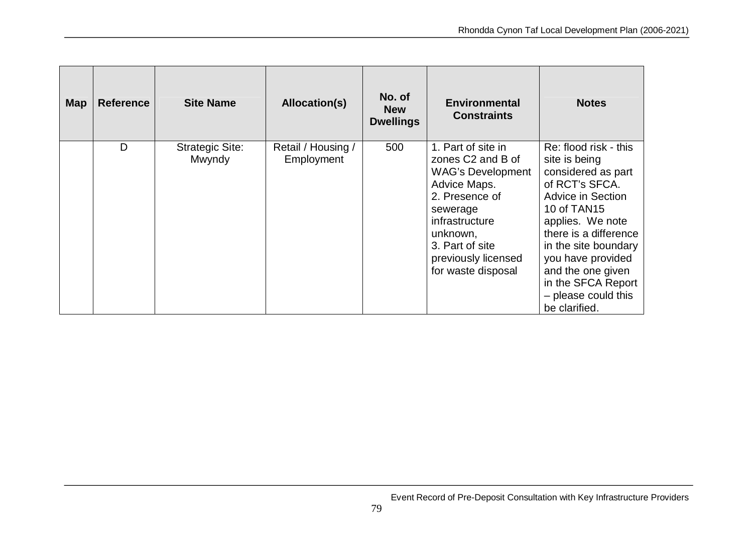| Map | Reference | Site Name | Allocation(s) | No. of New Dwellings | Environmental Constraints | Notes |
|---|---|---|---|---|---|---|
| | D | Strategic Site: Mwyndy | Retail / Housing / Employment | 500 | 1. Part of site in zones C2 and B of WAG's Development Advice Maps. 2. Presence of sewerage infrastructure unknown, 3. Part of site previously licensed for waste disposal | Re: flood risk - this site is being considered as part of RCT's SFCA. Advice in Section 10 of TAN15 applies. We note there is a difference in the site boundary you have provided and the one given in the SFCA Report – please could this be clarified. |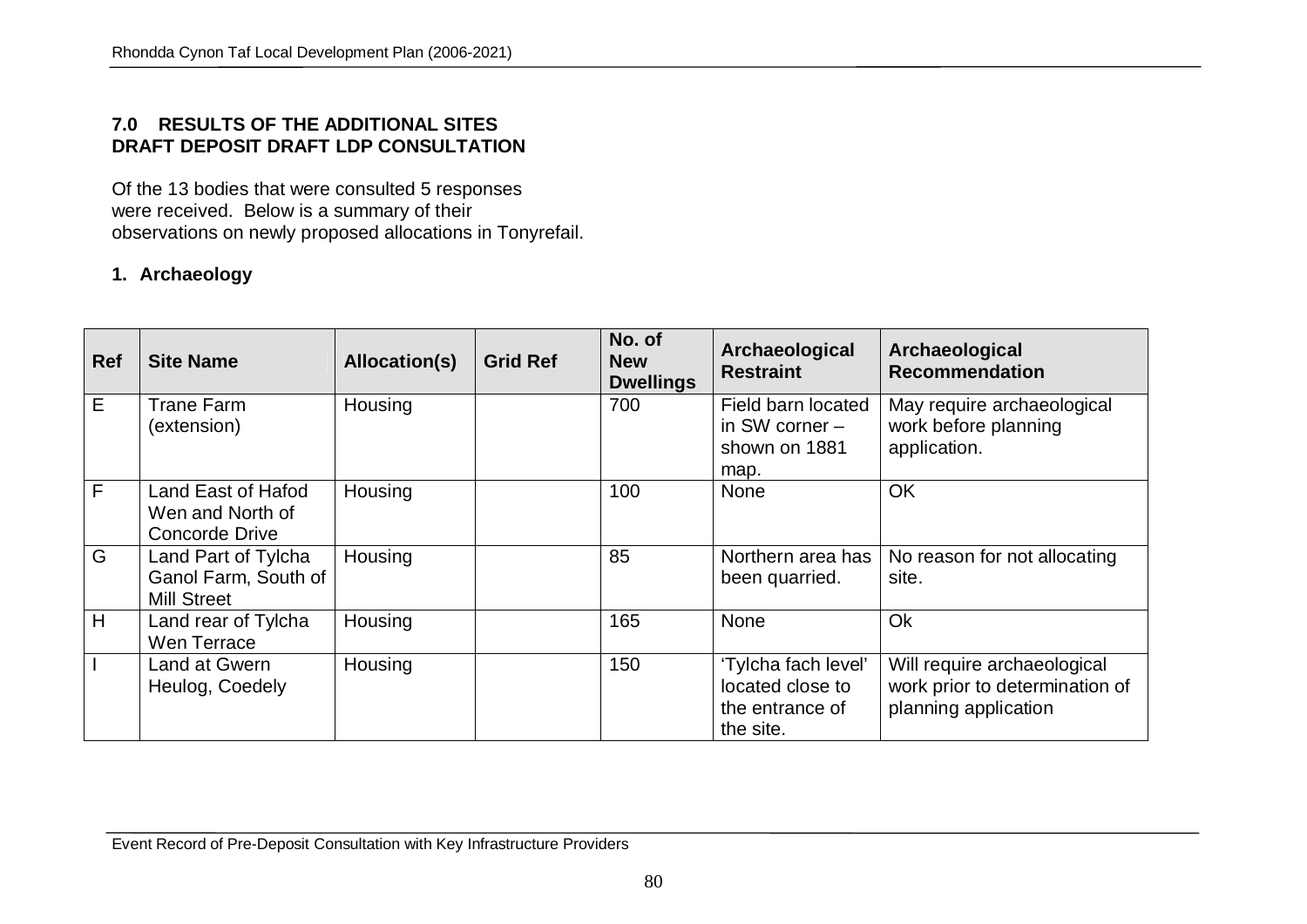## 7.0 RESULTS OF THE ADDITIONAL SITES DRAFT DEPOSIT DRAFT LDP CONSULTATION

Of the 13 bodies that were consulted 5 responses were received. Below is a summary of their observations on newly proposed allocations in Tonyrefail.

### 1. Archaeology

| Ref | Site Name | Allocation(s) | Grid Ref | No. of New Dwellings | Archaeological Restraint | Archaeological Recommendation |
|---|---|---|---|---|---|---|
| E | Trane Farm (extension) | Housing | | 700 | Field barn located in SW corner – shown on 1881 map. | May require archaeological work before planning application. |
| F | Land East of Hafod Wen and North of Concorde Drive | Housing | | 100 | None | OK |
| G | Land Part of Tylcha Ganol Farm, South of Mill Street | Housing | | 85 | Northern area has been quarried. | No reason for not allocating site. |
| H | Land rear of Tylcha Wen Terrace | Housing | | 165 | None | Ok |
| I | Land at Gwern Heulog, Coedely | Housing | | 150 | 'Tylcha fach level' located close to the entrance of the site. | Will require archaeological work prior to determination of planning application |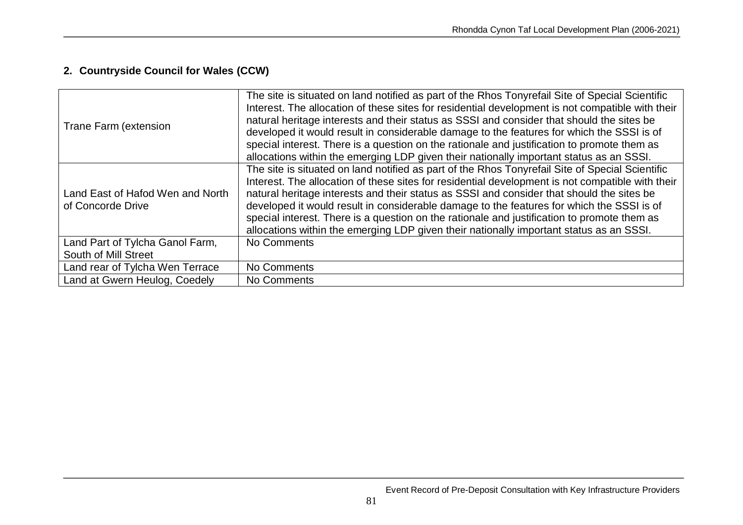## 2. Countryside Council for Wales (CCW)

| | |
|---|---|
| Trane Farm (extension | The site is situated on land notified as part of the Rhos Tonyrefail Site of Special Scientific Interest. The allocation of these sites for residential development is not compatible with their natural heritage interests and their status as SSSI and consider that should the sites be developed it would result in considerable damage to the features for which the SSSI is of special interest. There is a question on the rationale and justification to promote them as allocations within the emerging LDP given their nationally important status as an SSSI. |
| Land East of Hafod Wen and North of Concorde Drive | The site is situated on land notified as part of the Rhos Tonyrefail Site of Special Scientific Interest. The allocation of these sites for residential development is not compatible with their natural heritage interests and their status as SSSI and consider that should the sites be developed it would result in considerable damage to the features for which the SSSI is of special interest. There is a question on the rationale and justification to promote them as allocations within the emerging LDP given their nationally important status as an SSSI. |
| Land Part of Tylcha Ganol Farm, South of Mill Street | No Comments |
| Land rear of Tylcha Wen Terrace | No Comments |
| Land at Gwern Heulog, Coedely | No Comments |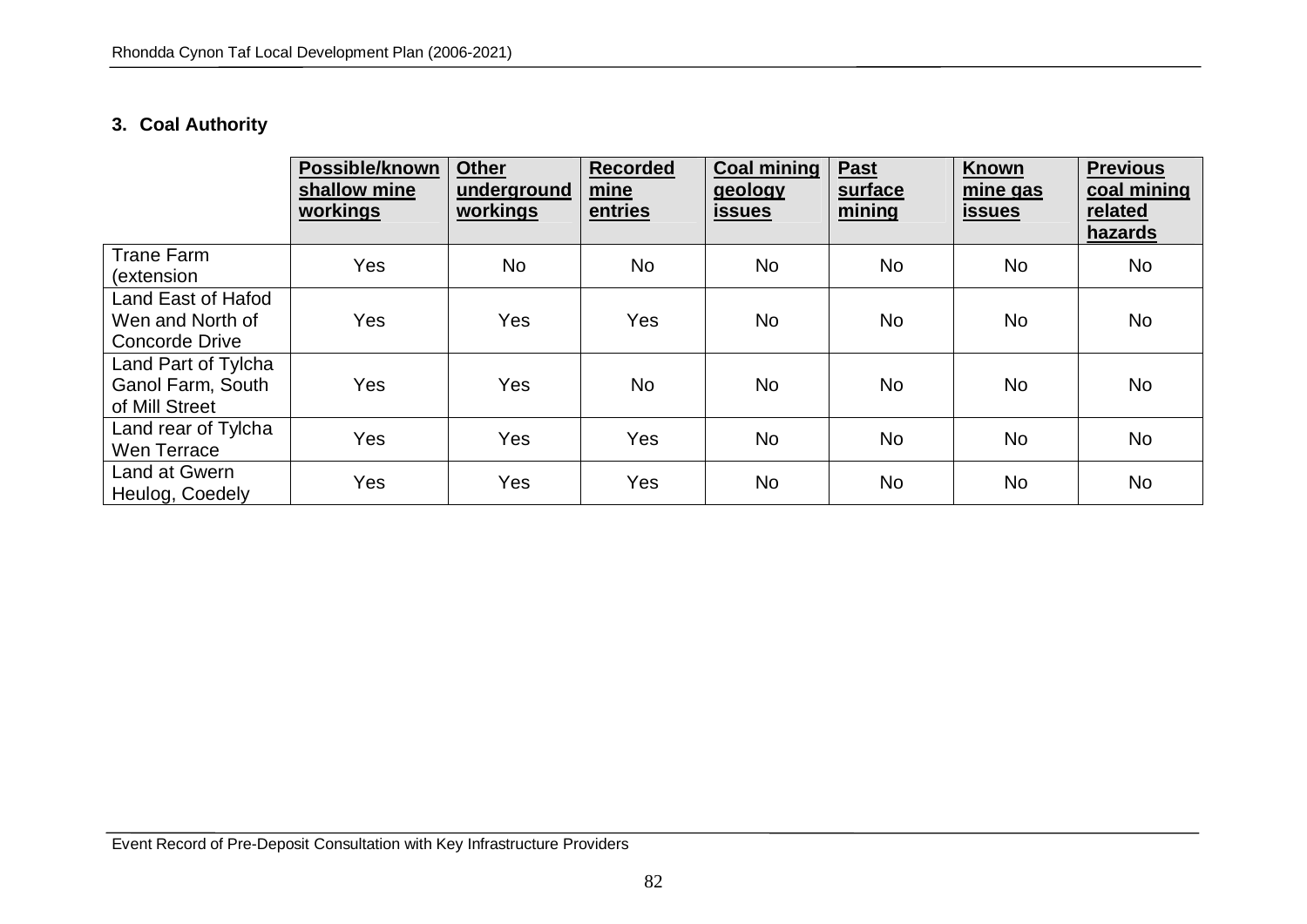### 3. Coal Authority

| | Possible/known shallow mine workings | Other underground workings | Recorded mine entries | Coal mining geology issues | Past surface mining | Known mine gas issues | Previous coal mining related hazards |
|---|---|---|---|---|---|---|---|
| Trane Farm (extension | Yes | No | No | No | No | No | No |
| Land East of Hafod Wen and North of Concorde Drive | Yes | Yes | Yes | No | No | No | No |
| Land Part of Tylcha Ganol Farm, South of Mill Street | Yes | Yes | No | No | No | No | No |
| Land rear of Tylcha Wen Terrace | Yes | Yes | Yes | No | No | No | No |
| Land at Gwern Heulog, Coedely | Yes | Yes | Yes | No | No | No | No |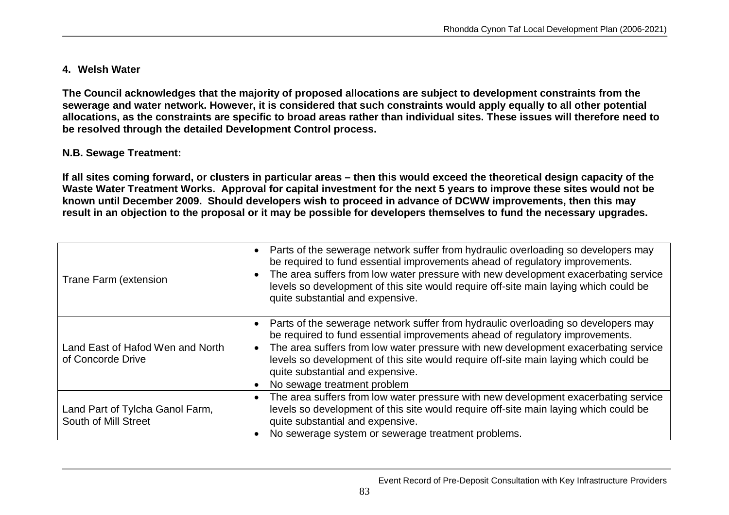**4. Welsh Water**

**The Council acknowledges that the majority of proposed allocations are subject to development constraints from the sewerage and water network. However, it is considered that such constraints would apply equally to all other potential allocations, as the constraints are specific to broad areas rather than individual sites. These issues will therefore need to be resolved through the detailed Development Control process.**

**N.B. Sewage Treatment:**

**If all sites coming forward, or clusters in particular areas – then this would exceed the theoretical design capacity of the Waste Water Treatment Works. Approval for capital investment for the next 5 years to improve these sites would not be known until December 2009. Should developers wish to proceed in advance of DCWW improvements, then this may result in an objection to the proposal or it may be possible for developers themselves to fund the necessary upgrades.**

| | |
|---|---|
| Trane Farm (extension | • Parts of the sewerage network suffer from hydraulic overloading so developers may be required to fund essential improvements ahead of regulatory improvements.<br>• The area suffers from low water pressure with new development exacerbating service levels so development of this site would require off-site main laying which could be quite substantial and expensive. |
| Land East of Hafod Wen and North of Concorde Drive | • Parts of the sewerage network suffer from hydraulic overloading so developers may be required to fund essential improvements ahead of regulatory improvements.<br>• The area suffers from low water pressure with new development exacerbating service levels so development of this site would require off-site main laying which could be quite substantial and expensive.<br>• No sewage treatment problem |
| Land Part of Tylcha Ganol Farm, South of Mill Street | • The area suffers from low water pressure with new development exacerbating service levels so development of this site would require off-site main laying which could be quite substantial and expensive.<br>• No sewerage system or sewerage treatment problems. |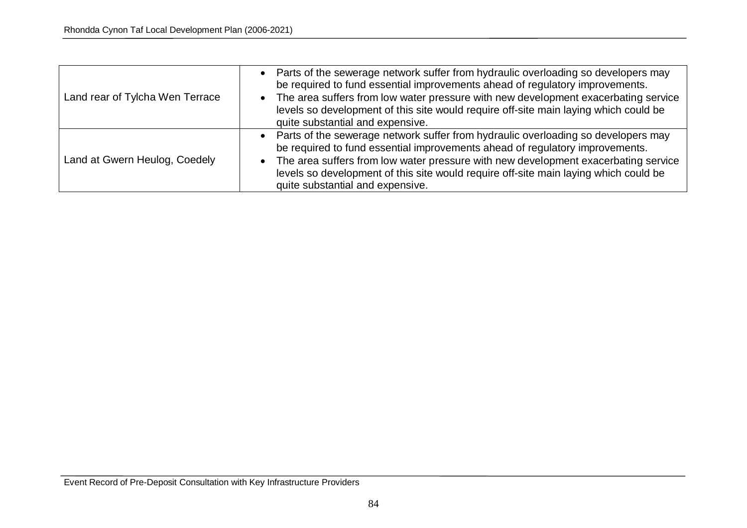| | |
|---|---|
| Land rear of Tylcha Wen Terrace | • Parts of the sewerage network suffer from hydraulic overloading so developers may be required to fund essential improvements ahead of regulatory improvements.<br>• The area suffers from low water pressure with new development exacerbating service levels so development of this site would require off-site main laying which could be quite substantial and expensive. |
| Land at Gwern Heulog, Coedely | • Parts of the sewerage network suffer from hydraulic overloading so developers may be required to fund essential improvements ahead of regulatory improvements.<br>• The area suffers from low water pressure with new development exacerbating service levels so development of this site would require off-site main laying which could be quite substantial and expensive. |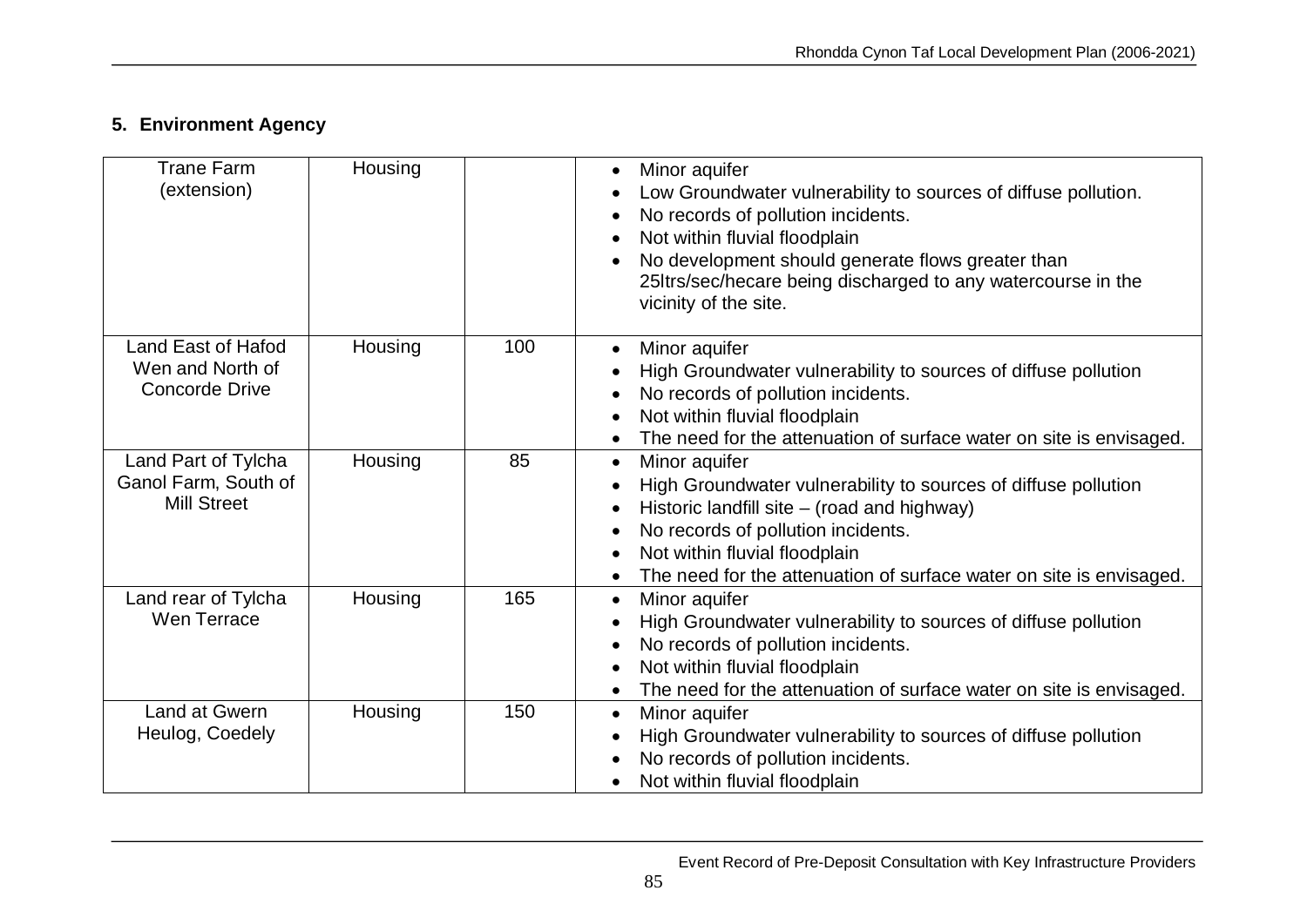## 5. Environment Agency

| | | | |
|---|---|---|---|
| Trane Farm (extension) | Housing | | • Minor aquifer<br>• Low Groundwater vulnerability to sources of diffuse pollution.<br>• No records of pollution incidents.<br>• Not within fluvial floodplain<br>• No development should generate flows greater than 25ltrs/sec/hecare being discharged to any watercourse in the vicinity of the site. |
| Land East of Hafod Wen and North of Concorde Drive | Housing | 100 | • Minor aquifer<br>• High Groundwater vulnerability to sources of diffuse pollution<br>• No records of pollution incidents.<br>• Not within fluvial floodplain<br>• The need for the attenuation of surface water on site is envisaged. |
| Land Part of Tylcha Ganol Farm, South of Mill Street | Housing | 85 | • Minor aquifer<br>• High Groundwater vulnerability to sources of diffuse pollution<br>• Historic landfill site – (road and highway)<br>• No records of pollution incidents.<br>• Not within fluvial floodplain<br>• The need for the attenuation of surface water on site is envisaged. |
| Land rear of Tylcha Wen Terrace | Housing | 165 | • Minor aquifer<br>• High Groundwater vulnerability to sources of diffuse pollution<br>• No records of pollution incidents.<br>• Not within fluvial floodplain<br>• The need for the attenuation of surface water on site is envisaged. |
| Land at Gwern Heulog, Coedely | Housing | 150 | • Minor aquifer<br>• High Groundwater vulnerability to sources of diffuse pollution<br>• No records of pollution incidents.<br>• Not within fluvial floodplain |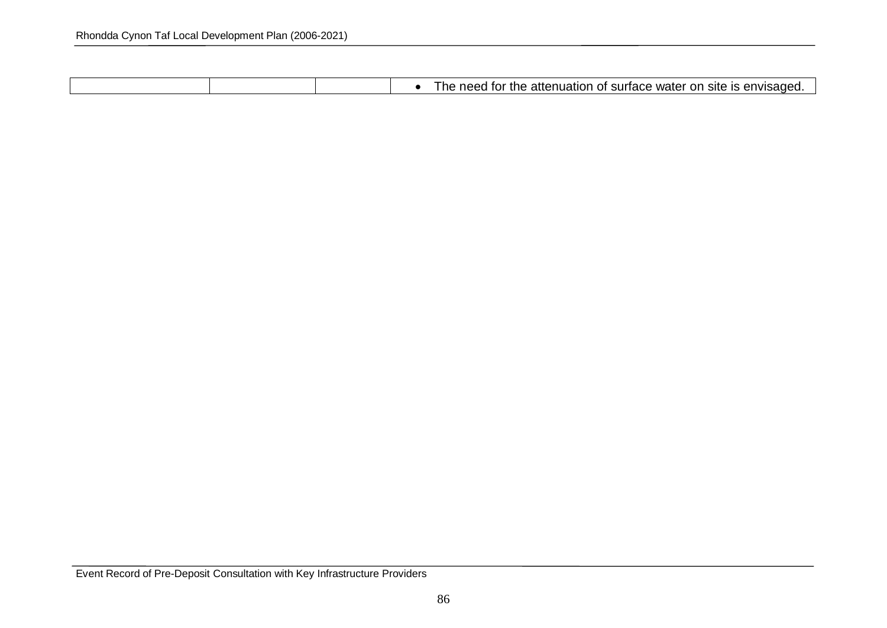| | | | |
|---|---|---|---|
| | | | • The need for the attenuation of surface water on site is envisaged. |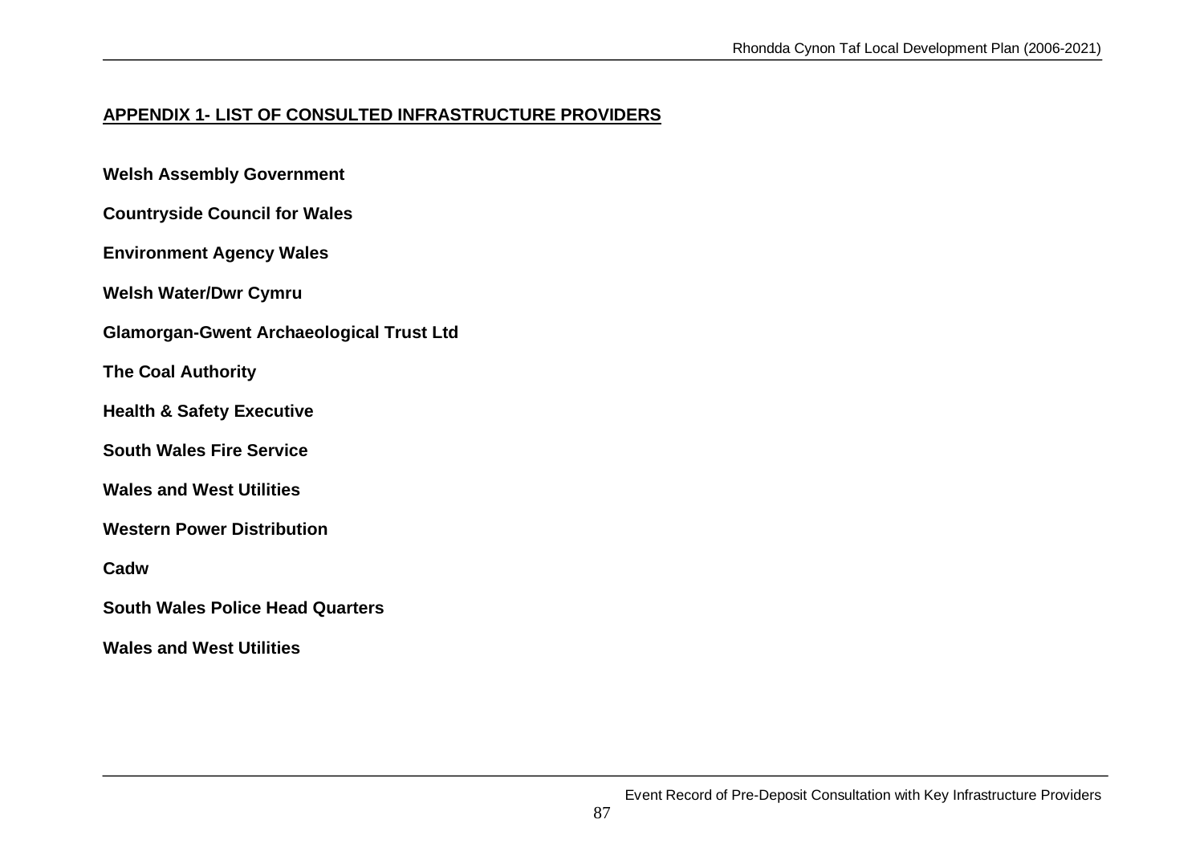## APPENDIX 1- LIST OF CONSULTED INFRASTRUCTURE PROVIDERS

**Welsh Assembly Government**

**Countryside Council for Wales**

**Environment Agency Wales**

**Welsh Water/Dwr Cymru**

**Glamorgan-Gwent Archaeological Trust Ltd**

**The Coal Authority**

**Health & Safety Executive**

**South Wales Fire Service**

**Wales and West Utilities**

**Western Power Distribution**

**Cadw**

**South Wales Police Head Quarters**

**Wales and West Utilities**